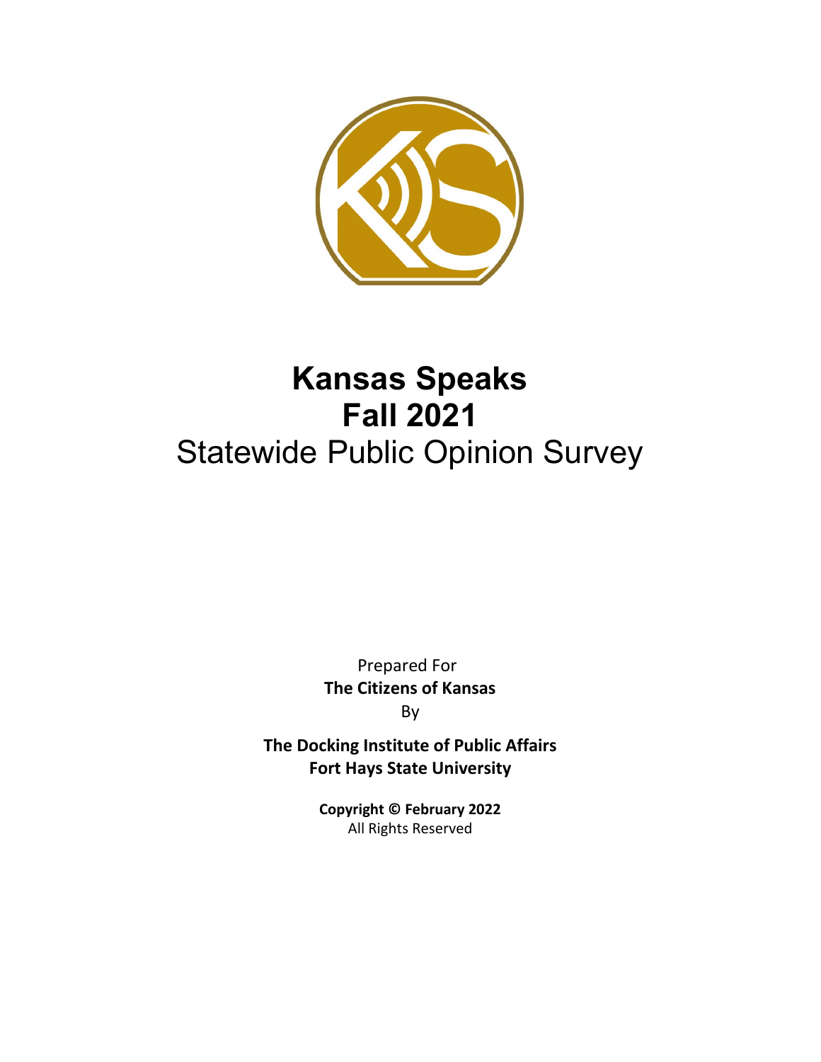# Kansas Speaks
# Fall 2021
## Statewide Public Opinion Survey

Prepared For
**The Citizens of Kansas**
By

**The Docking Institute of Public Affairs**
**Fort Hays State University**

**Copyright © February 2022**
All Rights Reserved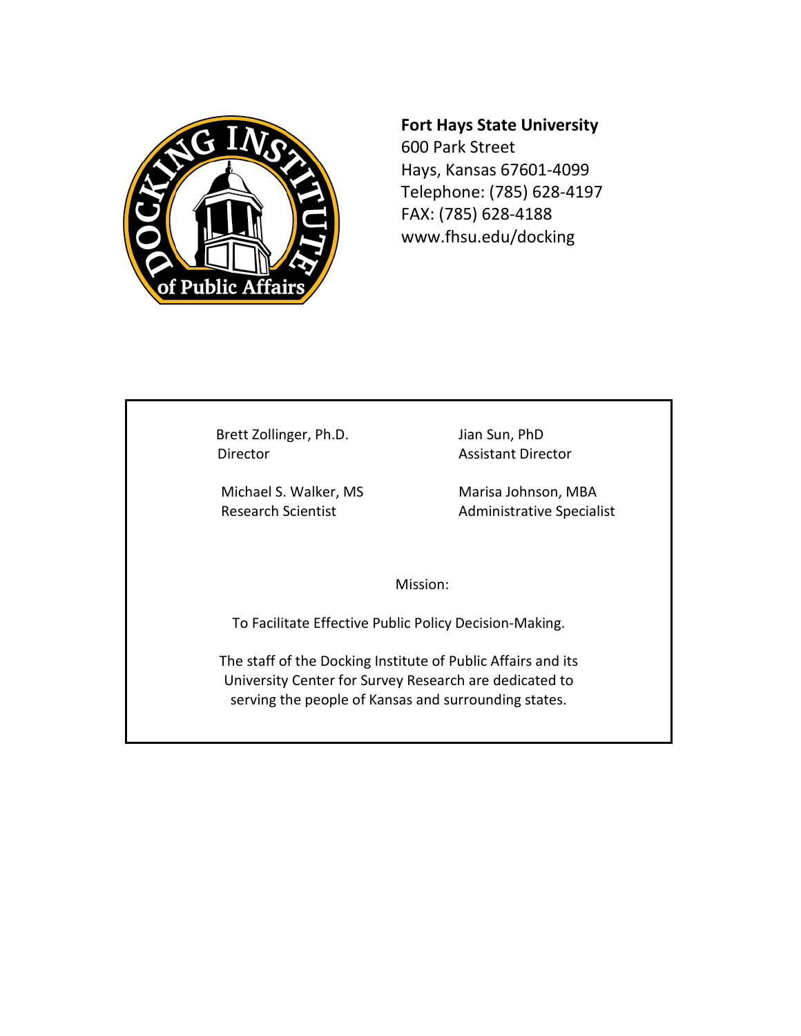**Fort Hays State University**
600 Park Street
Hays, Kansas 67601-4099
Telephone: (785) 628-4197
FAX: (785) 628-4188
www.fhsu.edu/docking

Brett Zollinger, Ph.D.
Director

Jian Sun, PhD
Assistant Director

Michael S. Walker, MS
Research Scientist

Marisa Johnson, MBA
Administrative Specialist

Mission:

To Facilitate Effective Public Policy Decision-Making.

The staff of the Docking Institute of Public Affairs and its University Center for Survey Research are dedicated to serving the people of Kansas and surrounding states.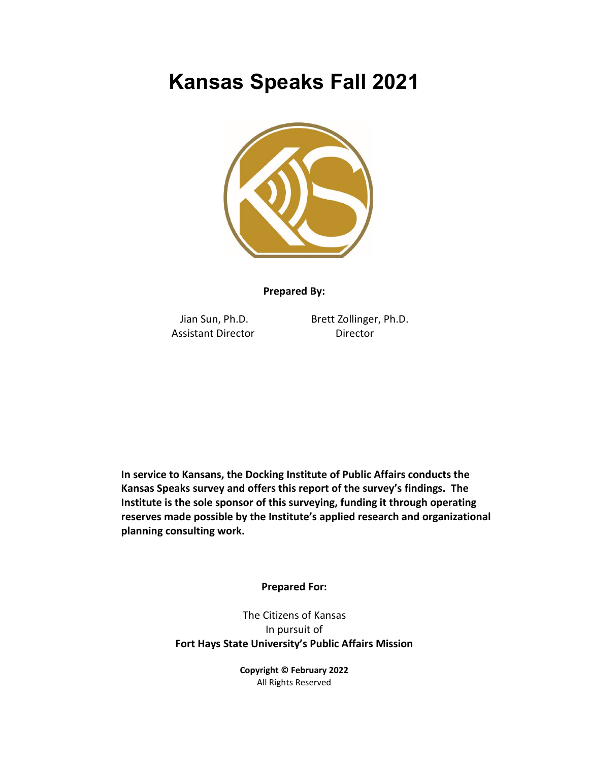# Kansas Speaks Fall 2021

**Prepared By:**

Jian Sun, Ph.D.
Assistant Director

Brett Zollinger, Ph.D.
Director

**In service to Kansans, the Docking Institute of Public Affairs conducts the Kansas Speaks survey and offers this report of the survey's findings. The Institute is the sole sponsor of this surveying, funding it through operating reserves made possible by the Institute's applied research and organizational planning consulting work.**

**Prepared For:**

The Citizens of Kansas
In pursuit of
**Fort Hays State University's Public Affairs Mission**

**Copyright © February 2022**
All Rights Reserved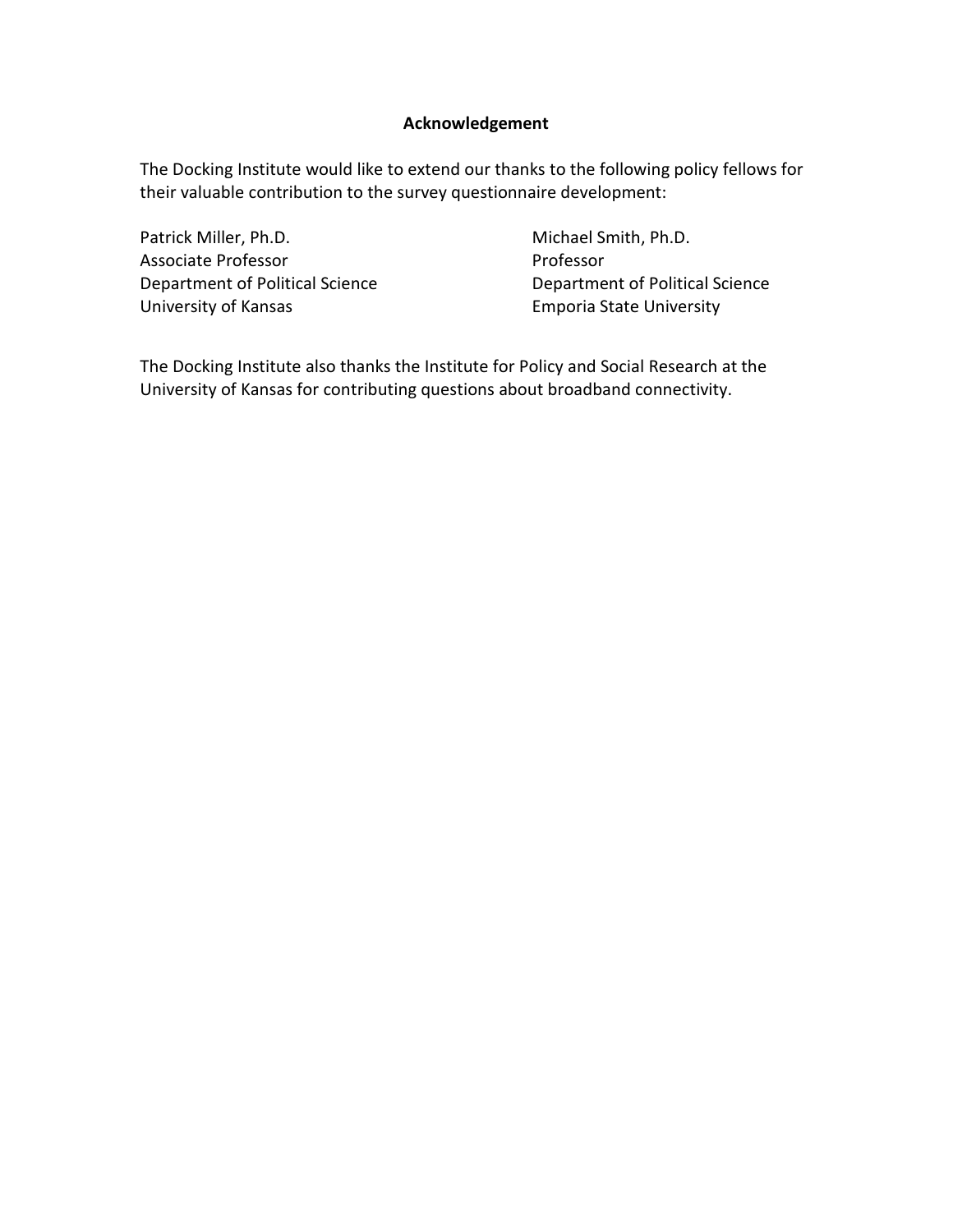## Acknowledgement

The Docking Institute would like to extend our thanks to the following policy fellows for their valuable contribution to the survey questionnaire development:

Patrick Miller, Ph.D.
Associate Professor
Department of Political Science
University of Kansas

Michael Smith, Ph.D.
Professor
Department of Political Science
Emporia State University

The Docking Institute also thanks the Institute for Policy and Social Research at the University of Kansas for contributing questions about broadband connectivity.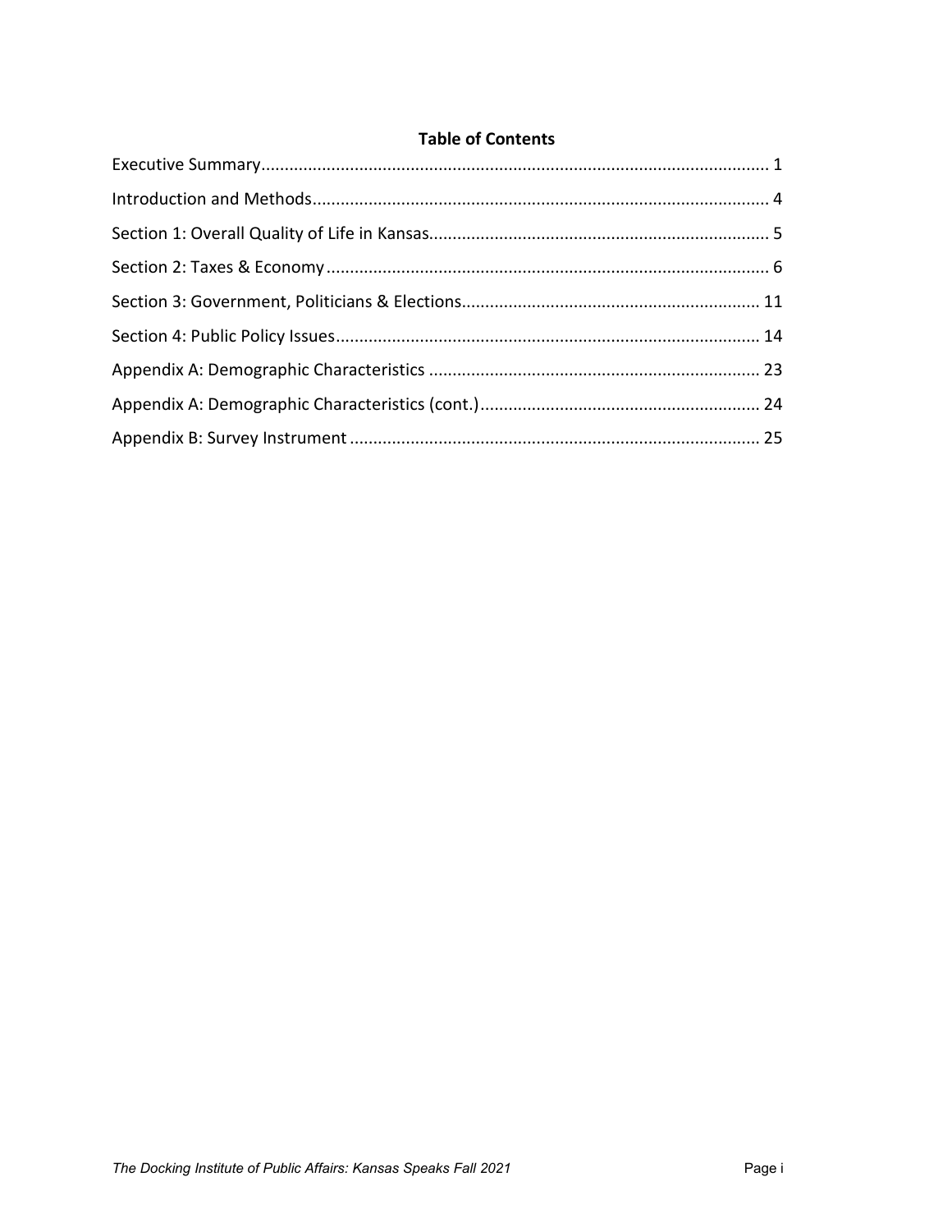## Table of Contents

Executive Summary ........................................................................................................ 1

Introduction and Methods ............................................................................................. 4

Section 1: Overall Quality of Life in Kansas .................................................................... 5

Section 2: Taxes & Economy .......................................................................................... 6

Section 3: Government, Politicians & Elections ............................................................ 11

Section 4: Public Policy Issues ...................................................................................... 14

Appendix A: Demographic Characteristics ................................................................... 23

Appendix A: Demographic Characteristics (cont.) ........................................................ 24

Appendix B: Survey Instrument .................................................................................... 25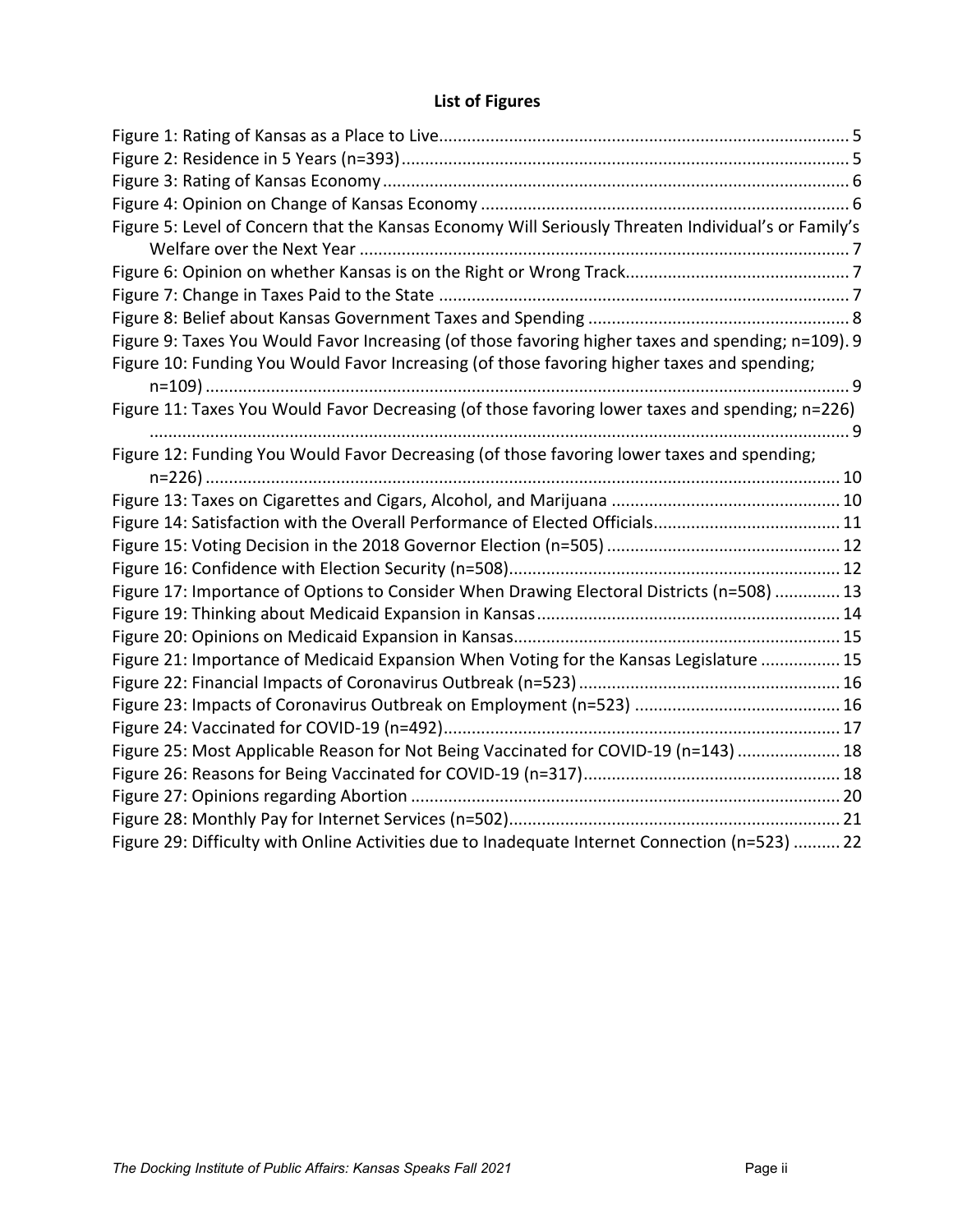## List of Figures

Figure 1: Rating of Kansas as a Place to Live .......... 5
Figure 2: Residence in 5 Years (n=393) .......... 5
Figure 3: Rating of Kansas Economy .......... 6
Figure 4: Opinion on Change of Kansas Economy .......... 6
Figure 5: Level of Concern that the Kansas Economy Will Seriously Threaten Individual's or Family's Welfare over the Next Year .......... 7
Figure 6: Opinion on whether Kansas is on the Right or Wrong Track .......... 7
Figure 7: Change in Taxes Paid to the State .......... 7
Figure 8: Belief about Kansas Government Taxes and Spending .......... 8
Figure 9: Taxes You Would Favor Increasing (of those favoring higher taxes and spending; n=109) . 9
Figure 10: Funding You Would Favor Increasing (of those favoring higher taxes and spending; n=109) .......... 9
Figure 11: Taxes You Would Favor Decreasing (of those favoring lower taxes and spending; n=226) .......... 9
Figure 12: Funding You Would Favor Decreasing (of those favoring lower taxes and spending; n=226) .......... 10
Figure 13: Taxes on Cigarettes and Cigars, Alcohol, and Marijuana .......... 10
Figure 14: Satisfaction with the Overall Performance of Elected Officials .......... 11
Figure 15: Voting Decision in the 2018 Governor Election (n=505) .......... 12
Figure 16: Confidence with Election Security (n=508) .......... 12
Figure 17: Importance of Options to Consider When Drawing Electoral Districts (n=508) .......... 13
Figure 19: Thinking about Medicaid Expansion in Kansas .......... 14
Figure 20: Opinions on Medicaid Expansion in Kansas .......... 15
Figure 21: Importance of Medicaid Expansion When Voting for the Kansas Legislature .......... 15
Figure 22: Financial Impacts of Coronavirus Outbreak (n=523) .......... 16
Figure 23: Impacts of Coronavirus Outbreak on Employment (n=523) .......... 16
Figure 24: Vaccinated for COVID-19 (n=492) .......... 17
Figure 25: Most Applicable Reason for Not Being Vaccinated for COVID-19 (n=143) .......... 18
Figure 26: Reasons for Being Vaccinated for COVID-19 (n=317) .......... 18
Figure 27: Opinions regarding Abortion .......... 20
Figure 28: Monthly Pay for Internet Services (n=502) .......... 21
Figure 29: Difficulty with Online Activities due to Inadequate Internet Connection (n=523) .......... 22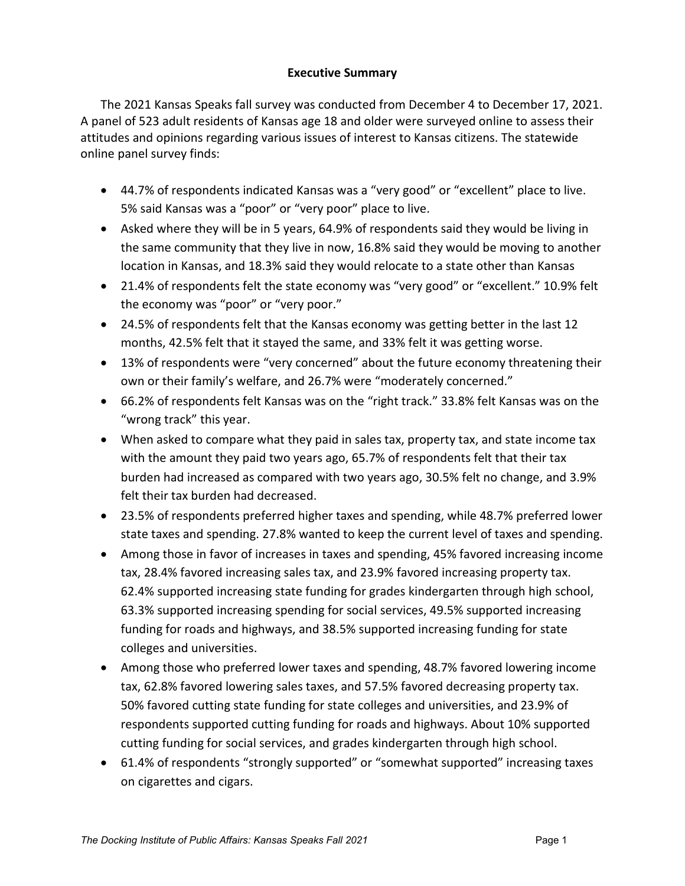## Executive Summary

The 2021 Kansas Speaks fall survey was conducted from December 4 to December 17, 2021. A panel of 523 adult residents of Kansas age 18 and older were surveyed online to assess their attitudes and opinions regarding various issues of interest to Kansas citizens. The statewide online panel survey finds:

- 44.7% of respondents indicated Kansas was a "very good" or "excellent" place to live. 5% said Kansas was a "poor" or "very poor" place to live.
- Asked where they will be in 5 years, 64.9% of respondents said they would be living in the same community that they live in now, 16.8% said they would be moving to another location in Kansas, and 18.3% said they would relocate to a state other than Kansas
- 21.4% of respondents felt the state economy was "very good" or "excellent." 10.9% felt the economy was "poor" or "very poor."
- 24.5% of respondents felt that the Kansas economy was getting better in the last 12 months, 42.5% felt that it stayed the same, and 33% felt it was getting worse.
- 13% of respondents were "very concerned" about the future economy threatening their own or their family's welfare, and 26.7% were "moderately concerned."
- 66.2% of respondents felt Kansas was on the "right track." 33.8% felt Kansas was on the "wrong track" this year.
- When asked to compare what they paid in sales tax, property tax, and state income tax with the amount they paid two years ago, 65.7% of respondents felt that their tax burden had increased as compared with two years ago, 30.5% felt no change, and 3.9% felt their tax burden had decreased.
- 23.5% of respondents preferred higher taxes and spending, while 48.7% preferred lower state taxes and spending. 27.8% wanted to keep the current level of taxes and spending.
- Among those in favor of increases in taxes and spending, 45% favored increasing income tax, 28.4% favored increasing sales tax, and 23.9% favored increasing property tax. 62.4% supported increasing state funding for grades kindergarten through high school, 63.3% supported increasing spending for social services, 49.5% supported increasing funding for roads and highways, and 38.5% supported increasing funding for state colleges and universities.
- Among those who preferred lower taxes and spending, 48.7% favored lowering income tax, 62.8% favored lowering sales taxes, and 57.5% favored decreasing property tax. 50% favored cutting state funding for state colleges and universities, and 23.9% of respondents supported cutting funding for roads and highways. About 10% supported cutting funding for social services, and grades kindergarten through high school.
- 61.4% of respondents "strongly supported" or "somewhat supported" increasing taxes on cigarettes and cigars.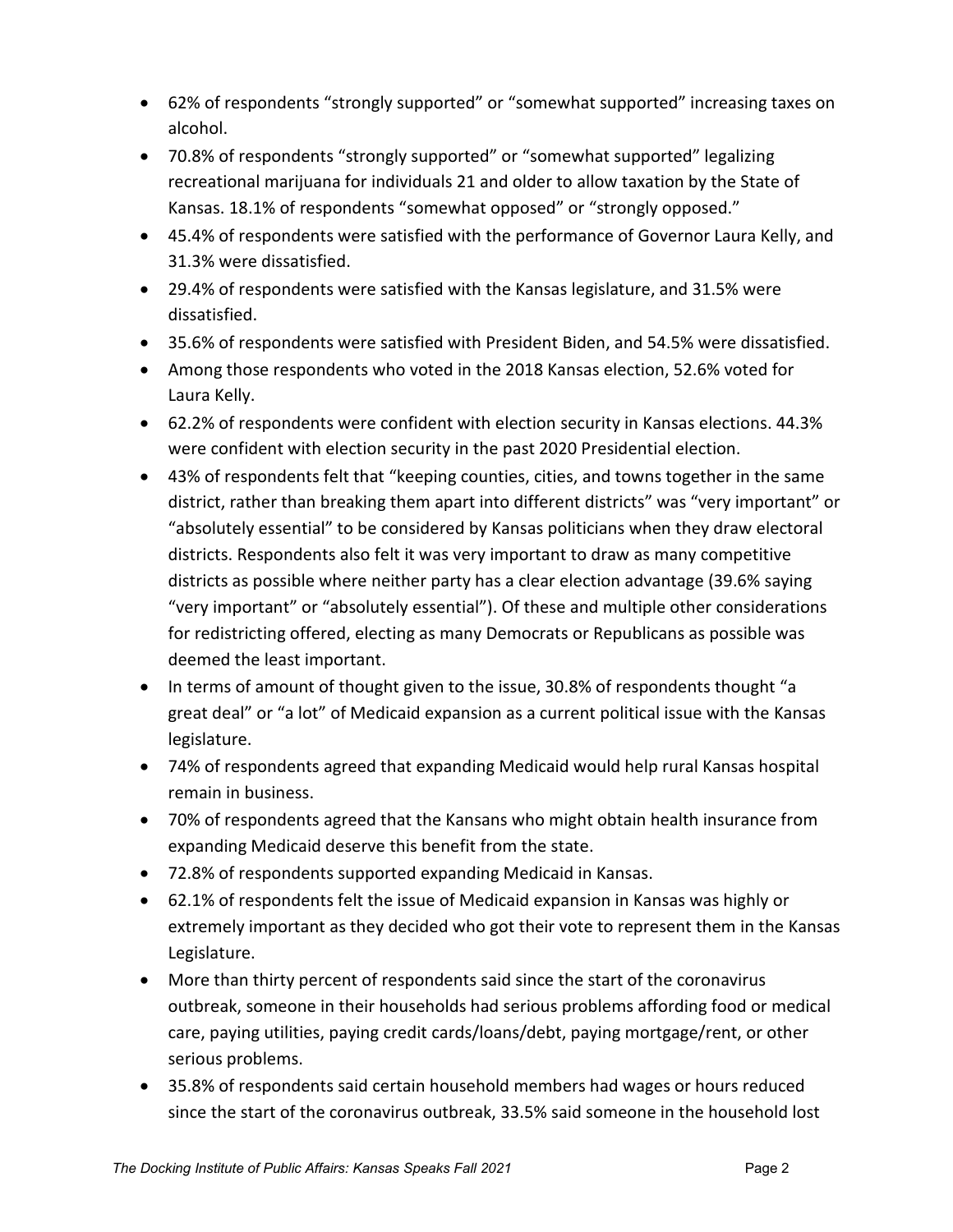- 62% of respondents “strongly supported” or “somewhat supported” increasing taxes on alcohol.
- 70.8% of respondents “strongly supported” or “somewhat supported” legalizing recreational marijuana for individuals 21 and older to allow taxation by the State of Kansas. 18.1% of respondents “somewhat opposed” or “strongly opposed.”
- 45.4% of respondents were satisfied with the performance of Governor Laura Kelly, and 31.3% were dissatisfied.
- 29.4% of respondents were satisfied with the Kansas legislature, and 31.5% were dissatisfied.
- 35.6% of respondents were satisfied with President Biden, and 54.5% were dissatisfied.
- Among those respondents who voted in the 2018 Kansas election, 52.6% voted for Laura Kelly.
- 62.2% of respondents were confident with election security in Kansas elections. 44.3% were confident with election security in the past 2020 Presidential election.
- 43% of respondents felt that “keeping counties, cities, and towns together in the same district, rather than breaking them apart into different districts” was “very important” or “absolutely essential” to be considered by Kansas politicians when they draw electoral districts. Respondents also felt it was very important to draw as many competitive districts as possible where neither party has a clear election advantage (39.6% saying “very important” or “absolutely essential”). Of these and multiple other considerations for redistricting offered, electing as many Democrats or Republicans as possible was deemed the least important.
- In terms of amount of thought given to the issue, 30.8% of respondents thought “a great deal” or “a lot” of Medicaid expansion as a current political issue with the Kansas legislature.
- 74% of respondents agreed that expanding Medicaid would help rural Kansas hospital remain in business.
- 70% of respondents agreed that the Kansans who might obtain health insurance from expanding Medicaid deserve this benefit from the state.
- 72.8% of respondents supported expanding Medicaid in Kansas.
- 62.1% of respondents felt the issue of Medicaid expansion in Kansas was highly or extremely important as they decided who got their vote to represent them in the Kansas Legislature.
- More than thirty percent of respondents said since the start of the coronavirus outbreak, someone in their households had serious problems affording food or medical care, paying utilities, paying credit cards/loans/debt, paying mortgage/rent, or other serious problems.
- 35.8% of respondents said certain household members had wages or hours reduced since the start of the coronavirus outbreak, 33.5% said someone in the household lost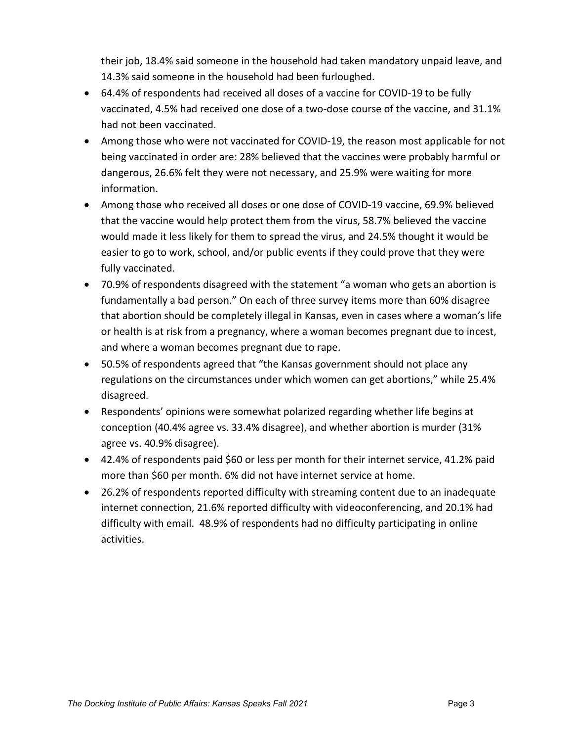their job, 18.4% said someone in the household had taken mandatory unpaid leave, and 14.3% said someone in the household had been furloughed.

- 64.4% of respondents had received all doses of a vaccine for COVID-19 to be fully vaccinated, 4.5% had received one dose of a two-dose course of the vaccine, and 31.1% had not been vaccinated.
- Among those who were not vaccinated for COVID-19, the reason most applicable for not being vaccinated in order are: 28% believed that the vaccines were probably harmful or dangerous, 26.6% felt they were not necessary, and 25.9% were waiting for more information.
- Among those who received all doses or one dose of COVID-19 vaccine, 69.9% believed that the vaccine would help protect them from the virus, 58.7% believed the vaccine would made it less likely for them to spread the virus, and 24.5% thought it would be easier to go to work, school, and/or public events if they could prove that they were fully vaccinated.
- 70.9% of respondents disagreed with the statement "a woman who gets an abortion is fundamentally a bad person." On each of three survey items more than 60% disagree that abortion should be completely illegal in Kansas, even in cases where a woman's life or health is at risk from a pregnancy, where a woman becomes pregnant due to incest, and where a woman becomes pregnant due to rape.
- 50.5% of respondents agreed that "the Kansas government should not place any regulations on the circumstances under which women can get abortions," while 25.4% disagreed.
- Respondents' opinions were somewhat polarized regarding whether life begins at conception (40.4% agree vs. 33.4% disagree), and whether abortion is murder (31% agree vs. 40.9% disagree).
- 42.4% of respondents paid $60 or less per month for their internet service, 41.2% paid more than $60 per month. 6% did not have internet service at home.
- 26.2% of respondents reported difficulty with streaming content due to an inadequate internet connection, 21.6% reported difficulty with videoconferencing, and 20.1% had difficulty with email. 48.9% of respondents had no difficulty participating in online activities.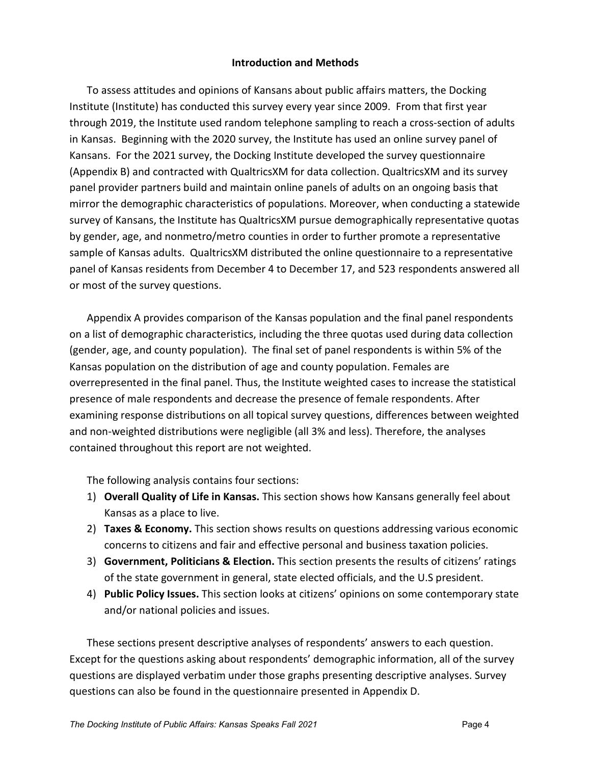## Introduction and Methods

To assess attitudes and opinions of Kansans about public affairs matters, the Docking Institute (Institute) has conducted this survey every year since 2009. From that first year through 2019, the Institute used random telephone sampling to reach a cross-section of adults in Kansas. Beginning with the 2020 survey, the Institute has used an online survey panel of Kansans. For the 2021 survey, the Docking Institute developed the survey questionnaire (Appendix B) and contracted with QualtricsXM for data collection. QualtricsXM and its survey panel provider partners build and maintain online panels of adults on an ongoing basis that mirror the demographic characteristics of populations. Moreover, when conducting a statewide survey of Kansans, the Institute has QualtricsXM pursue demographically representative quotas by gender, age, and nonmetro/metro counties in order to further promote a representative sample of Kansas adults. QualtricsXM distributed the online questionnaire to a representative panel of Kansas residents from December 4 to December 17, and 523 respondents answered all or most of the survey questions.

Appendix A provides comparison of the Kansas population and the final panel respondents on a list of demographic characteristics, including the three quotas used during data collection (gender, age, and county population). The final set of panel respondents is within 5% of the Kansas population on the distribution of age and county population. Females are overrepresented in the final panel. Thus, the Institute weighted cases to increase the statistical presence of male respondents and decrease the presence of female respondents. After examining response distributions on all topical survey questions, differences between weighted and non-weighted distributions were negligible (all 3% and less). Therefore, the analyses contained throughout this report are not weighted.

The following analysis contains four sections:

1) **Overall Quality of Life in Kansas.** This section shows how Kansans generally feel about Kansas as a place to live.
2) **Taxes & Economy.** This section shows results on questions addressing various economic concerns to citizens and fair and effective personal and business taxation policies.
3) **Government, Politicians & Election.** This section presents the results of citizens' ratings of the state government in general, state elected officials, and the U.S president.
4) **Public Policy Issues.** This section looks at citizens' opinions on some contemporary state and/or national policies and issues.

These sections present descriptive analyses of respondents' answers to each question. Except for the questions asking about respondents' demographic information, all of the survey questions are displayed verbatim under those graphs presenting descriptive analyses. Survey questions can also be found in the questionnaire presented in Appendix D.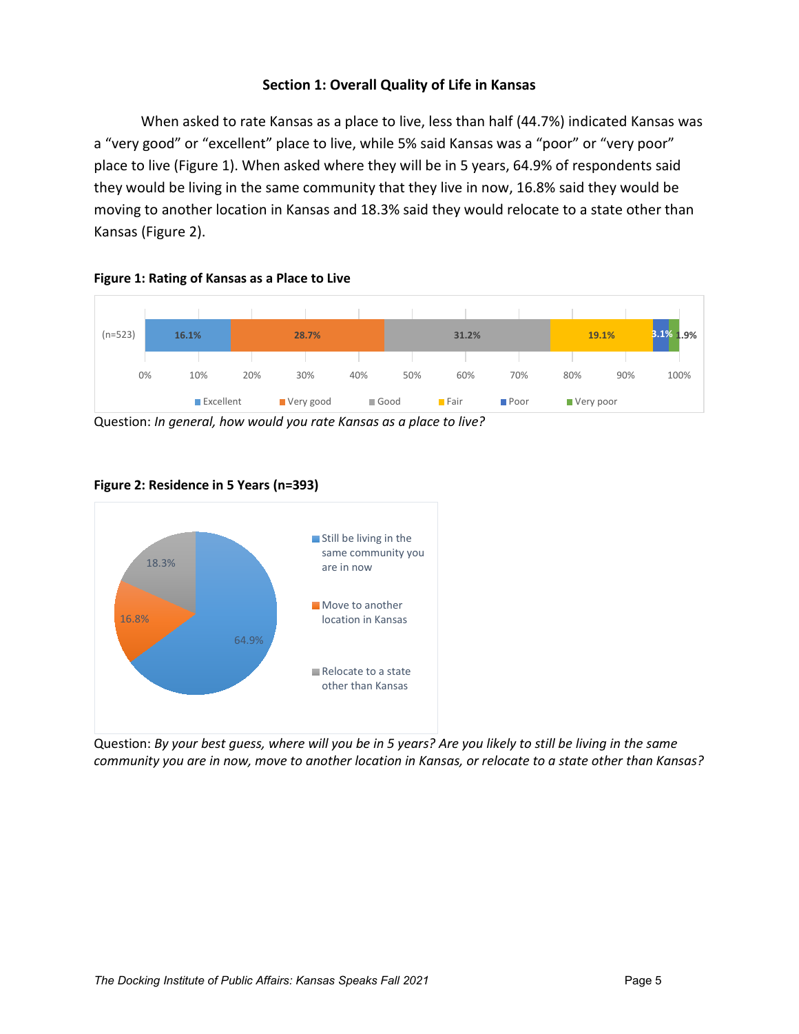## Section 1: Overall Quality of Life in Kansas

When asked to rate Kansas as a place to live, less than half (44.7%) indicated Kansas was a "very good" or "excellent" place to live, while 5% said Kansas was a "poor" or "very poor" place to live (Figure 1). When asked where they will be in 5 years, 64.9% of respondents said they would be living in the same community that they live in now, 16.8% said they would be moving to another location in Kansas and 18.3% said they would relocate to a state other than Kansas (Figure 2).

**Figure 1: Rating of Kansas as a Place to Live**

| | Excellent | Very good | Good | Fair | Poor | Very poor |
|---|---|---|---|---|---|---|
| (n=523) | 16.1% | 28.7% | 31.2% | 19.1% | 3.1% | 1.9% |

Question: *In general, how would you rate Kansas as a place to live?*

**Figure 2: Residence in 5 Years (n=393)**

| Response | Percent |
|---|---|
| Still be living in the same community you are in now | 64.9% |
| Move to another location in Kansas | 16.8% |
| Relocate to a state other than Kansas | 18.3% |

Question: *By your best guess, where will you be in 5 years? Are you likely to still be living in the same community you are in now, move to another location in Kansas, or relocate to a state other than Kansas?*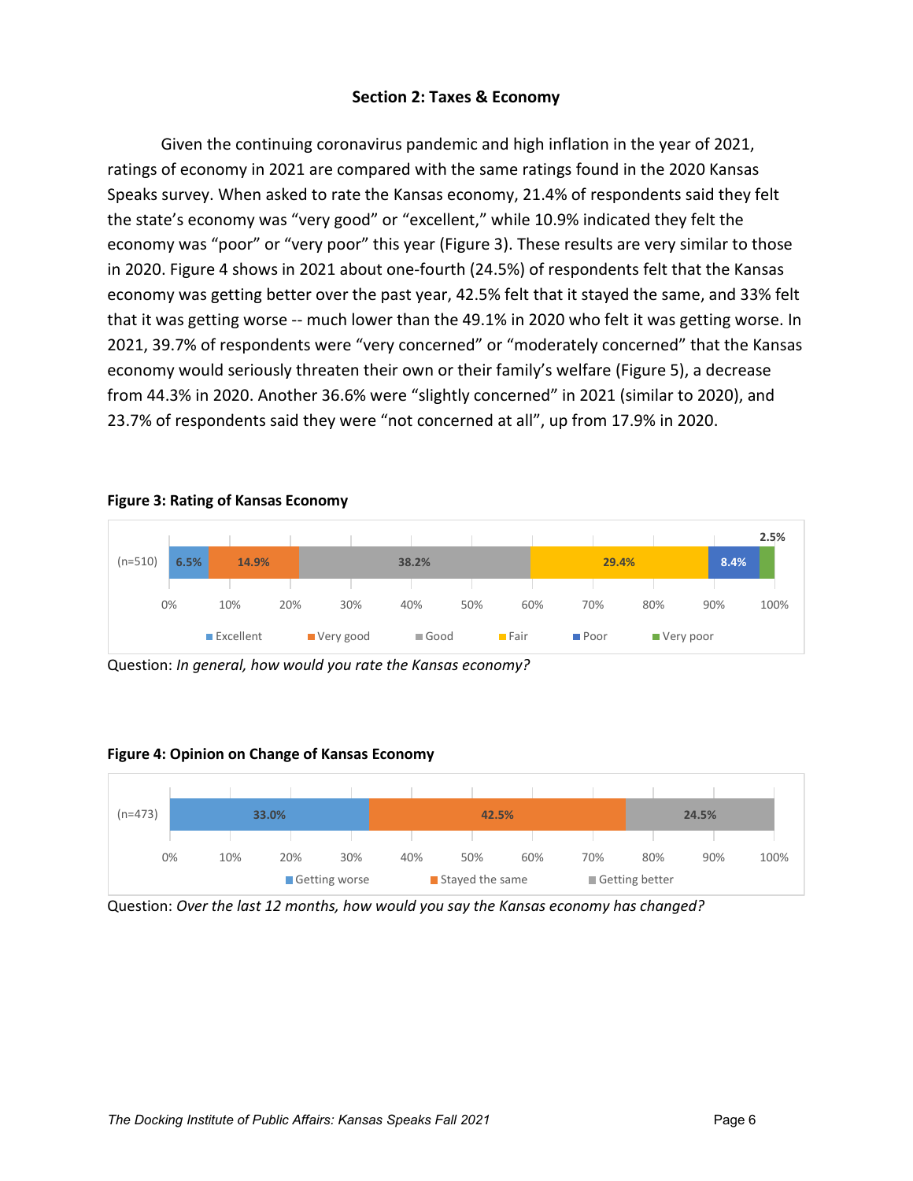## Section 2: Taxes & Economy

Given the continuing coronavirus pandemic and high inflation in the year of 2021, ratings of economy in 2021 are compared with the same ratings found in the 2020 Kansas Speaks survey. When asked to rate the Kansas economy, 21.4% of respondents said they felt the state's economy was "very good" or "excellent," while 10.9% indicated they felt the economy was "poor" or "very poor" this year (Figure 3). These results are very similar to those in 2020. Figure 4 shows in 2021 about one-fourth (24.5%) of respondents felt that the Kansas economy was getting better over the past year, 42.5% felt that it stayed the same, and 33% felt that it was getting worse -- much lower than the 49.1% in 2020 who felt it was getting worse. In 2021, 39.7% of respondents were "very concerned" or "moderately concerned" that the Kansas economy would seriously threaten their own or their family's welfare (Figure 5), a decrease from 44.3% in 2020. Another 36.6% were "slightly concerned" in 2021 (similar to 2020), and 23.7% of respondents said they were "not concerned at all", up from 17.9% in 2020.

**Figure 3: Rating of Kansas Economy**

| | Excellent | Very good | Good | Fair | Poor | Very poor |
|---|---|---|---|---|---|---|
| (n=510) | 6.5% | 14.9% | 38.2% | 29.4% | 8.4% | 2.5% |

Question: *In general, how would you rate the Kansas economy?*

**Figure 4: Opinion on Change of Kansas Economy**

| | Getting worse | Stayed the same | Getting better |
|---|---|---|---|
| (n=473) | 33.0% | 42.5% | 24.5% |

Question: *Over the last 12 months, how would you say the Kansas economy has changed?*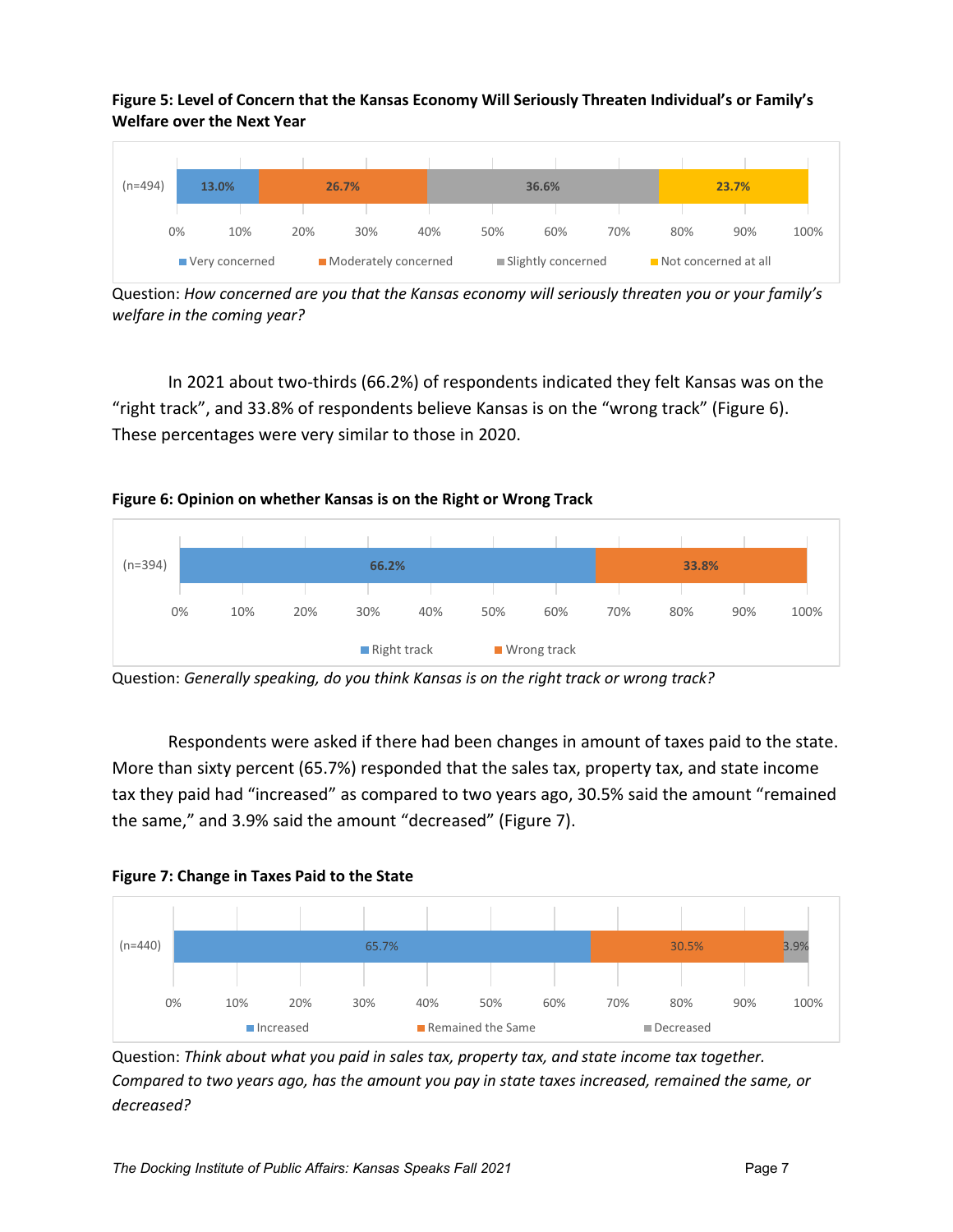**Figure 5: Level of Concern that the Kansas Economy Will Seriously Threaten Individual's or Family's Welfare over the Next Year**

| (n=494) | Very concerned | Moderately concerned | Slightly concerned | Not concerned at all |
|---|---|---|---|---|
| | 13.0% | 26.7% | 36.6% | 23.7% |

Question: *How concerned are you that the Kansas economy will seriously threaten you or your family's welfare in the coming year?*

In 2021 about two-thirds (66.2%) of respondents indicated they felt Kansas was on the "right track", and 33.8% of respondents believe Kansas is on the "wrong track" (Figure 6). These percentages were very similar to those in 2020.

**Figure 6: Opinion on whether Kansas is on the Right or Wrong Track**

| (n=394) | Right track | Wrong track |
|---|---|---|
| | 66.2% | 33.8% |

Question: *Generally speaking, do you think Kansas is on the right track or wrong track?*

Respondents were asked if there had been changes in amount of taxes paid to the state. More than sixty percent (65.7%) responded that the sales tax, property tax, and state income tax they paid had "increased" as compared to two years ago, 30.5% said the amount "remained the same," and 3.9% said the amount "decreased" (Figure 7).

**Figure 7: Change in Taxes Paid to the State**

| (n=440) | Increased | Remained the Same | Decreased |
|---|---|---|---|
| | 65.7% | 30.5% | 3.9% |

Question: *Think about what you paid in sales tax, property tax, and state income tax together. Compared to two years ago, has the amount you pay in state taxes increased, remained the same, or decreased?*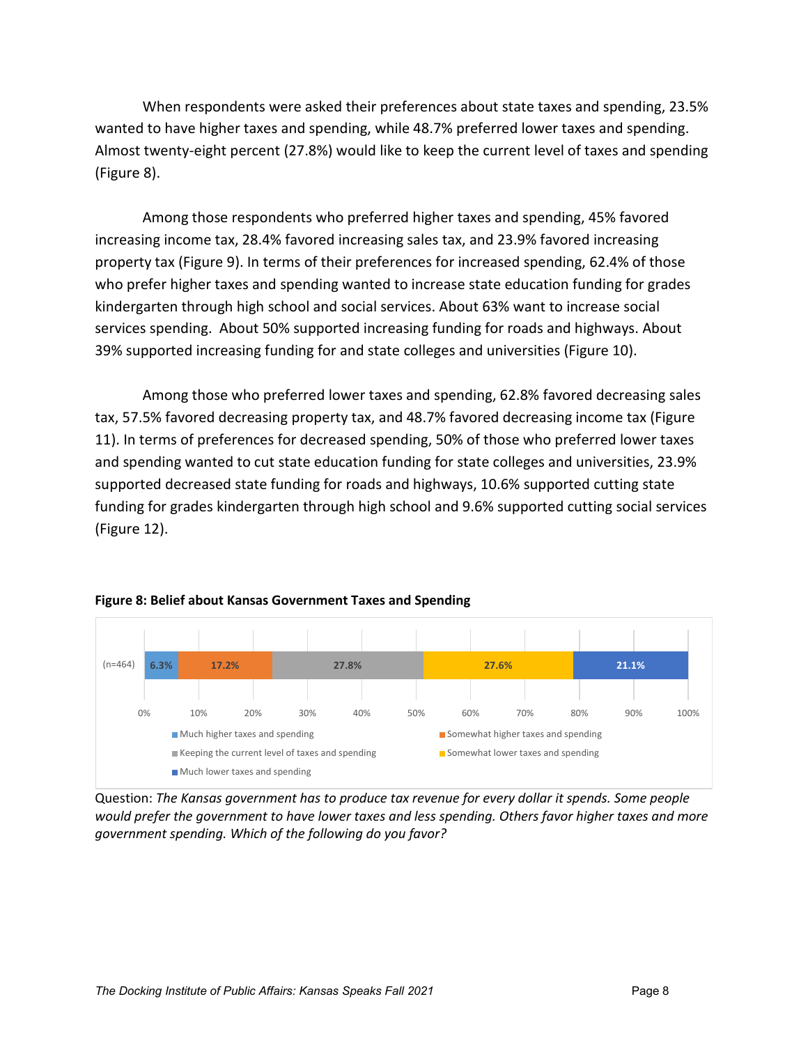When respondents were asked their preferences about state taxes and spending, 23.5% wanted to have higher taxes and spending, while 48.7% preferred lower taxes and spending. Almost twenty-eight percent (27.8%) would like to keep the current level of taxes and spending (Figure 8).

Among those respondents who preferred higher taxes and spending, 45% favored increasing income tax, 28.4% favored increasing sales tax, and 23.9% favored increasing property tax (Figure 9). In terms of their preferences for increased spending, 62.4% of those who prefer higher taxes and spending wanted to increase state education funding for grades kindergarten through high school and social services. About 63% want to increase social services spending. About 50% supported increasing funding for roads and highways. About 39% supported increasing funding for and state colleges and universities (Figure 10).

Among those who preferred lower taxes and spending, 62.8% favored decreasing sales tax, 57.5% favored decreasing property tax, and 48.7% favored decreasing income tax (Figure 11). In terms of preferences for decreased spending, 50% of those who preferred lower taxes and spending wanted to cut state education funding for state colleges and universities, 23.9% supported decreased state funding for roads and highways, 10.6% supported cutting state funding for grades kindergarten through high school and 9.6% supported cutting social services (Figure 12).

**Figure 8: Belief about Kansas Government Taxes and Spending**

| | Much higher taxes and spending | Somewhat higher taxes and spending | Keeping the current level of taxes and spending | Somewhat lower taxes and spending | Much lower taxes and spending |
|---|---|---|---|---|---|
| (n=464) | 6.3% | 17.2% | 27.8% | 27.6% | 21.1% |

Question: *The Kansas government has to produce tax revenue for every dollar it spends. Some people would prefer the government to have lower taxes and less spending. Others favor higher taxes and more government spending. Which of the following do you favor?*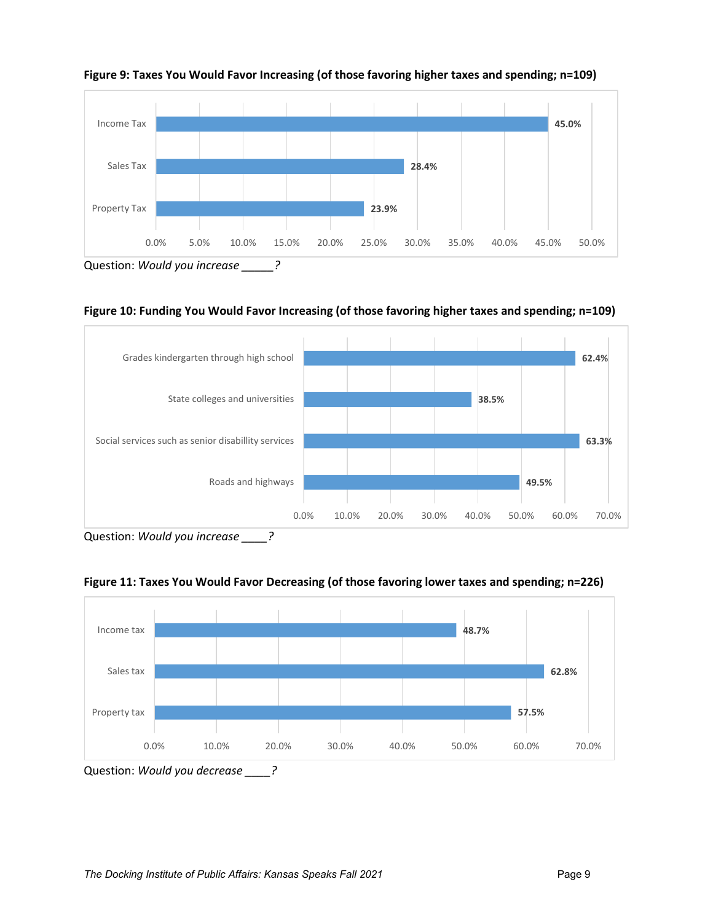**Figure 9: Taxes You Would Favor Increasing (of those favoring higher taxes and spending; n=109)**

| Tax | Percent |
|---|---|
| Income Tax | 45.0% |
| Sales Tax | 28.4% |
| Property Tax | 23.9% |

Question: *Would you increase _____?*

**Figure 10: Funding You Would Favor Increasing (of those favoring higher taxes and spending; n=109)**

| Funding | Percent |
|---|---|
| Grades kindergarten through high school | 62.4% |
| State colleges and universities | 38.5% |
| Social services such as senior disabillity services | 63.3% |
| Roads and highways | 49.5% |

Question: *Would you increase ____?*

**Figure 11: Taxes You Would Favor Decreasing (of those favoring lower taxes and spending; n=226)**

| Tax | Percent |
|---|---|
| Income tax | 48.7% |
| Sales tax | 62.8% |
| Property tax | 57.5% |

Question: *Would you decrease ____?*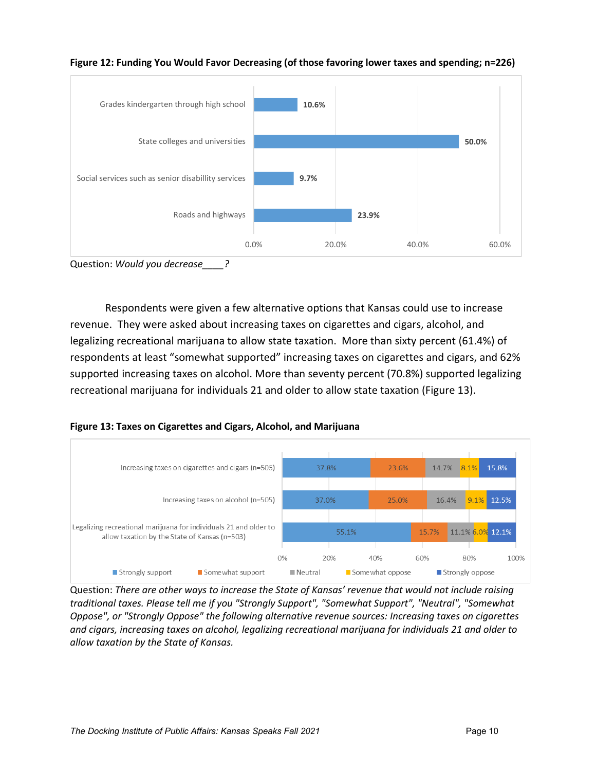**Figure 12: Funding You Would Favor Decreasing (of those favoring lower taxes and spending; n=226)**

| Category | Percent |
|---|---|
| Grades kindergarten through high school | 10.6% |
| State colleges and universities | 50.0% |
| Social services such as senior disabillity services | 9.7% |
| Roads and highways | 23.9% |

Question: *Would you decrease____?*

Respondents were given a few alternative options that Kansas could use to increase revenue. They were asked about increasing taxes on cigarettes and cigars, alcohol, and legalizing recreational marijuana to allow state taxation. More than sixty percent (61.4%) of respondents at least "somewhat supported" increasing taxes on cigarettes and cigars, and 62% supported increasing taxes on alcohol. More than seventy percent (70.8%) supported legalizing recreational marijuana for individuals 21 and older to allow state taxation (Figure 13).

**Figure 13: Taxes on Cigarettes and Cigars, Alcohol, and Marijuana**

| | Strongly support | Somewhat support | Neutral | Somewhat oppose | Strongly oppose |
|---|---|---|---|---|---|
| Increasing taxes on cigarettes and cigars (n=505) | 37.8% | 23.6% | 14.7% | 8.1% | 15.8% |
| Increasing taxes on alcohol (n=505) | 37.0% | 25.0% | 16.4% | 9.1% | 12.5% |
| Legalizing recreational marijuana for individuals 21 and older to allow taxation by the State of Kansas (n=503) | 55.1% | 15.7% | 11.1% | 6.0% | 12.1% |

Question: *There are other ways to increase the State of Kansas' revenue that would not include raising traditional taxes. Please tell me if you "Strongly Support", "Somewhat Support", "Neutral", "Somewhat Oppose", or "Strongly Oppose" the following alternative revenue sources: Increasing taxes on cigarettes and cigars, increasing taxes on alcohol, legalizing recreational marijuana for individuals 21 and older to allow taxation by the State of Kansas.*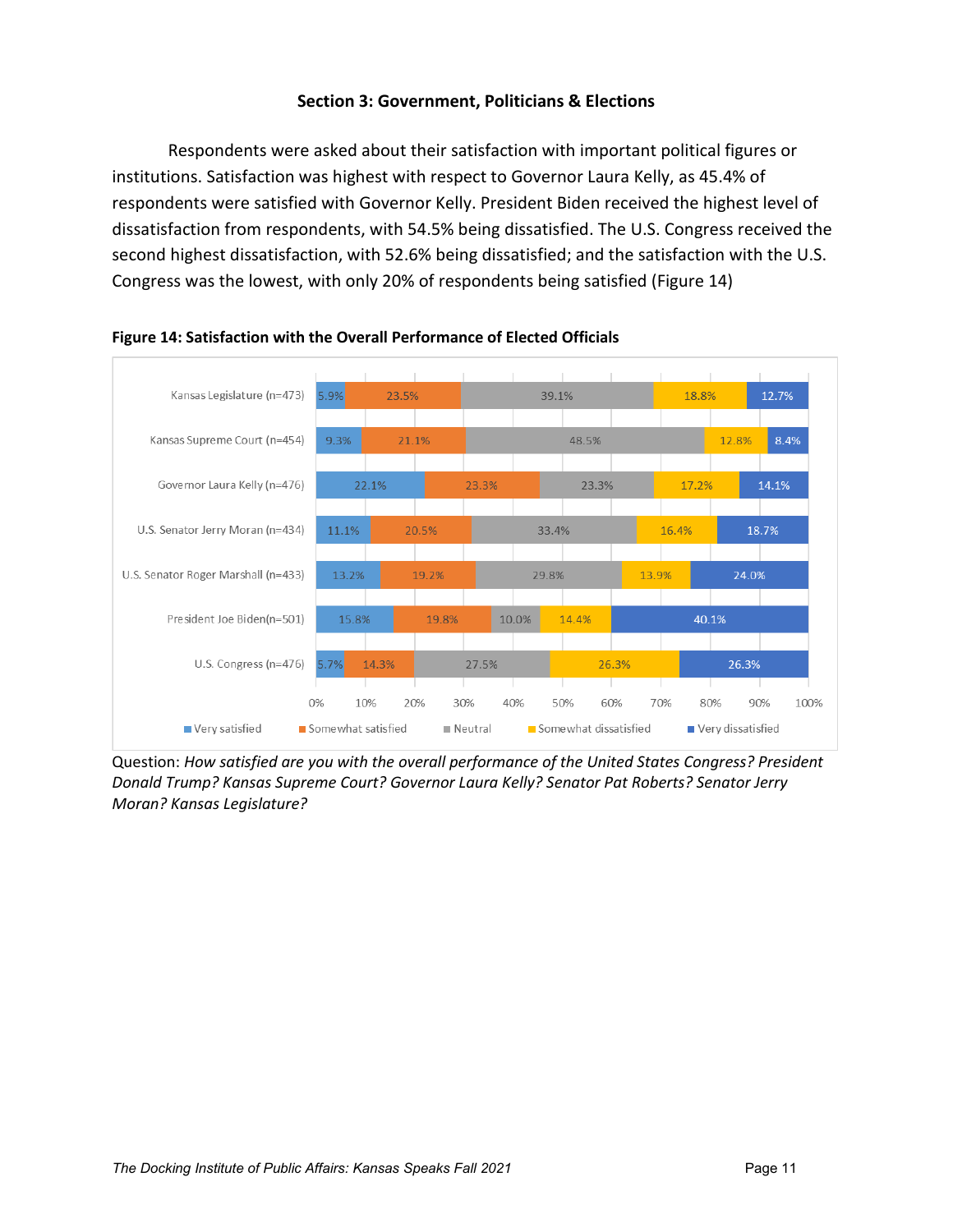## Section 3: Government, Politicians & Elections

Respondents were asked about their satisfaction with important political figures or institutions. Satisfaction was highest with respect to Governor Laura Kelly, as 45.4% of respondents were satisfied with Governor Kelly. President Biden received the highest level of dissatisfaction from respondents, with 54.5% being dissatisfied. The U.S. Congress received the second highest dissatisfaction, with 52.6% being dissatisfied; and the satisfaction with the U.S. Congress was the lowest, with only 20% of respondents being satisfied (Figure 14)

**Figure 14: Satisfaction with the Overall Performance of Elected Officials**

| | Very satisfied | Somewhat satisfied | Neutral | Somewhat dissatisfied | Very dissatisfied |
|---|---|---|---|---|---|
| Kansas Legislature (n=473) | 5.9% | 23.5% | 39.1% | 18.8% | 12.7% |
| Kansas Supreme Court (n=454) | 9.3% | 21.1% | 48.5% | 12.8% | 8.4% |
| Governor Laura Kelly (n=476) | 22.1% | 23.3% | 23.3% | 17.2% | 14.1% |
| U.S. Senator Jerry Moran (n=434) | 11.1% | 20.5% | 33.4% | 16.4% | 18.7% |
| U.S. Senator Roger Marshall (n=433) | 13.2% | 19.2% | 29.8% | 13.9% | 24.0% |
| President Joe Biden(n=501) | 15.8% | 19.8% | 10.0% | 14.4% | 40.1% |
| U.S. Congress (n=476) | 5.7% | 14.3% | 27.5% | 26.3% | 26.3% |

Question: *How satisfied are you with the overall performance of the United States Congress? President Donald Trump? Kansas Supreme Court? Governor Laura Kelly? Senator Pat Roberts? Senator Jerry Moran? Kansas Legislature?*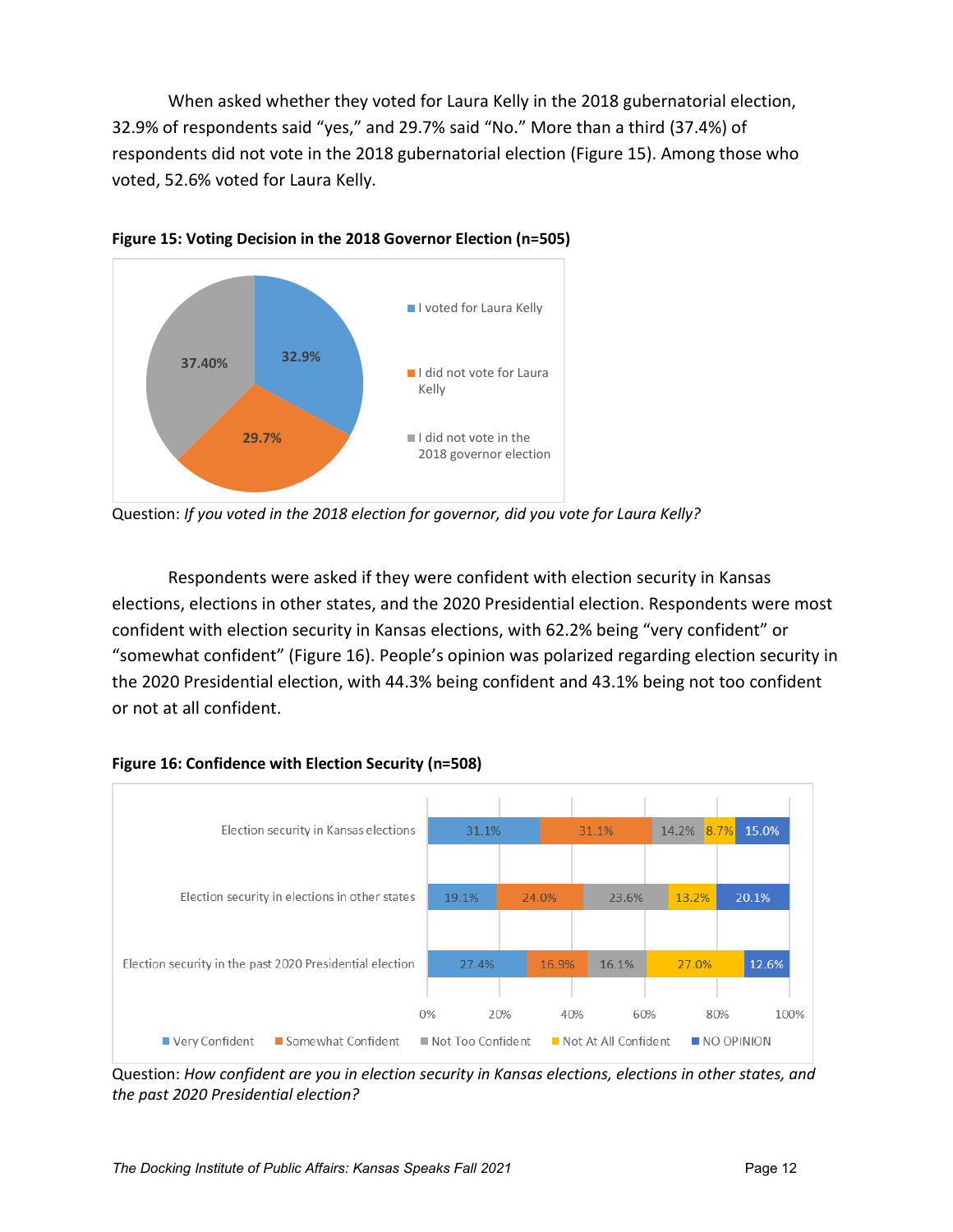When asked whether they voted for Laura Kelly in the 2018 gubernatorial election, 32.9% of respondents said "yes," and 29.7% said "No." More than a third (37.4%) of respondents did not vote in the 2018 gubernatorial election (Figure 15). Among those who voted, 52.6% voted for Laura Kelly.

**Figure 15: Voting Decision in the 2018 Governor Election (n=505)**

| Response | Percent |
|---|---|
| I voted for Laura Kelly | 32.9% |
| I did not vote for Laura Kelly | 29.7% |
| I did not vote in the 2018 governor election | 37.40% |

Question: *If you voted in the 2018 election for governor, did you vote for Laura Kelly?*

Respondents were asked if they were confident with election security in Kansas elections, elections in other states, and the 2020 Presidential election. Respondents were most confident with election security in Kansas elections, with 62.2% being "very confident" or "somewhat confident" (Figure 16). People's opinion was polarized regarding election security in the 2020 Presidential election, with 44.3% being confident and 43.1% being not too confident or not at all confident.

**Figure 16: Confidence with Election Security (n=508)**

| | Very Confident | Somewhat Confident | Not Too Confident | Not At All Confident | NO OPINION |
|---|---|---|---|---|---|
| Election security in Kansas elections | 31.1% | 31.1% | 14.2% | 8.7% | 15.0% |
| Election security in elections in other states | 19.1% | 24.0% | 23.6% | 13.2% | 20.1% |
| Election security in the past 2020 Presidential election | 27.4% | 16.9% | 16.1% | 27.0% | 12.6% |

Question: *How confident are you in election security in Kansas elections, elections in other states, and the past 2020 Presidential election?*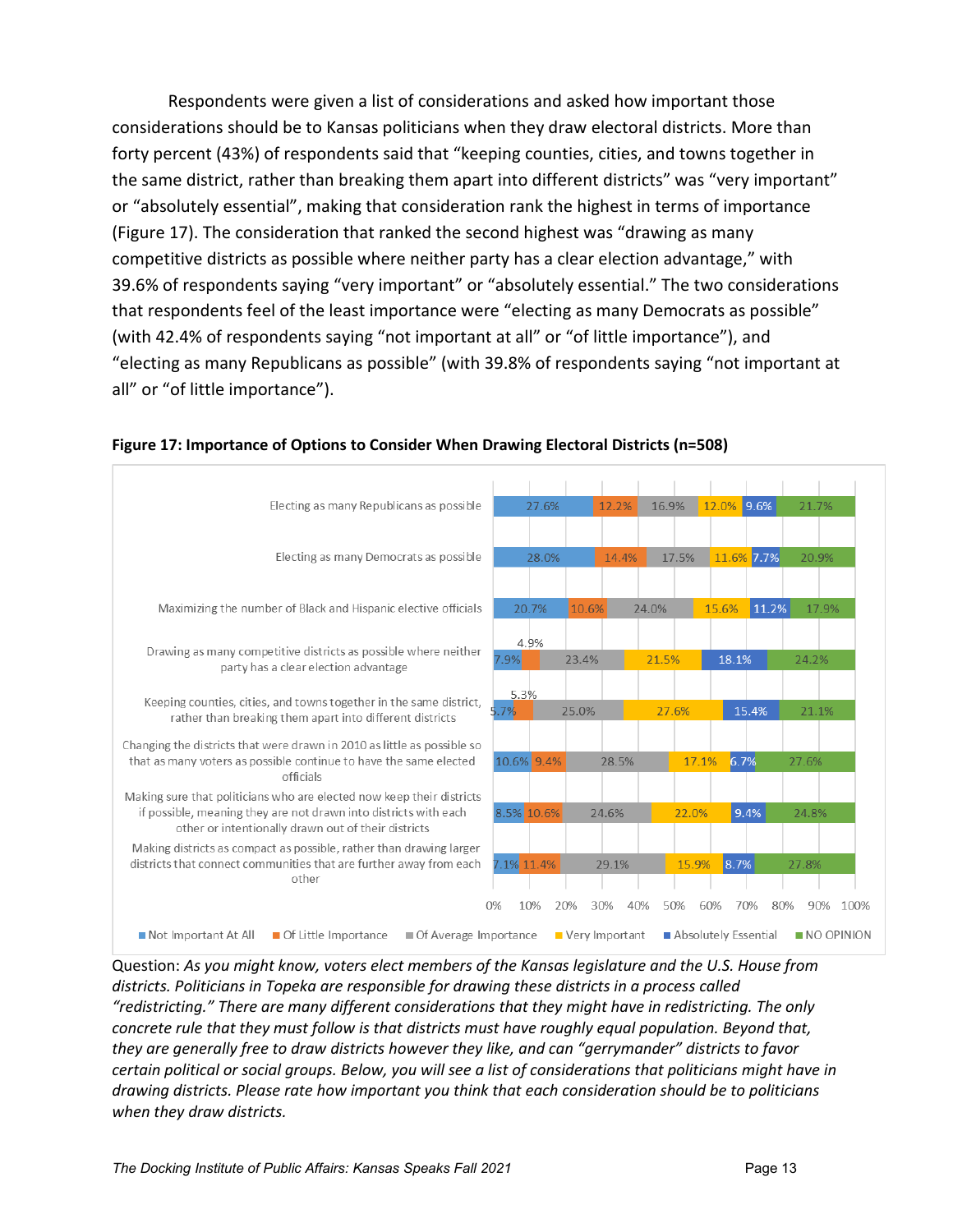Respondents were given a list of considerations and asked how important those considerations should be to Kansas politicians when they draw electoral districts. More than forty percent (43%) of respondents said that "keeping counties, cities, and towns together in the same district, rather than breaking them apart into different districts" was "very important" or "absolutely essential", making that consideration rank the highest in terms of importance (Figure 17). The consideration that ranked the second highest was "drawing as many competitive districts as possible where neither party has a clear election advantage," with 39.6% of respondents saying "very important" or "absolutely essential." The two considerations that respondents feel of the least importance were "electing as many Democrats as possible" (with 42.4% of respondents saying "not important at all" or "of little importance"), and "electing as many Republicans as possible" (with 39.8% of respondents saying "not important at all" or "of little importance").

**Figure 17: Importance of Options to Consider When Drawing Electoral Districts (n=508)**

| Consideration | Not Important At All | Of Little Importance | Of Average Importance | Very Important | Absolutely Essential | NO OPINION |
|---|---|---|---|---|---|---|
| Electing as many Republicans as possible | 27.6% | 12.2% | 16.9% | 12.0% | 9.6% | 21.7% |
| Electing as many Democrats as possible | 28.0% | 14.4% | 17.5% | 11.6% | 7.7% | 20.9% |
| Maximizing the number of Black and Hispanic elective officials | 20.7% | 10.6% | 24.0% | 15.6% | 11.2% | 17.9% |
| Drawing as many competitive districts as possible where neither party has a clear election advantage | 7.9% | 4.9% | 23.4% | 21.5% | 18.1% | 24.2% |
| Keeping counties, cities, and towns together in the same district, rather than breaking them apart into different districts | 5.7% | 5.3% | 25.0% | 27.6% | 15.4% | 21.1% |
| Changing the districts that were drawn in 2010 as little as possible so that as many voters as possible continue to have the same elected officials | 10.6% | 9.4% | 28.5% | 17.1% | 6.7% | 27.6% |
| Making sure that politicians who are elected now keep their districts if possible, meaning they are not drawn into districts with each other or intentionally drawn out of their districts | 8.5% | 10.6% | 24.6% | 22.0% | 9.4% | 24.8% |
| Making districts as compact as possible, rather than drawing larger districts that connect communities that are further away from each other | 7.1% | 11.4% | 29.1% | 15.9% | 8.7% | 27.8% |

Question: *As you might know, voters elect members of the Kansas legislature and the U.S. House from districts. Politicians in Topeka are responsible for drawing these districts in a process called "redistricting." There are many different considerations that they might have in redistricting. The only concrete rule that they must follow is that districts must have roughly equal population. Beyond that, they are generally free to draw districts however they like, and can "gerrymander" districts to favor certain political or social groups. Below, you will see a list of considerations that politicians might have in drawing districts. Please rate how important you think that each consideration should be to politicians when they draw districts.*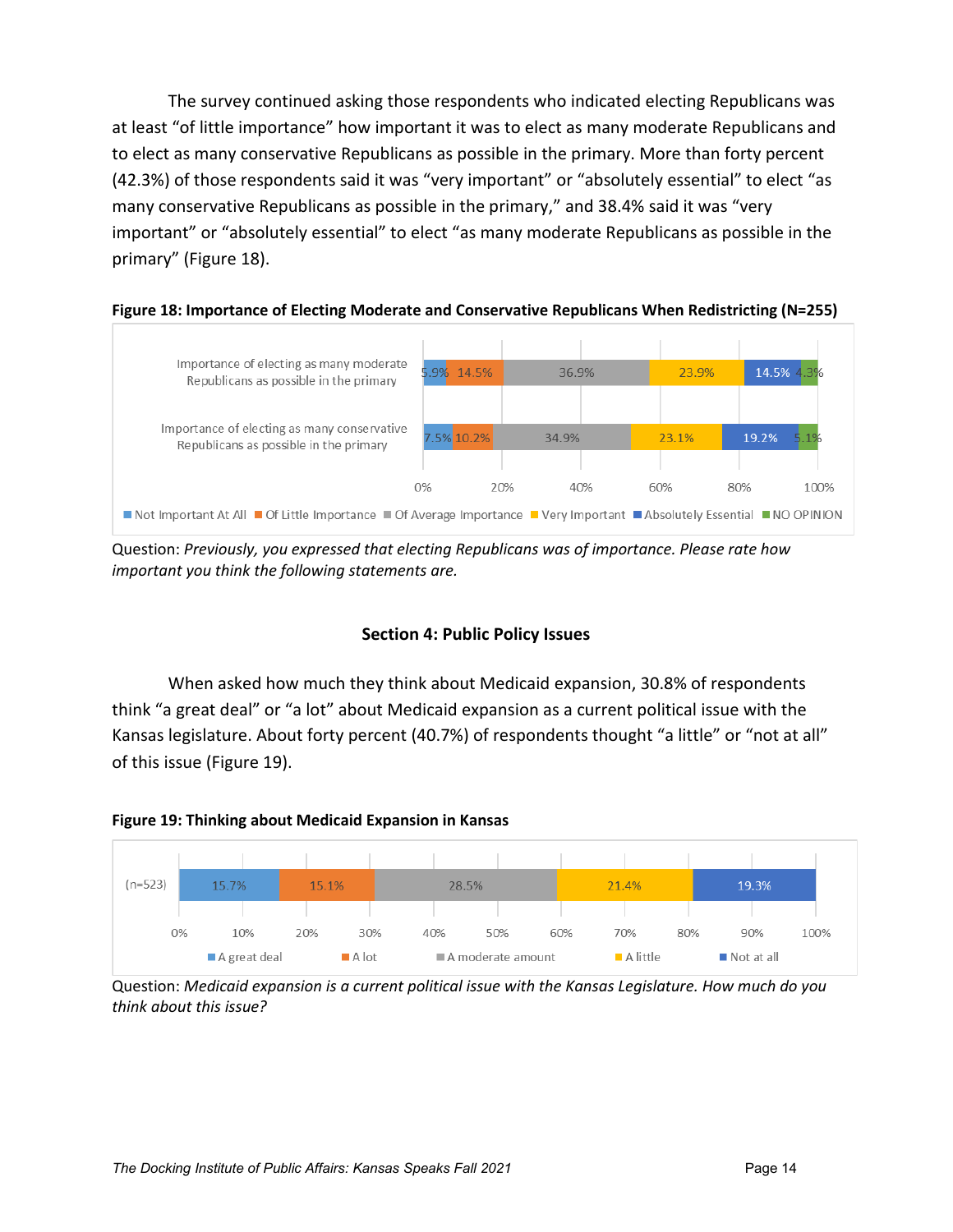The survey continued asking those respondents who indicated electing Republicans was at least "of little importance" how important it was to elect as many moderate Republicans and to elect as many conservative Republicans as possible in the primary. More than forty percent (42.3%) of those respondents said it was "very important" or "absolutely essential" to elect "as many conservative Republicans as possible in the primary," and 38.4% said it was "very important" or "absolutely essential" to elect "as many moderate Republicans as possible in the primary" (Figure 18).

**Figure 18: Importance of Electing Moderate and Conservative Republicans When Redistricting (N=255)**

| | Not Important At All | Of Little Importance | Of Average Importance | Very Important | Absolutely Essential | NO OPINION |
|---|---|---|---|---|---|---|
| Importance of electing as many moderate Republicans as possible in the primary | 5.9% | 14.5% | 36.9% | 23.9% | 14.5% | 4.3% |
| Importance of electing as many conservative Republicans as possible in the primary | 7.5% | 10.2% | 34.9% | 23.1% | 19.2% | 5.1% |

Question: *Previously, you expressed that electing Republicans was of importance. Please rate how important you think the following statements are.*

### Section 4: Public Policy Issues

When asked how much they think about Medicaid expansion, 30.8% of respondents think "a great deal" or "a lot" about Medicaid expansion as a current political issue with the Kansas legislature. About forty percent (40.7%) of respondents thought "a little" or "not at all" of this issue (Figure 19).

**Figure 19: Thinking about Medicaid Expansion in Kansas**

| | A great deal | A lot | A moderate amount | A little | Not at all |
|---|---|---|---|---|---|
| (n=523) | 15.7% | 15.1% | 28.5% | 21.4% | 19.3% |

Question: *Medicaid expansion is a current political issue with the Kansas Legislature. How much do you think about this issue?*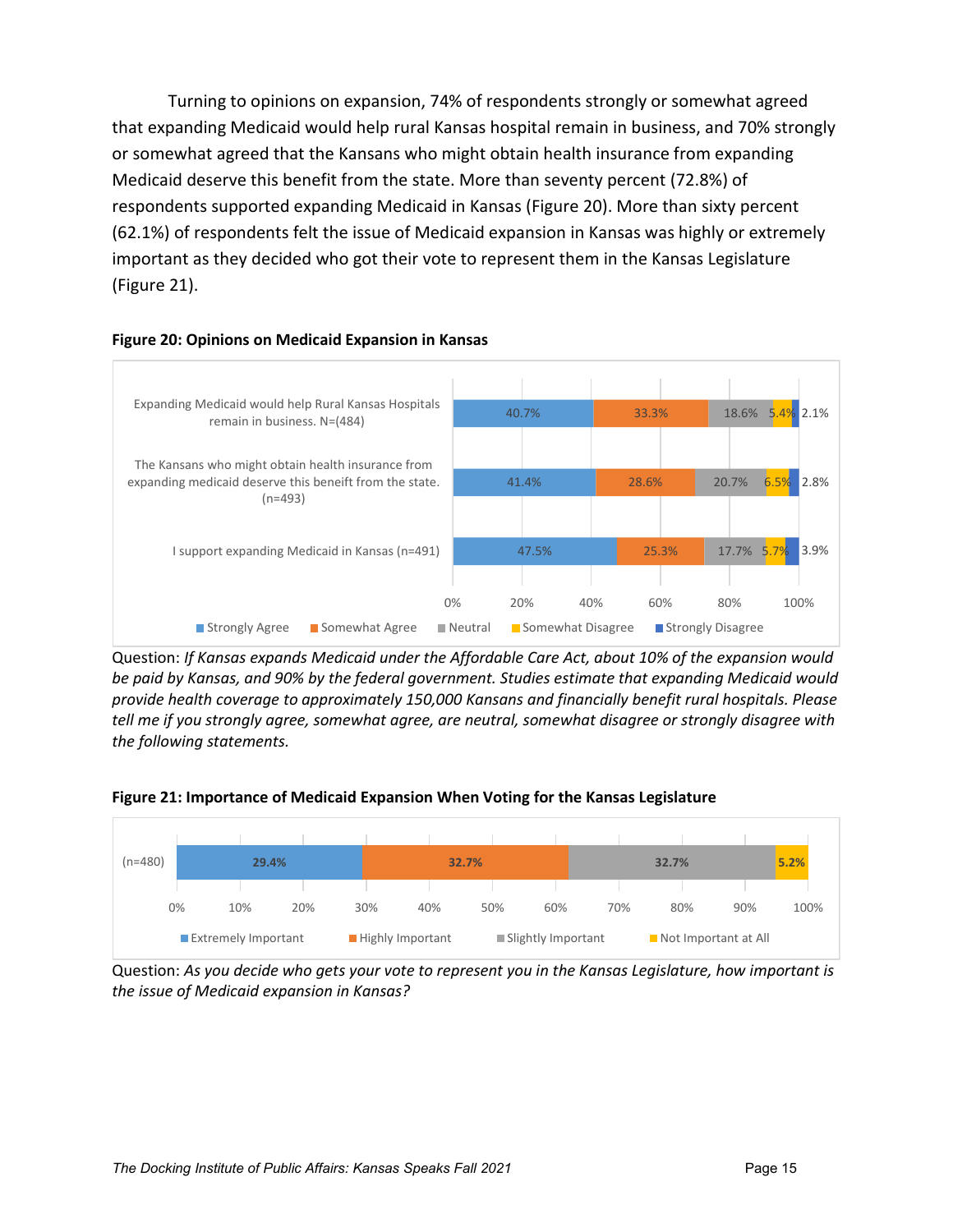Turning to opinions on expansion, 74% of respondents strongly or somewhat agreed that expanding Medicaid would help rural Kansas hospital remain in business, and 70% strongly or somewhat agreed that the Kansans who might obtain health insurance from expanding Medicaid deserve this benefit from the state. More than seventy percent (72.8%) of respondents supported expanding Medicaid in Kansas (Figure 20). More than sixty percent (62.1%) of respondents felt the issue of Medicaid expansion in Kansas was highly or extremely important as they decided who got their vote to represent them in the Kansas Legislature (Figure 21).

**Figure 20: Opinions on Medicaid Expansion in Kansas**

| Statement | Strongly Agree | Somewhat Agree | Neutral | Somewhat Disagree | Strongly Disagree |
|---|---|---|---|---|---|
| Expanding Medicaid would help Rural Kansas Hospitals remain in business. N=(484) | 40.7% | 33.3% | 18.6% | 5.4% | 2.1% |
| The Kansans who might obtain health insurance from expanding medicaid deserve this beneift from the state. (n=493) | 41.4% | 28.6% | 20.7% | 6.5% | 2.8% |
| I support expanding Medicaid in Kansas (n=491) | 47.5% | 25.3% | 17.7% | 5.7% | 3.9% |

Question: *If Kansas expands Medicaid under the Affordable Care Act, about 10% of the expansion would be paid by Kansas, and 90% by the federal government. Studies estimate that expanding Medicaid would provide health coverage to approximately 150,000 Kansans and financially benefit rural hospitals. Please tell me if you strongly agree, somewhat agree, are neutral, somewhat disagree or strongly disagree with the following statements.*

**Figure 21: Importance of Medicaid Expansion When Voting for the Kansas Legislature**

| | Extremely Important | Highly Important | Slightly Important | Not Important at All |
|---|---|---|---|---|
| (n=480) | 29.4% | 32.7% | 32.7% | 5.2% |

Question: *As you decide who gets your vote to represent you in the Kansas Legislature, how important is the issue of Medicaid expansion in Kansas?*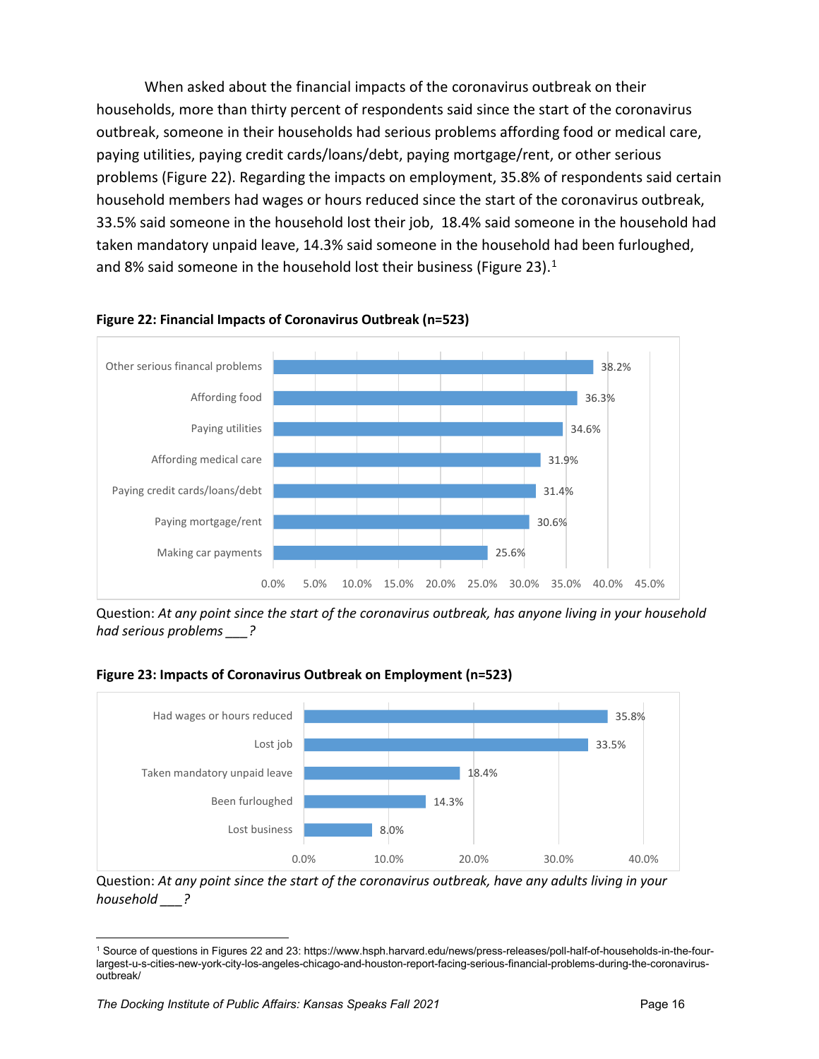When asked about the financial impacts of the coronavirus outbreak on their households, more than thirty percent of respondents said since the start of the coronavirus outbreak, someone in their households had serious problems affording food or medical care, paying utilities, paying credit cards/loans/debt, paying mortgage/rent, or other serious problems (Figure 22). Regarding the impacts on employment, 35.8% of respondents said certain household members had wages or hours reduced since the start of the coronavirus outbreak, 33.5% said someone in the household lost their job, 18.4% said someone in the household had taken mandatory unpaid leave, 14.3% said someone in the household had been furloughed, and 8% said someone in the household lost their business (Figure 23).[1]

**Figure 22: Financial Impacts of Coronavirus Outbreak (n=523)**

| Problem | Percent |
| --- | --- |
| Other serious financal problems | 38.2% |
| Affording food | 36.3% |
| Paying utilities | 34.6% |
| Affording medical care | 31.9% |
| Paying credit cards/loans/debt | 31.4% |
| Paying mortgage/rent | 30.6% |
| Making car payments | 25.6% |

Question: *At any point since the start of the coronavirus outbreak, has anyone living in your household had serious problems ___?*

**Figure 23: Impacts of Coronavirus Outbreak on Employment (n=523)**

| Impact | Percent |
| --- | --- |
| Had wages or hours reduced | 35.8% |
| Lost job | 33.5% |
| Taken mandatory unpaid leave | 18.4% |
| Been furloughed | 14.3% |
| Lost business | 8.0% |

Question: *At any point since the start of the coronavirus outbreak, have any adults living in your household ___?*

[1] Source of questions in Figures 22 and 23: https://www.hsph.harvard.edu/news/press-releases/poll-half-of-households-in-the-four-largest-u-s-cities-new-york-city-los-angeles-chicago-and-houston-report-facing-serious-financial-problems-during-the-coronavirus-outbreak/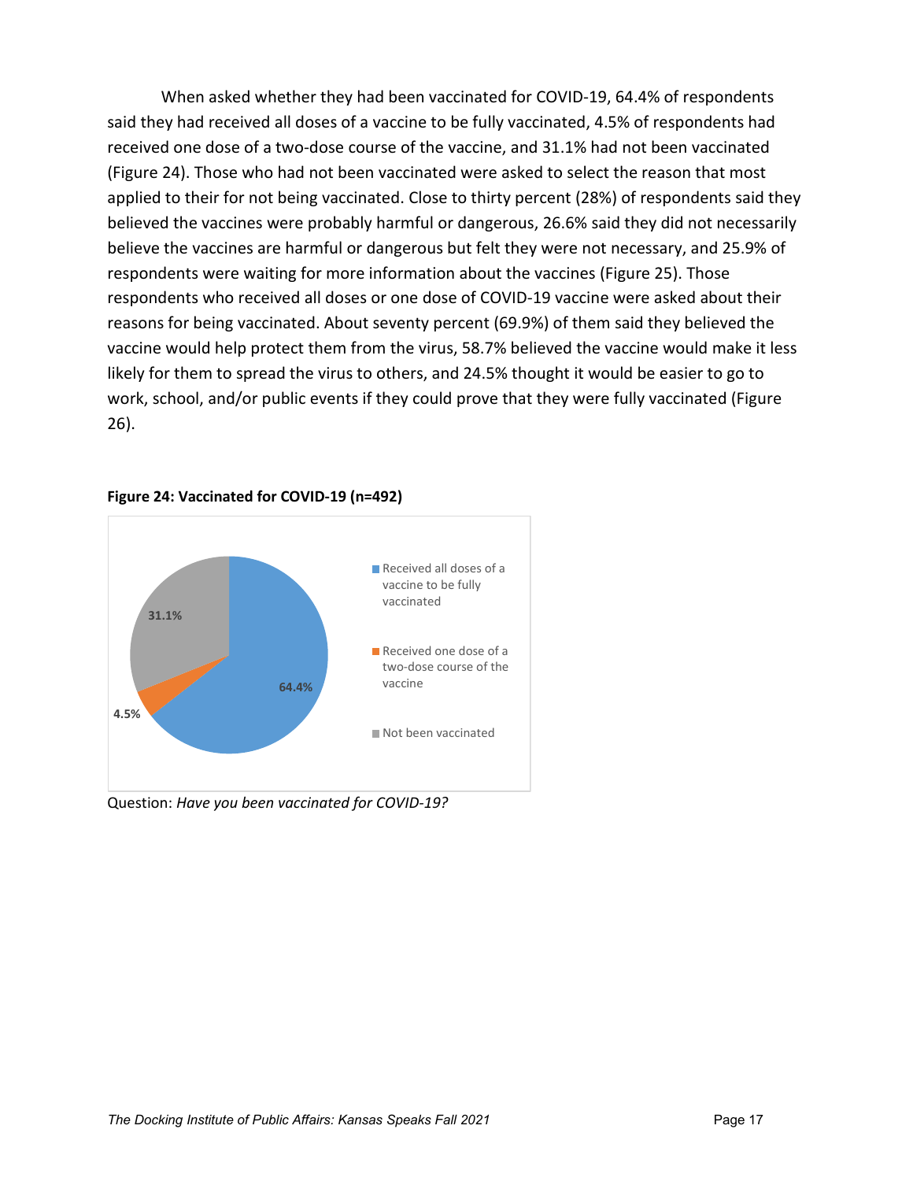When asked whether they had been vaccinated for COVID-19, 64.4% of respondents said they had received all doses of a vaccine to be fully vaccinated, 4.5% of respondents had received one dose of a two-dose course of the vaccine, and 31.1% had not been vaccinated (Figure 24). Those who had not been vaccinated were asked to select the reason that most applied to their for not being vaccinated. Close to thirty percent (28%) of respondents said they believed the vaccines were probably harmful or dangerous, 26.6% said they did not necessarily believe the vaccines are harmful or dangerous but felt they were not necessary, and 25.9% of respondents were waiting for more information about the vaccines (Figure 25). Those respondents who received all doses or one dose of COVID-19 vaccine were asked about their reasons for being vaccinated. About seventy percent (69.9%) of them said they believed the vaccine would help protect them from the virus, 58.7% believed the vaccine would make it less likely for them to spread the virus to others, and 24.5% thought it would be easier to go to work, school, and/or public events if they could prove that they were fully vaccinated (Figure 26).

**Figure 24: Vaccinated for COVID-19 (n=492)**

| Response | Percent |
| --- | --- |
| Received all doses of a vaccine to be fully vaccinated | 64.4% |
| Received one dose of a two-dose course of the vaccine | 4.5% |
| Not been vaccinated | 31.1% |

Question: *Have you been vaccinated for COVID-19?*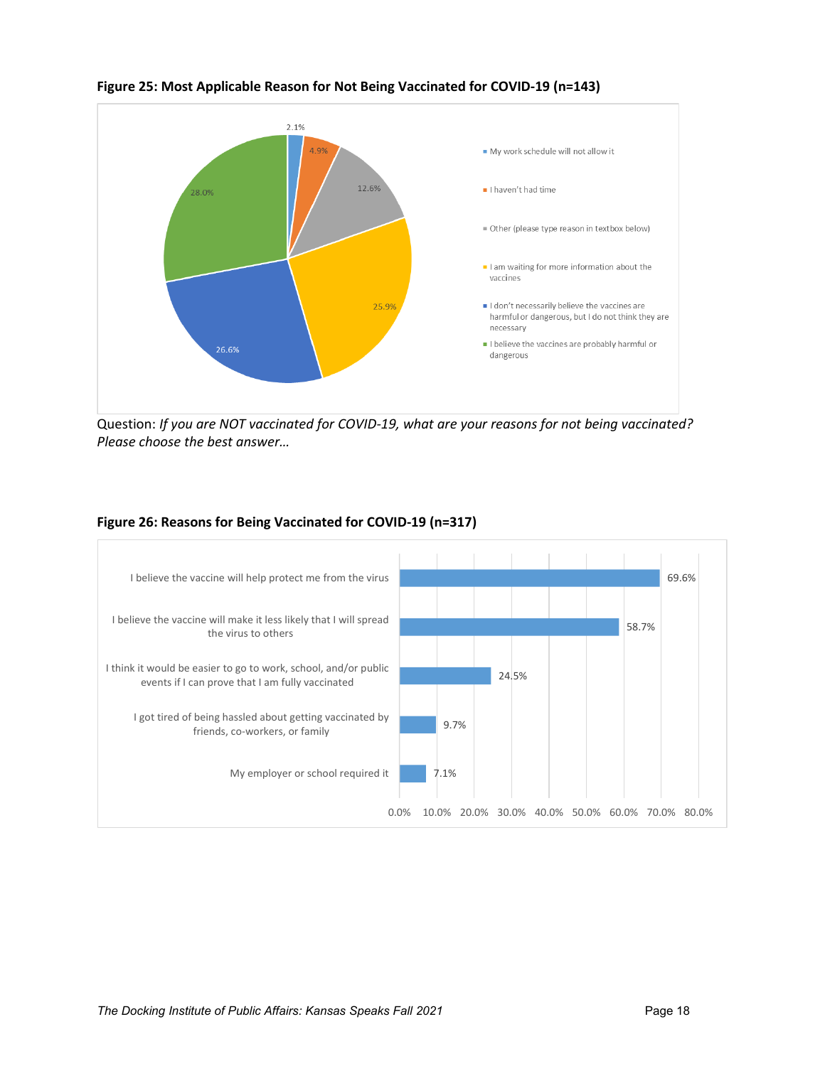**Figure 25: Most Applicable Reason for Not Being Vaccinated for COVID-19 (n=143)**

| Reason | Percent |
|---|---|
| My work schedule will not allow it | 2.1% |
| I haven't had time | 4.9% |
| Other (please type reason in textbox below) | 12.6% |
| I am waiting for more information about the vaccines | 25.9% |
| I don't necessarily believe the vaccines are harmful or dangerous, but I do not think they are necessary | 26.6% |
| I believe the vaccines are probably harmful or dangerous | 28.0% |

Question: *If you are NOT vaccinated for COVID-19, what are your reasons for not being vaccinated? Please choose the best answer…*

**Figure 26: Reasons for Being Vaccinated for COVID-19 (n=317)**

| Reason | Percent |
|---|---|
| I believe the vaccine will help protect me from the virus | 69.6% |
| I believe the vaccine will make it less likely that I will spread the virus to others | 58.7% |
| I think it would be easier to go to work, school, and/or public events if I can prove that I am fully vaccinated | 24.5% |
| I got tired of being hassled about getting vaccinated by friends, co-workers, or family | 9.7% |
| My employer or school required it | 7.1% |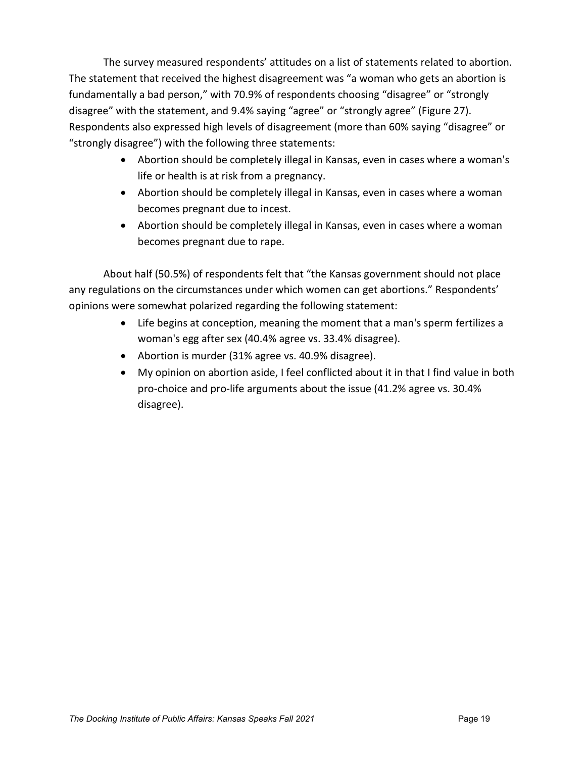The survey measured respondents' attitudes on a list of statements related to abortion. The statement that received the highest disagreement was "a woman who gets an abortion is fundamentally a bad person," with 70.9% of respondents choosing "disagree" or "strongly disagree" with the statement, and 9.4% saying "agree" or "strongly agree" (Figure 27). Respondents also expressed high levels of disagreement (more than 60% saying "disagree" or "strongly disagree") with the following three statements:

- Abortion should be completely illegal in Kansas, even in cases where a woman's life or health is at risk from a pregnancy.
- Abortion should be completely illegal in Kansas, even in cases where a woman becomes pregnant due to incest.
- Abortion should be completely illegal in Kansas, even in cases where a woman becomes pregnant due to rape.

About half (50.5%) of respondents felt that "the Kansas government should not place any regulations on the circumstances under which women can get abortions." Respondents' opinions were somewhat polarized regarding the following statement:

- Life begins at conception, meaning the moment that a man's sperm fertilizes a woman's egg after sex (40.4% agree vs. 33.4% disagree).
- Abortion is murder (31% agree vs. 40.9% disagree).
- My opinion on abortion aside, I feel conflicted about it in that I find value in both pro-choice and pro-life arguments about the issue (41.2% agree vs. 30.4% disagree).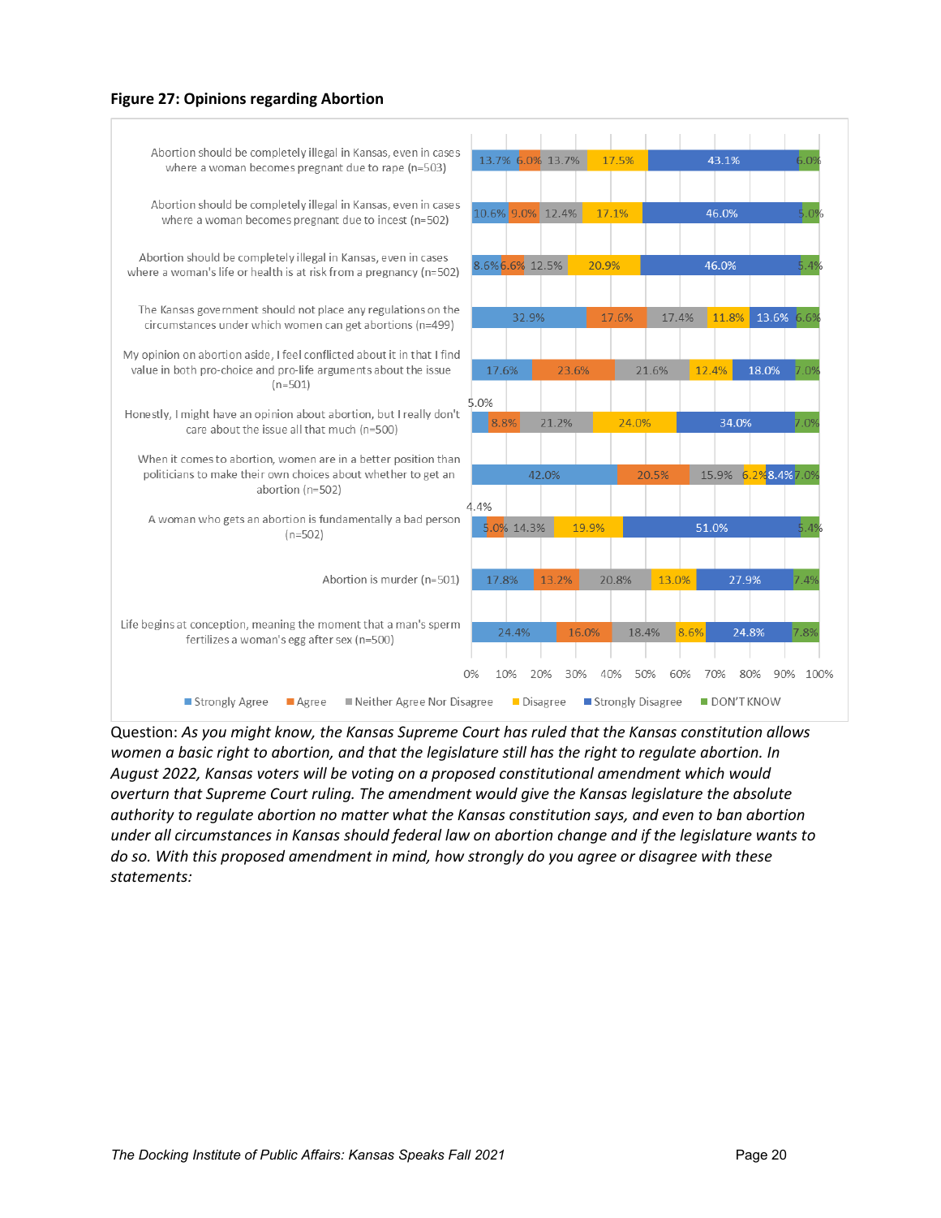**Figure 27: Opinions regarding Abortion**

| Statement | Strongly Agree | Agree | Neither Agree Nor Disagree | Disagree | Strongly Disagree | DON'T KNOW |
|---|---|---|---|---|---|---|
| Abortion should be completely illegal in Kansas, even in cases where a woman becomes pregnant due to rape (n=503) | 13.7% | 6.0% | 13.7% | 17.5% | 43.1% | 6.0% |
| Abortion should be completely illegal in Kansas, even in cases where a woman becomes pregnant due to incest (n=502) | 10.6% | 9.0% | 12.4% | 17.1% | 46.0% | 5.0% |
| Abortion should be completely illegal in Kansas, even in cases where a woman's life or health is at risk from a pregnancy (n=502) | 8.6% | 6.6% | 12.5% | 20.9% | 46.0% | 5.4% |
| The Kansas government should not place any regulations on the circumstances under which women can get abortions (n=499) | 32.9% | 17.6% | 17.4% | 11.8% | 13.6% | 6.6% |
| My opinion on abortion aside, I feel conflicted about it in that I find value in both pro-choice and pro-life arguments about the issue (n=501) | 17.6% | 23.6% | 21.6% | 12.4% | 18.0% | 7.0% |
| Honestly, I might have an opinion about abortion, but I really don't care about the issue all that much (n=500) | 5.0% | 8.8% | 21.2% | 24.0% | 34.0% | 7.0% |
| When it comes to abortion, women are in a better position than politicians to make their own choices about whether to get an abortion (n=502) | 42.0% | 20.5% | 15.9% | 6.2% | 8.4% | 7.0% |
| A woman who gets an abortion is fundamentally a bad person (n=502) | 4.4% | 5.0% | 14.3% | 19.9% | 51.0% | 5.4% |
| Abortion is murder (n=501) | 17.8% | 13.2% | 20.8% | 13.0% | 27.9% | 7.4% |
| Life begins at conception, meaning the moment that a man's sperm fertilizes a woman's egg after sex (n=500) | 24.4% | 16.0% | 18.4% | 8.6% | 24.8% | 7.8% |

Question: *As you might know, the Kansas Supreme Court has ruled that the Kansas constitution allows women a basic right to abortion, and that the legislature still has the right to regulate abortion. In August 2022, Kansas voters will be voting on a proposed constitutional amendment which would overturn that Supreme Court ruling. The amendment would give the Kansas legislature the absolute authority to regulate abortion no matter what the Kansas constitution says, and even to ban abortion under all circumstances in Kansas should federal law on abortion change and if the legislature wants to do so. With this proposed amendment in mind, how strongly do you agree or disagree with these statements:*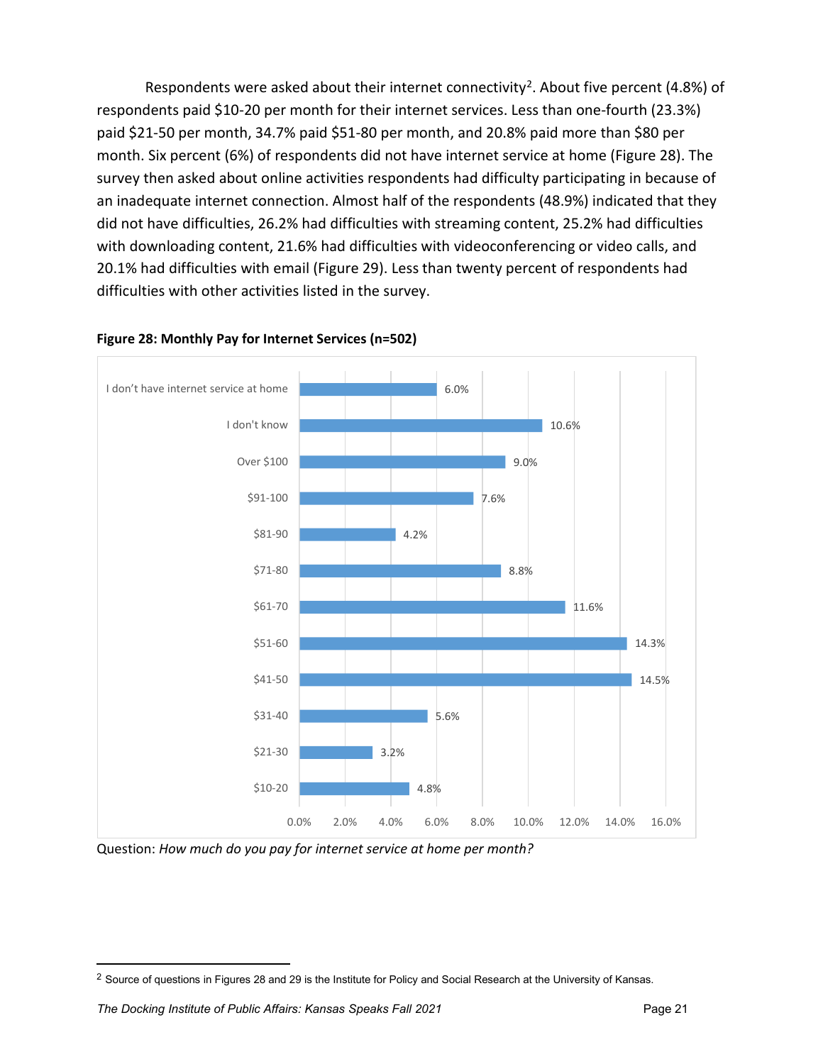Respondents were asked about their internet connectivity[2]. About five percent (4.8%) of respondents paid $10-20 per month for their internet services. Less than one-fourth (23.3%) paid $21-50 per month, 34.7% paid $51-80 per month, and 20.8% paid more than $80 per month. Six percent (6%) of respondents did not have internet service at home (Figure 28). The survey then asked about online activities respondents had difficulty participating in because of an inadequate internet connection. Almost half of the respondents (48.9%) indicated that they did not have difficulties, 26.2% had difficulties with streaming content, 25.2% had difficulties with downloading content, 21.6% had difficulties with videoconferencing or video calls, and 20.1% had difficulties with email (Figure 29). Less than twenty percent of respondents had difficulties with other activities listed in the survey.

**Figure 28: Monthly Pay for Internet Services (n=502)**

| Response | Percent |
|---|---|
| I don't have internet service at home | 6.0% |
| I don't know | 10.6% |
| Over $100 | 9.0% |
| $91-100 | 7.6% |
| $81-90 | 4.2% |
| $71-80 | 8.8% |
| $61-70 | 11.6% |
| $51-60 | 14.3% |
| $41-50 | 14.5% |
| $31-40 | 5.6% |
| $21-30 | 3.2% |
| $10-20 | 4.8% |

Question: *How much do you pay for internet service at home per month?*

[2] Source of questions in Figures 28 and 29 is the Institute for Policy and Social Research at the University of Kansas.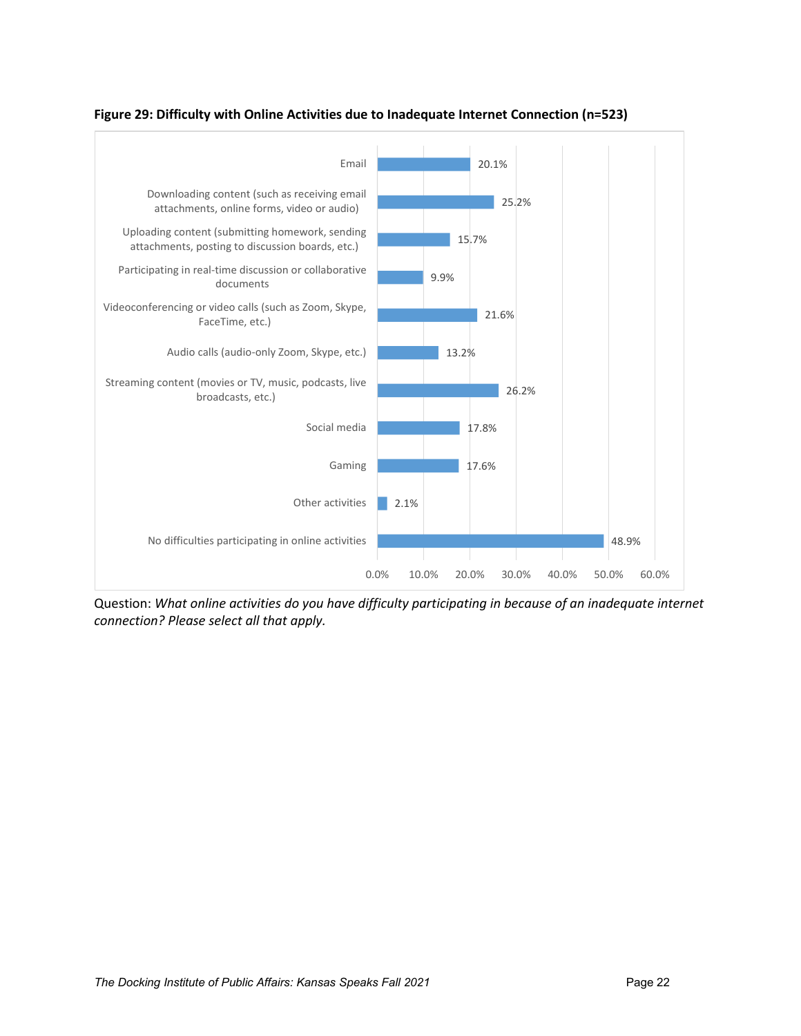**Figure 29: Difficulty with Online Activities due to Inadequate Internet Connection (n=523)**

| Activity | Percent |
| --- | --- |
| Email | 20.1% |
| Downloading content (such as receiving email attachments, online forms, video or audio) | 25.2% |
| Uploading content (submitting homework, sending attachments, posting to discussion boards, etc.) | 15.7% |
| Participating in real-time discussion or collaborative documents | 9.9% |
| Videoconferencing or video calls (such as Zoom, Skype, FaceTime, etc.) | 21.6% |
| Audio calls (audio-only Zoom, Skype, etc.) | 13.2% |
| Streaming content (movies or TV, music, podcasts, live broadcasts, etc.) | 26.2% |
| Social media | 17.8% |
| Gaming | 17.6% |
| Other activities | 2.1% |
| No difficulties participating in online activities | 48.9% |

Question: *What online activities do you have difficulty participating in because of an inadequate internet connection? Please select all that apply.*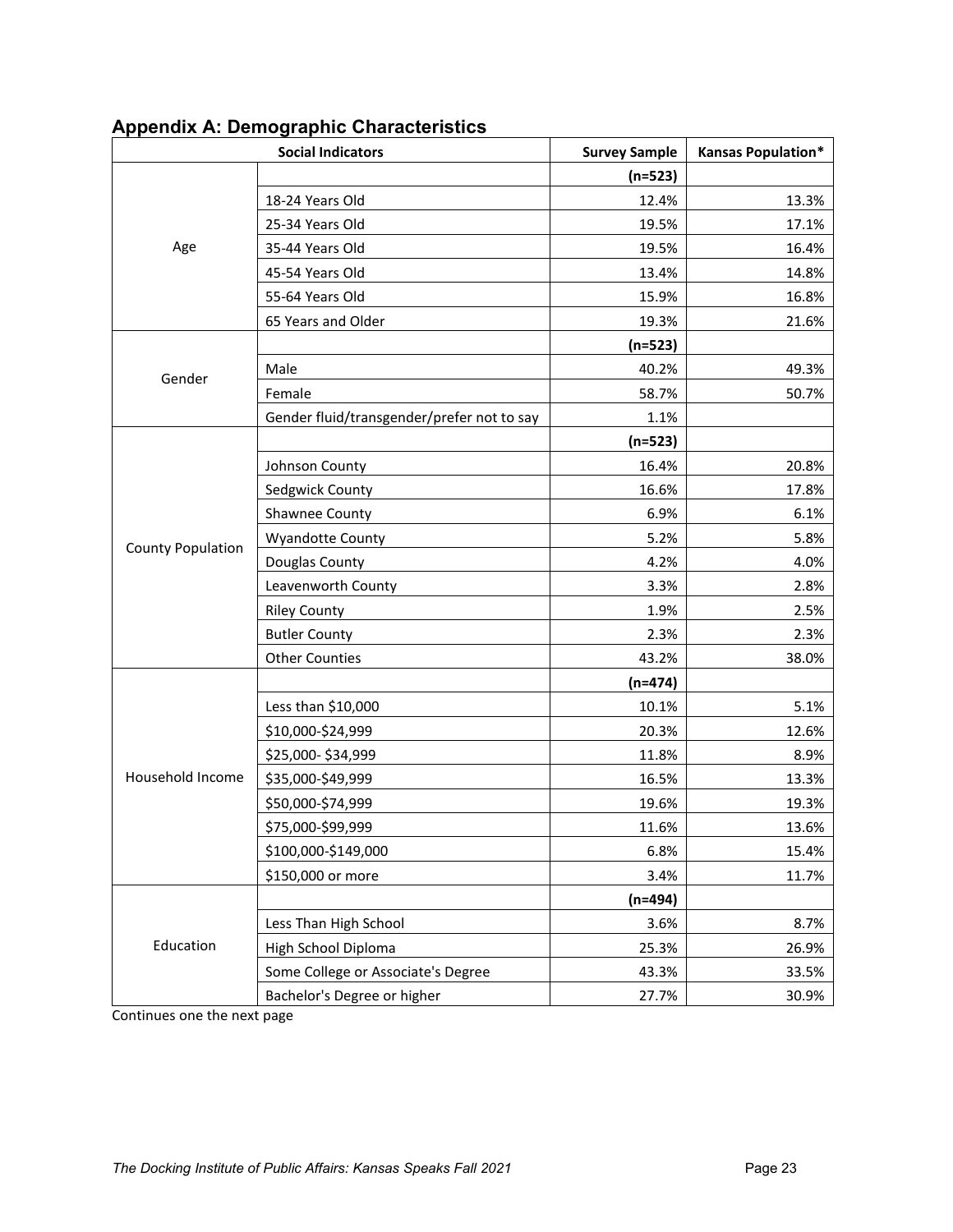## Appendix A: Demographic Characteristics

| Social Indicators | | Survey Sample | Kansas Population* |
|---|---|---|---|
| Age | | (n=523) | |
| | 18-24 Years Old | 12.4% | 13.3% |
| | 25-34 Years Old | 19.5% | 17.1% |
| | 35-44 Years Old | 19.5% | 16.4% |
| | 45-54 Years Old | 13.4% | 14.8% |
| | 55-64 Years Old | 15.9% | 16.8% |
| | 65 Years and Older | 19.3% | 21.6% |
| Gender | | (n=523) | |
| | Male | 40.2% | 49.3% |
| | Female | 58.7% | 50.7% |
| | Gender fluid/transgender/prefer not to say | 1.1% | |
| County Population | | (n=523) | |
| | Johnson County | 16.4% | 20.8% |
| | Sedgwick County | 16.6% | 17.8% |
| | Shawnee County | 6.9% | 6.1% |
| | Wyandotte County | 5.2% | 5.8% |
| | Douglas County | 4.2% | 4.0% |
| | Leavenworth County | 3.3% | 2.8% |
| | Riley County | 1.9% | 2.5% |
| | Butler County | 2.3% | 2.3% |
| | Other Counties | 43.2% | 38.0% |
| Household Income | | (n=474) | |
| | Less than $10,000 | 10.1% | 5.1% |
| | $10,000-$24,999 | 20.3% | 12.6% |
| | $25,000- $34,999 | 11.8% | 8.9% |
| | $35,000-$49,999 | 16.5% | 13.3% |
| | $50,000-$74,999 | 19.6% | 19.3% |
| | $75,000-$99,999 | 11.6% | 13.6% |
| | $100,000-$149,000 | 6.8% | 15.4% |
| | $150,000 or more | 3.4% | 11.7% |
| Education | | (n=494) | |
| | Less Than High School | 3.6% | 8.7% |
| | High School Diploma | 25.3% | 26.9% |
| | Some College or Associate's Degree | 43.3% | 33.5% |
| | Bachelor's Degree or higher | 27.7% | 30.9% |

Continues one the next page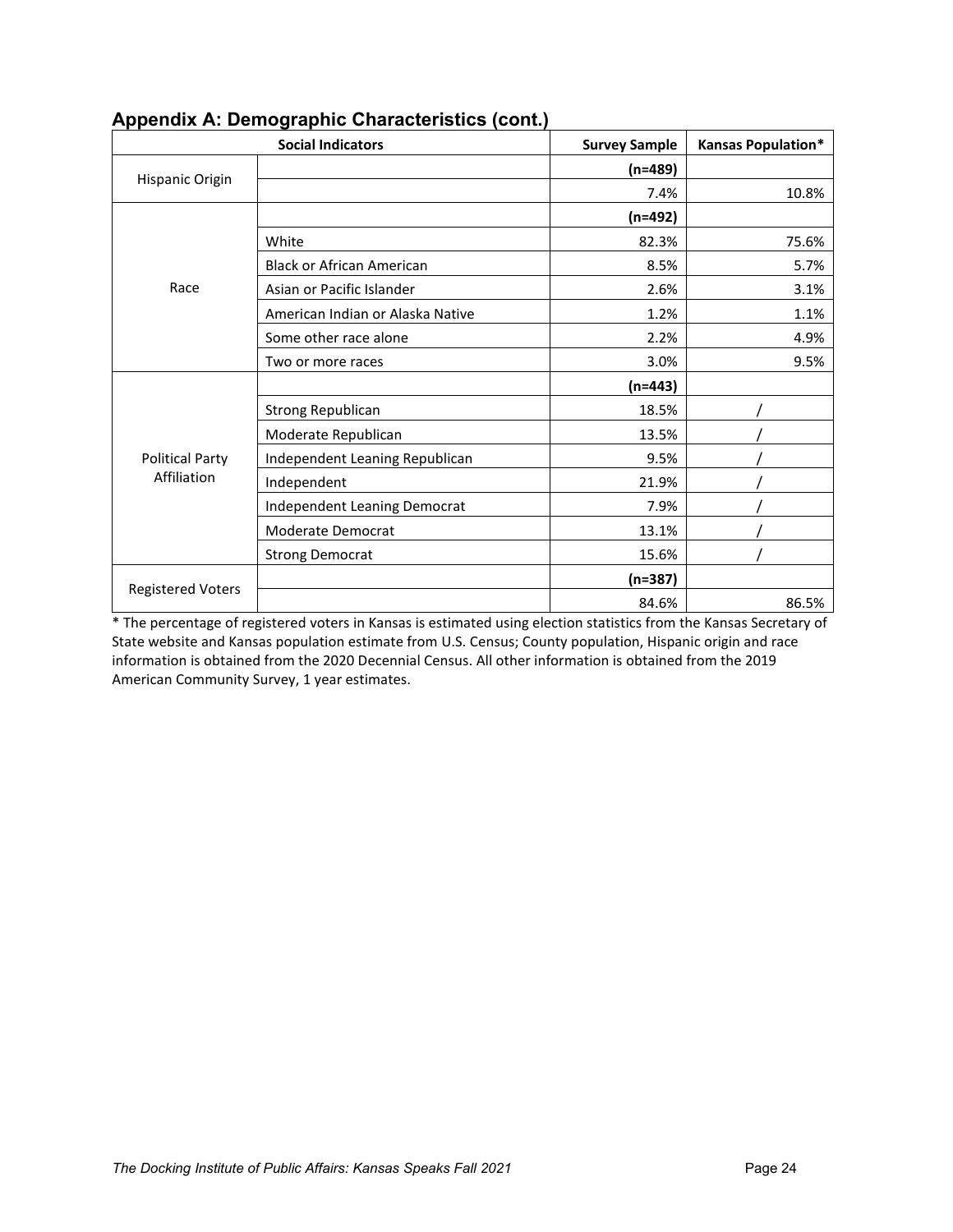## Appendix A: Demographic Characteristics (cont.)

| Social Indicators | | Survey Sample | Kansas Population* |
|---|---|---|---|
| Hispanic Origin | | **(n=489)** | |
| | | 7.4% | 10.8% |
| Race | | **(n=492)** | |
| | White | 82.3% | 75.6% |
| | Black or African American | 8.5% | 5.7% |
| | Asian or Pacific Islander | 2.6% | 3.1% |
| | American Indian or Alaska Native | 1.2% | 1.1% |
| | Some other race alone | 2.2% | 4.9% |
| | Two or more races | 3.0% | 9.5% |
| Political Party Affiliation | | **(n=443)** | |
| | Strong Republican | 18.5% | / |
| | Moderate Republican | 13.5% | / |
| | Independent Leaning Republican | 9.5% | / |
| | Independent | 21.9% | / |
| | Independent Leaning Democrat | 7.9% | / |
| | Moderate Democrat | 13.1% | / |
| | Strong Democrat | 15.6% | / |
| Registered Voters | | **(n=387)** | |
| | | 84.6% | 86.5% |

* The percentage of registered voters in Kansas is estimated using election statistics from the Kansas Secretary of State website and Kansas population estimate from U.S. Census; County population, Hispanic origin and race information is obtained from the 2020 Decennial Census. All other information is obtained from the 2019 American Community Survey, 1 year estimates.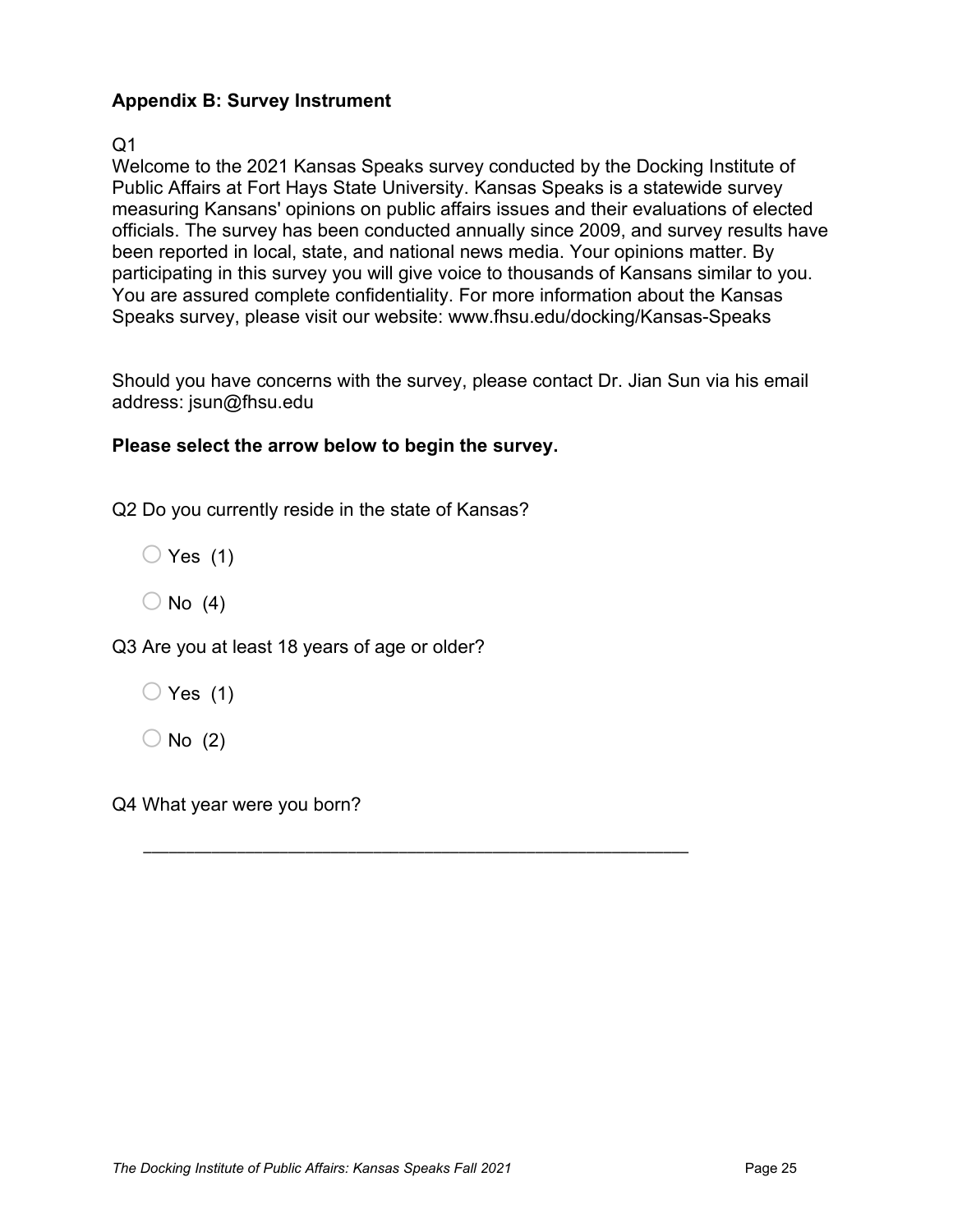## Appendix B: Survey Instrument

Q1

Welcome to the 2021 Kansas Speaks survey conducted by the Docking Institute of Public Affairs at Fort Hays State University. Kansas Speaks is a statewide survey measuring Kansans' opinions on public affairs issues and their evaluations of elected officials. The survey has been conducted annually since 2009, and survey results have been reported in local, state, and national news media. Your opinions matter. By participating in this survey you will give voice to thousands of Kansans similar to you. You are assured complete confidentiality. For more information about the Kansas Speaks survey, please visit our website: www.fhsu.edu/docking/Kansas-Speaks

Should you have concerns with the survey, please contact Dr. Jian Sun via his email address: jsun@fhsu.edu

**Please select the arrow below to begin the survey.**

Q2 Do you currently reside in the state of Kansas?

- ○ Yes (1)
- ○ No (4)

Q3 Are you at least 18 years of age or older?

- ○ Yes (1)
- ○ No (2)

Q4 What year were you born?

________________________________________________________________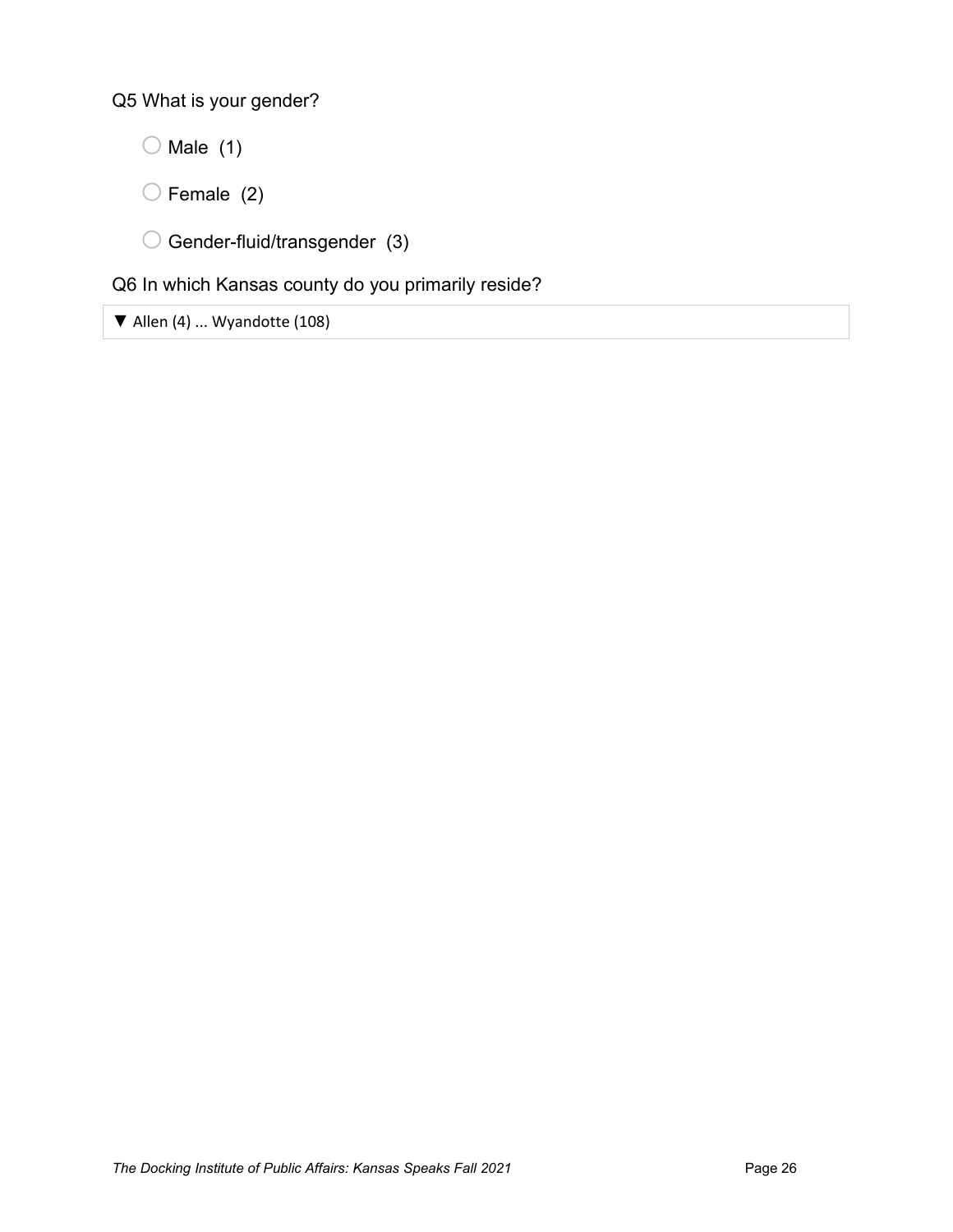Q5 What is your gender?

- ○ Male (1)
- ○ Female (2)
- ○ Gender-fluid/transgender (3)

Q6 In which Kansas county do you primarily reside?

▼ Allen (4) ... Wyandotte (108)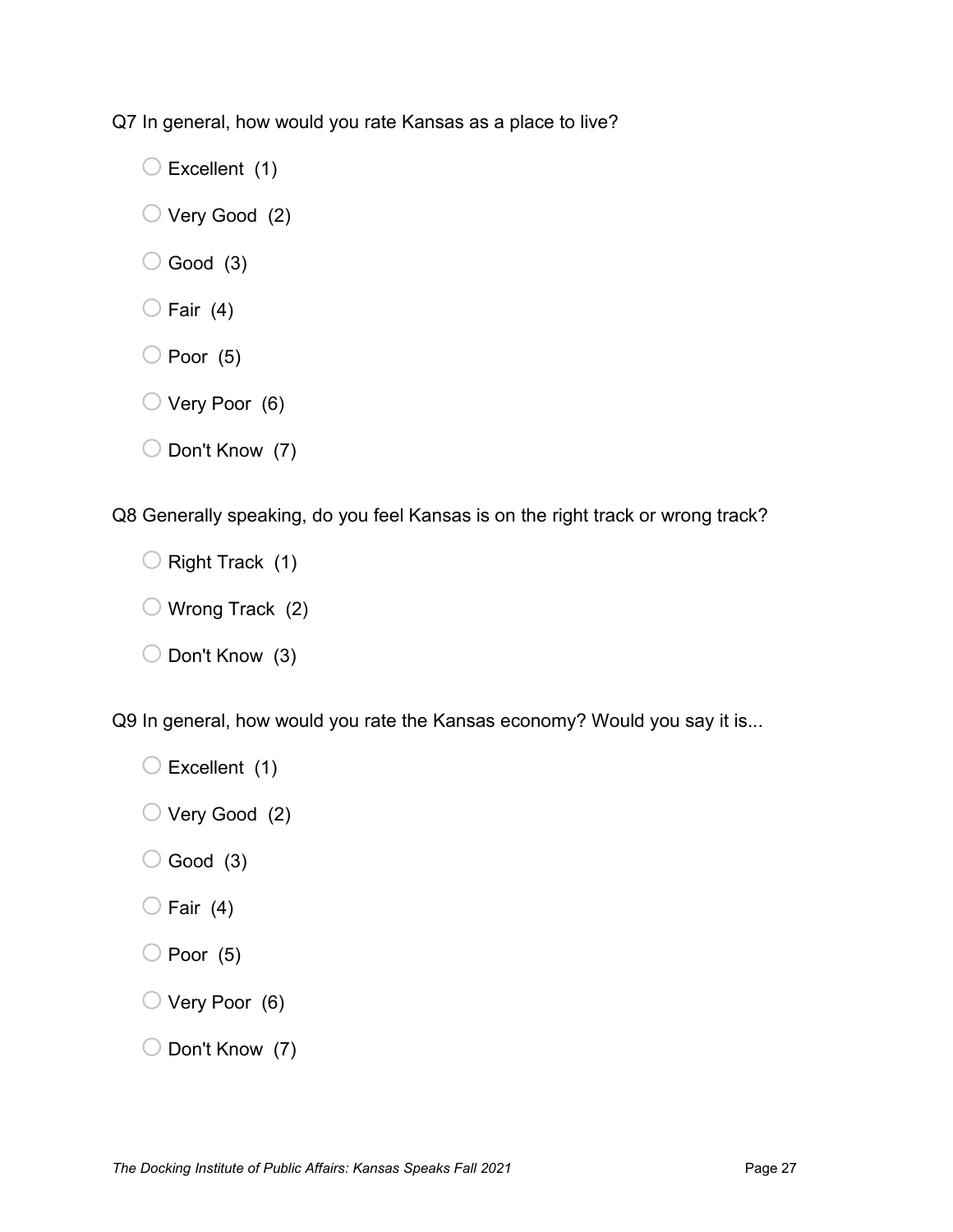Q7 In general, how would you rate Kansas as a place to live?

- Excellent (1)
- Very Good (2)
- Good (3)
- Fair (4)
- Poor (5)
- Very Poor (6)
- Don't Know (7)

Q8 Generally speaking, do you feel Kansas is on the right track or wrong track?

- Right Track (1)
- Wrong Track (2)
- Don't Know (3)

Q9 In general, how would you rate the Kansas economy? Would you say it is...

- Excellent (1)
- Very Good (2)
- Good (3)
- Fair (4)
- Poor (5)
- Very Poor (6)
- Don't Know (7)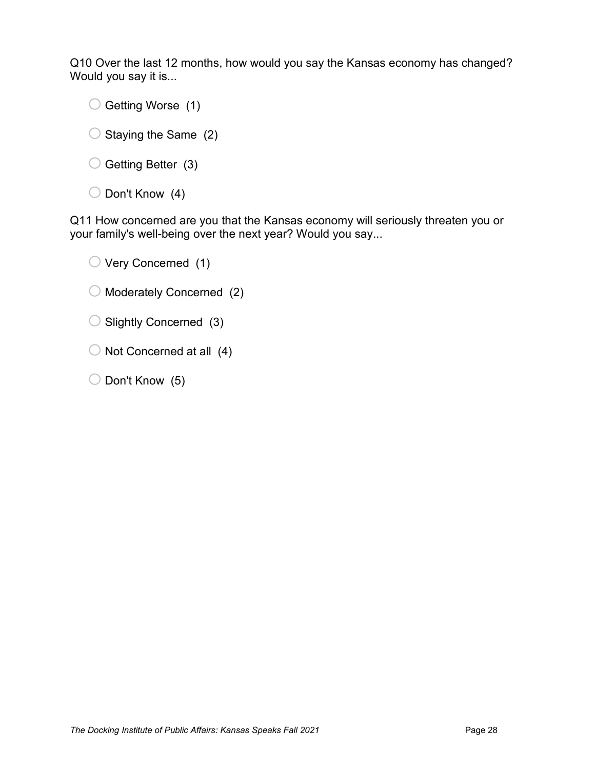Q10 Over the last 12 months, how would you say the Kansas economy has changed? Would you say it is...

- Getting Worse (1)
- Staying the Same (2)
- Getting Better (3)
- Don't Know (4)

Q11 How concerned are you that the Kansas economy will seriously threaten you or your family's well-being over the next year? Would you say...

- Very Concerned (1)
- Moderately Concerned (2)
- Slightly Concerned (3)
- Not Concerned at all (4)
- Don't Know (5)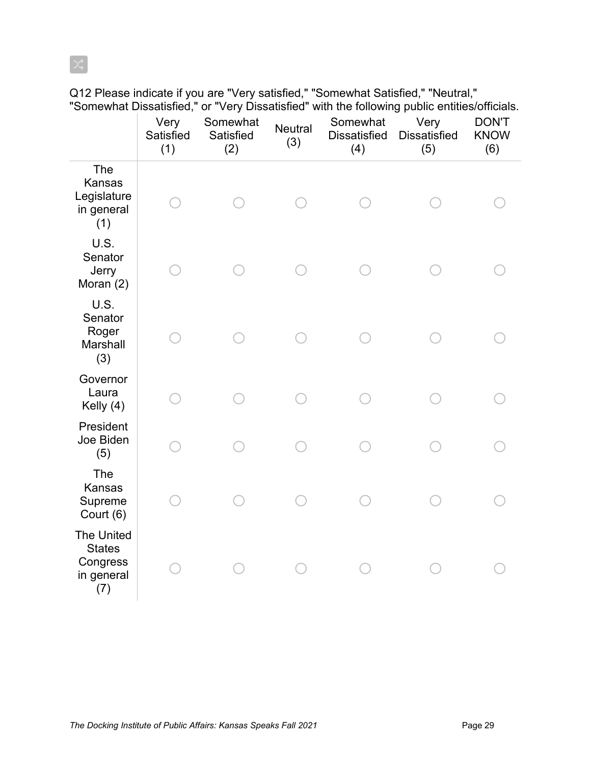Q12 Please indicate if you are "Very satisfied," "Somewhat Satisfied," "Neutral," "Somewhat Dissatisfied," or "Very Dissatisfied" with the following public entities/officials.

| | Very Satisfied (1) | Somewhat Satisfied (2) | Neutral (3) | Somewhat Dissatisfied (4) | Very Dissatisfied (5) | DON'T KNOW (6) |
|---|---|---|---|---|---|---|
| The Kansas Legislature in general (1) | ○ | ○ | ○ | ○ | ○ | ○ |
| U.S. Senator Jerry Moran (2) | ○ | ○ | ○ | ○ | ○ | ○ |
| U.S. Senator Roger Marshall (3) | ○ | ○ | ○ | ○ | ○ | ○ |
| Governor Laura Kelly (4) | ○ | ○ | ○ | ○ | ○ | ○ |
| President Joe Biden (5) | ○ | ○ | ○ | ○ | ○ | ○ |
| The Kansas Supreme Court (6) | ○ | ○ | ○ | ○ | ○ | ○ |
| The United States Congress in general (7) | ○ | ○ | ○ | ○ | ○ | ○ |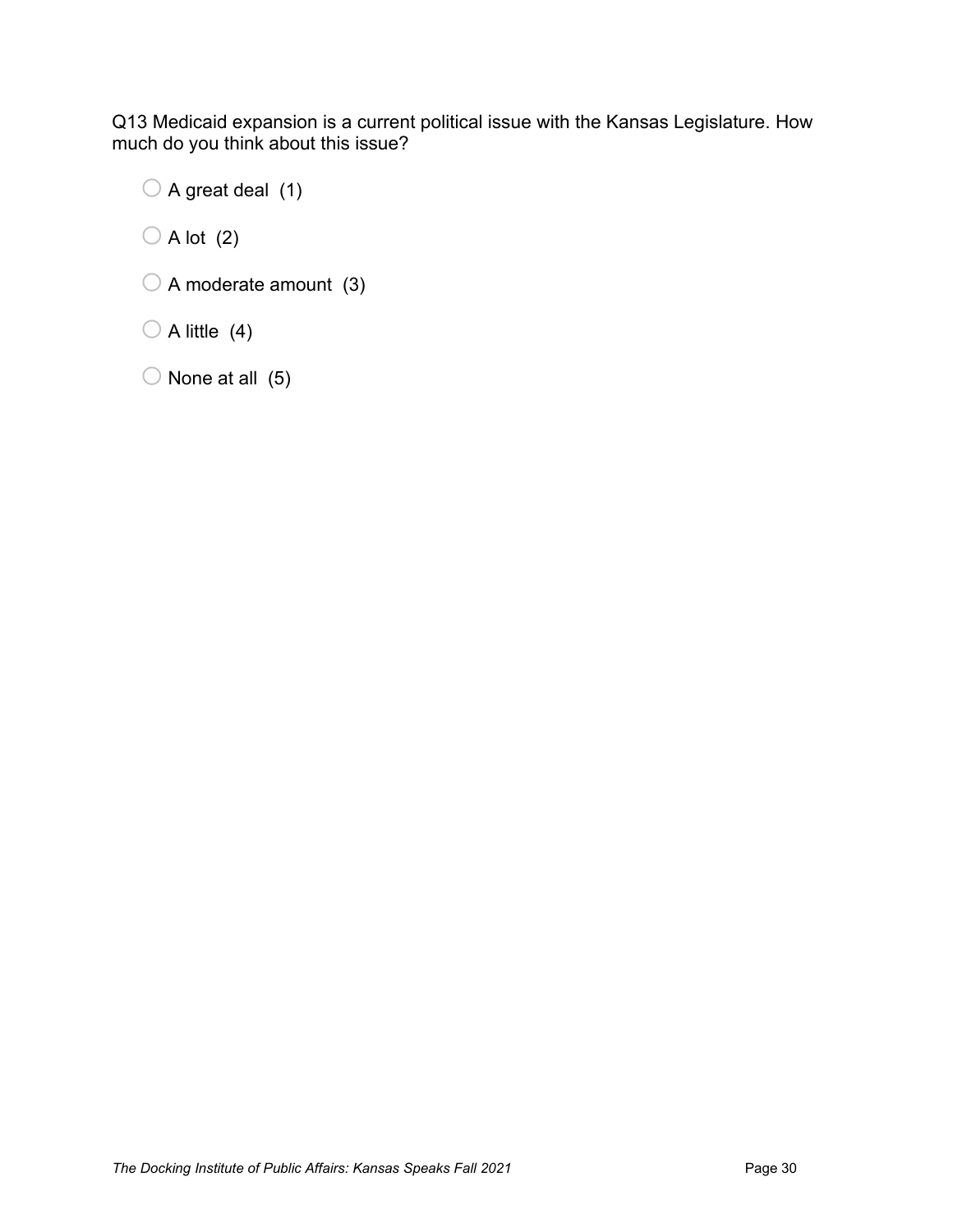Q13 Medicaid expansion is a current political issue with the Kansas Legislature. How much do you think about this issue?

- ○ A great deal (1)
- ○ A lot (2)
- ○ A moderate amount (3)
- ○ A little (4)
- ○ None at all (5)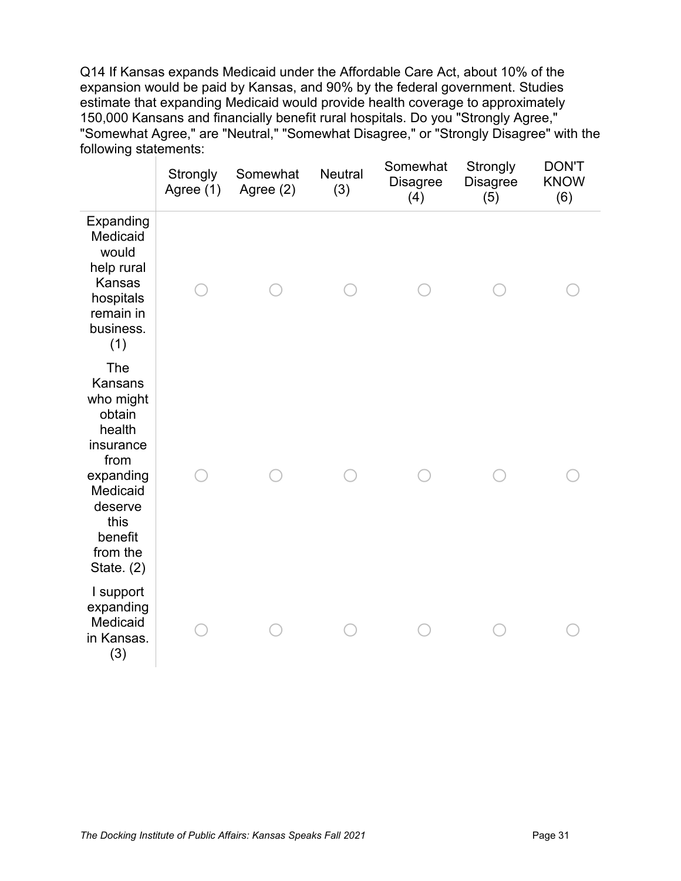Q14 If Kansas expands Medicaid under the Affordable Care Act, about 10% of the expansion would be paid by Kansas, and 90% by the federal government. Studies estimate that expanding Medicaid would provide health coverage to approximately 150,000 Kansans and financially benefit rural hospitals. Do you "Strongly Agree," "Somewhat Agree," are "Neutral," "Somewhat Disagree," or "Strongly Disagree" with the following statements:

| | Strongly Agree (1) | Somewhat Agree (2) | Neutral (3) | Somewhat Disagree (4) | Strongly Disagree (5) | DON'T KNOW (6) |
|---|---|---|---|---|---|---|
| Expanding Medicaid would help rural Kansas hospitals remain in business. (1) | ○ | ○ | ○ | ○ | ○ | ○ |
| The Kansans who might obtain health insurance from expanding Medicaid deserve this benefit from the State. (2) | ○ | ○ | ○ | ○ | ○ | ○ |
| I support expanding Medicaid in Kansas. (3) | ○ | ○ | ○ | ○ | ○ | ○ |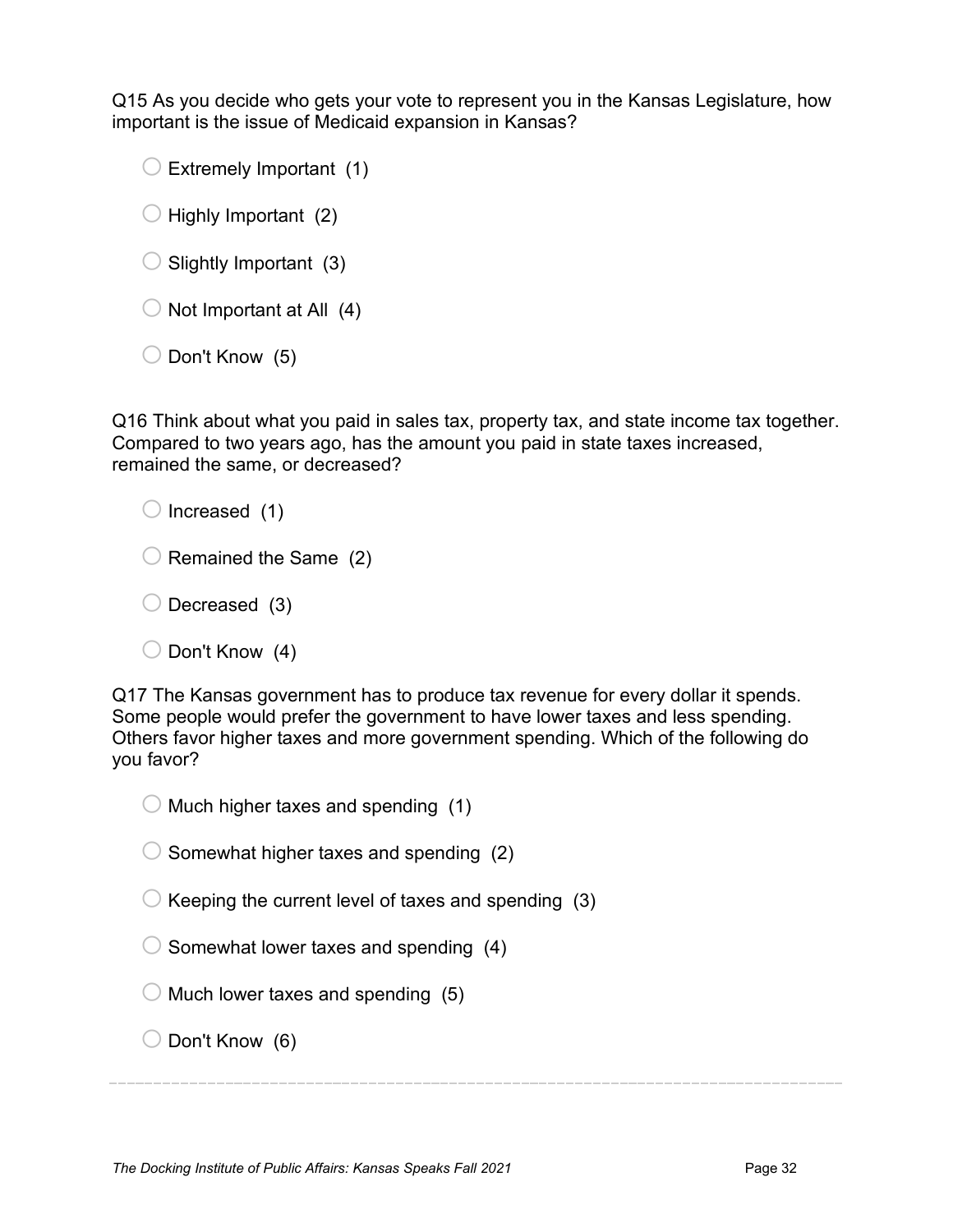Q15 As you decide who gets your vote to represent you in the Kansas Legislature, how important is the issue of Medicaid expansion in Kansas?

- Extremely Important (1)
- Highly Important (2)
- Slightly Important (3)
- Not Important at All (4)
- Don't Know (5)

Q16 Think about what you paid in sales tax, property tax, and state income tax together. Compared to two years ago, has the amount you paid in state taxes increased, remained the same, or decreased?

- Increased (1)
- Remained the Same (2)
- Decreased (3)
- Don't Know (4)

Q17 The Kansas government has to produce tax revenue for every dollar it spends. Some people would prefer the government to have lower taxes and less spending. Others favor higher taxes and more government spending. Which of the following do you favor?

- Much higher taxes and spending (1)
- Somewhat higher taxes and spending (2)
- Keeping the current level of taxes and spending (3)
- Somewhat lower taxes and spending (4)
- Much lower taxes and spending (5)
- Don't Know (6)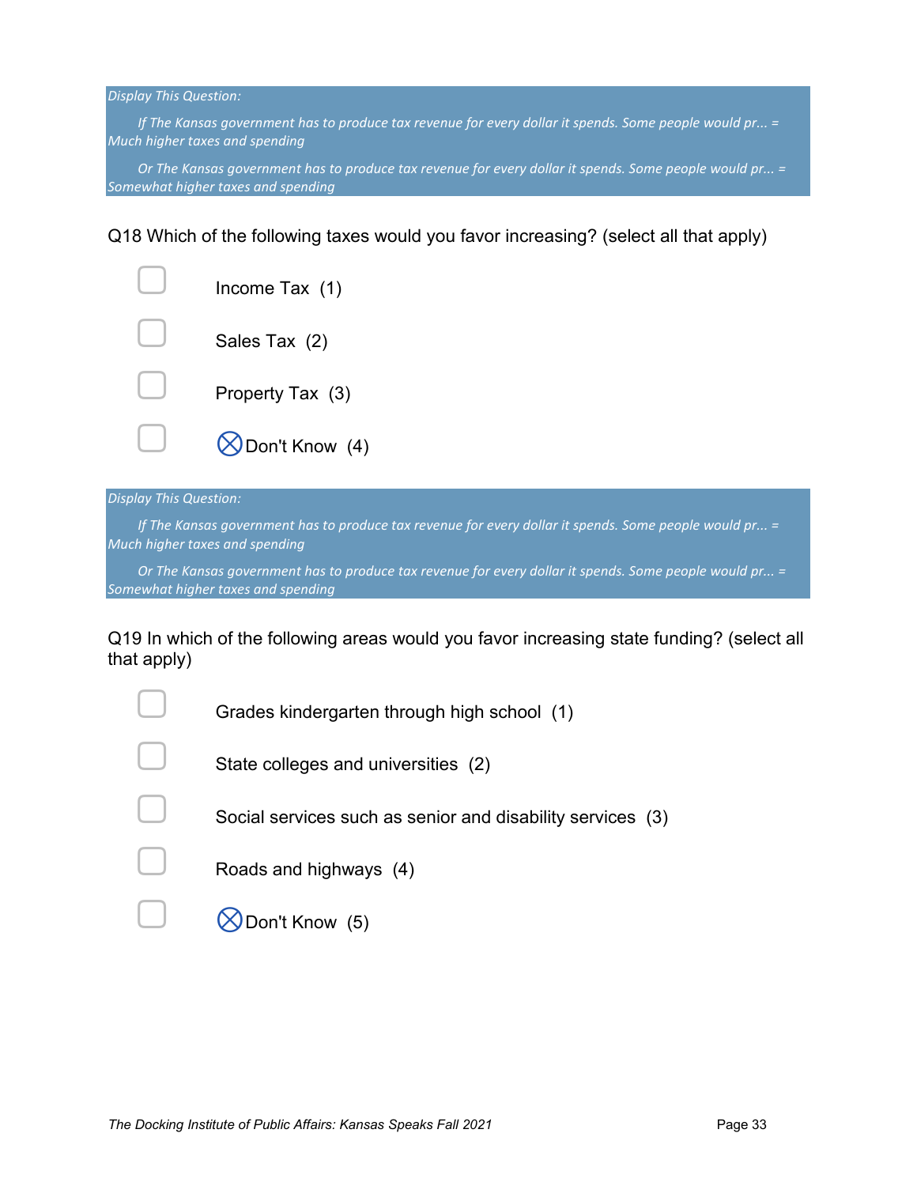*Display This Question:*

*If The Kansas government has to produce tax revenue for every dollar it spends. Some people would pr... = Much higher taxes and spending*

*Or The Kansas government has to produce tax revenue for every dollar it spends. Some people would pr... = Somewhat higher taxes and spending*

Q18 Which of the following taxes would you favor increasing? (select all that apply)

- ☐ Income Tax (1)
- ☐ Sales Tax (2)
- ☐ Property Tax (3)
- ☐ ⊗Don't Know (4)

*Display This Question:*

*If The Kansas government has to produce tax revenue for every dollar it spends. Some people would pr... = Much higher taxes and spending*

*Or The Kansas government has to produce tax revenue for every dollar it spends. Some people would pr... = Somewhat higher taxes and spending*

Q19 In which of the following areas would you favor increasing state funding? (select all that apply)

- ☐ Grades kindergarten through high school (1)
- ☐ State colleges and universities (2)
- ☐ Social services such as senior and disability services (3)
- ☐ Roads and highways (4)
- ☐ ⊗Don't Know (5)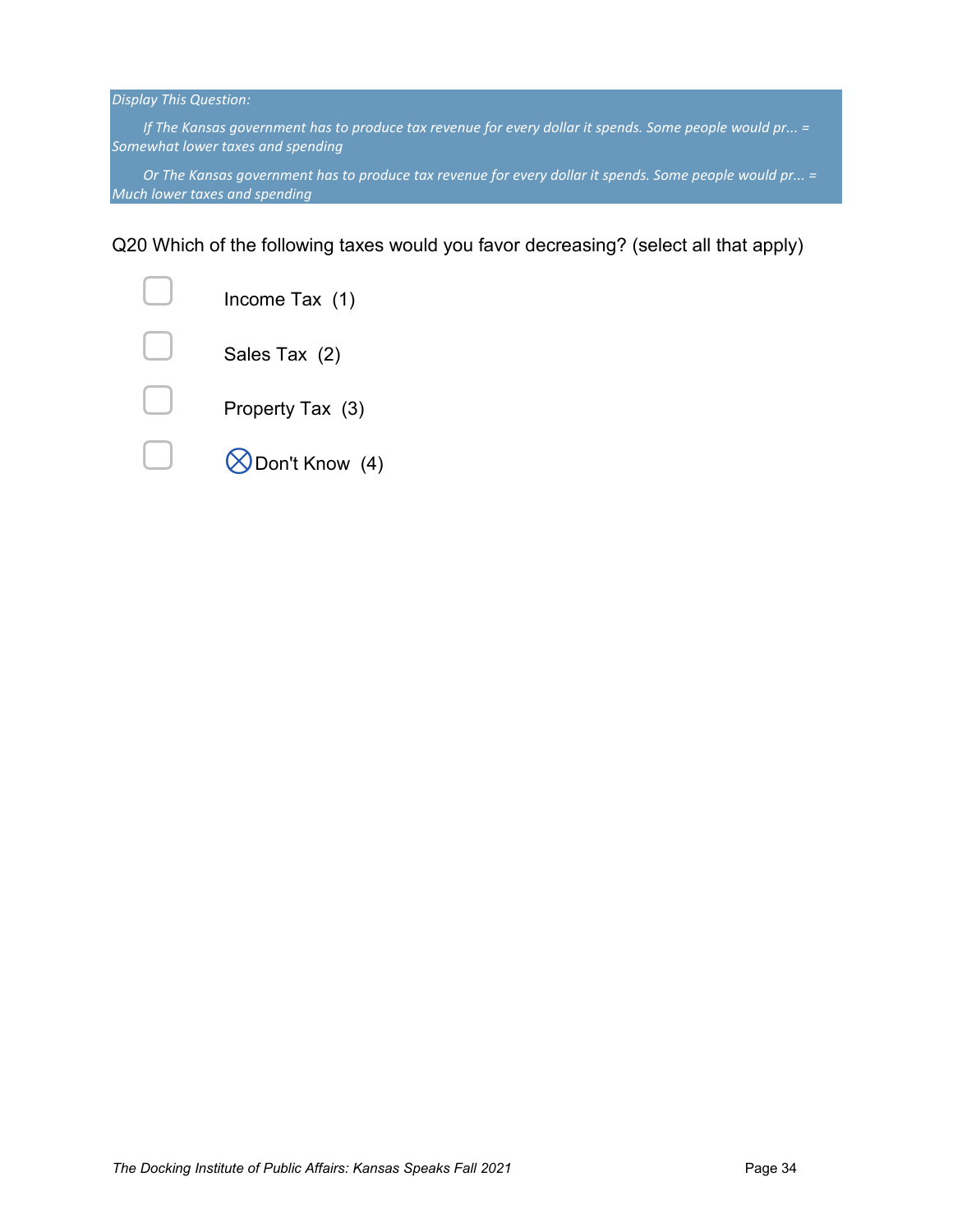*Display This Question:*

*If The Kansas government has to produce tax revenue for every dollar it spends. Some people would pr... = Somewhat lower taxes and spending*

*Or The Kansas government has to produce tax revenue for every dollar it spends. Some people would pr... = Much lower taxes and spending*

Q20 Which of the following taxes would you favor decreasing? (select all that apply)

- ☐ Income Tax (1)
- ☐ Sales Tax (2)
- ☐ Property Tax (3)
- ☐ ⨂Don't Know (4)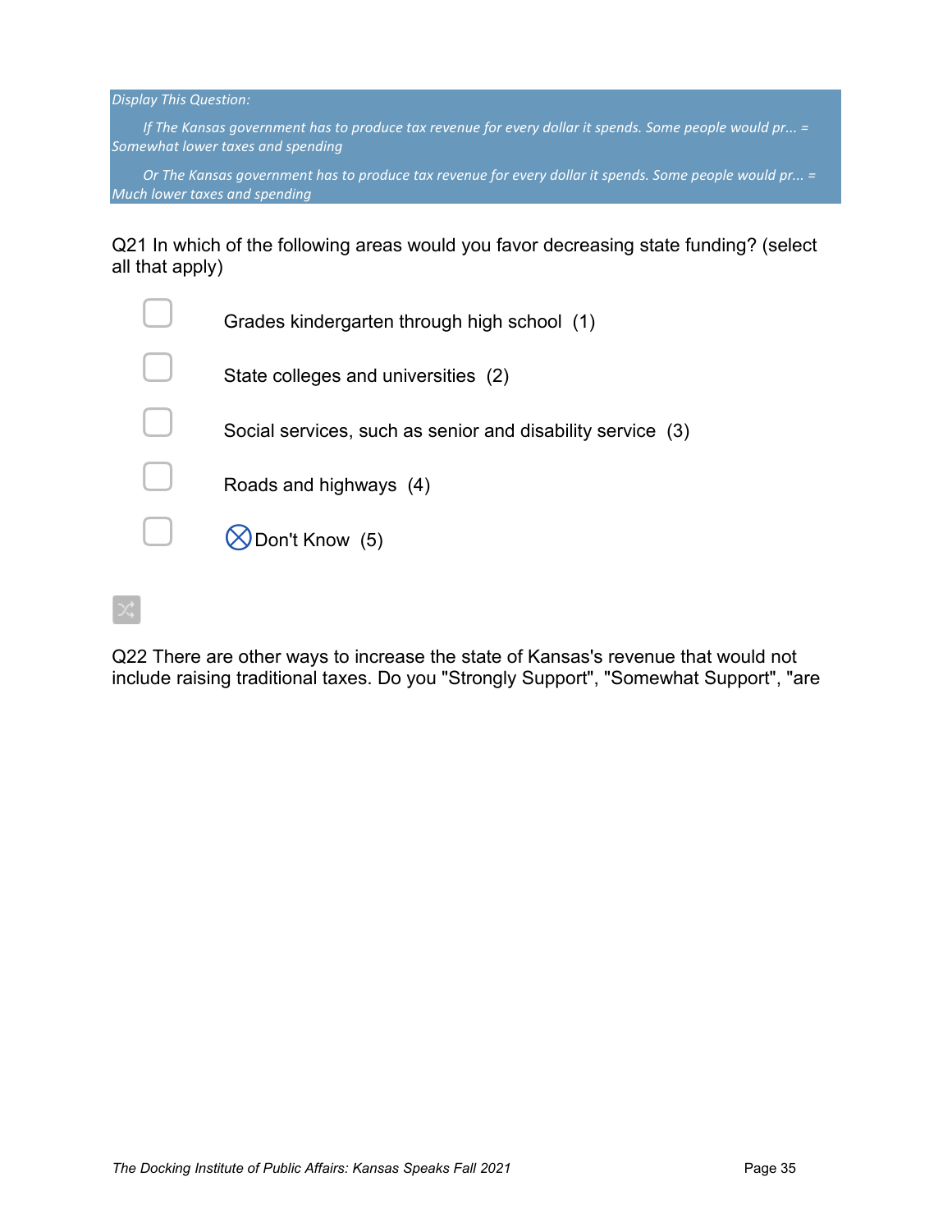*Display This Question:*

*If The Kansas government has to produce tax revenue for every dollar it spends. Some people would pr... = Somewhat lower taxes and spending*

*Or The Kansas government has to produce tax revenue for every dollar it spends. Some people would pr... = Much lower taxes and spending*

Q21 In which of the following areas would you favor decreasing state funding? (select all that apply)

- ▢ Grades kindergarten through high school (1)
- ▢ State colleges and universities (2)
- ▢ Social services, such as senior and disability service (3)
- ▢ Roads and highways (4)
- ▢ ⊗Don't Know (5)

Q22 There are other ways to increase the state of Kansas's revenue that would not include raising traditional taxes. Do you "Strongly Support", "Somewhat Support", "are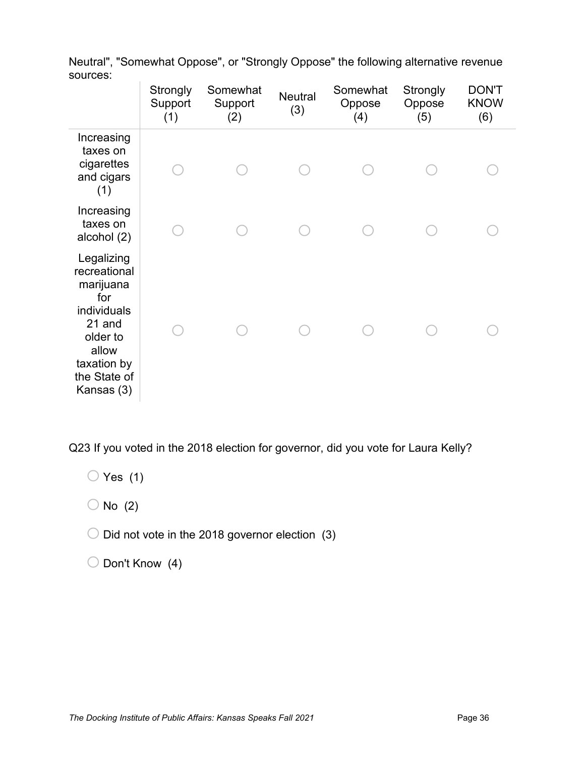Neutral", "Somewhat Oppose", or "Strongly Oppose" the following alternative revenue sources:

| | Strongly Support (1) | Somewhat Support (2) | Neutral (3) | Somewhat Oppose (4) | Strongly Oppose (5) | DON'T KNOW (6) |
|---|---|---|---|---|---|---|
| Increasing taxes on cigarettes and cigars (1) | ○ | ○ | ○ | ○ | ○ | ○ |
| Increasing taxes on alcohol (2) | ○ | ○ | ○ | ○ | ○ | ○ |
| Legalizing recreational marijuana for individuals 21 and older to allow taxation by the State of Kansas (3) | ○ | ○ | ○ | ○ | ○ | ○ |

Q23 If you voted in the 2018 election for governor, did you vote for Laura Kelly?

○ Yes (1)

○ No (2)

○ Did not vote in the 2018 governor election (3)

○ Don't Know (4)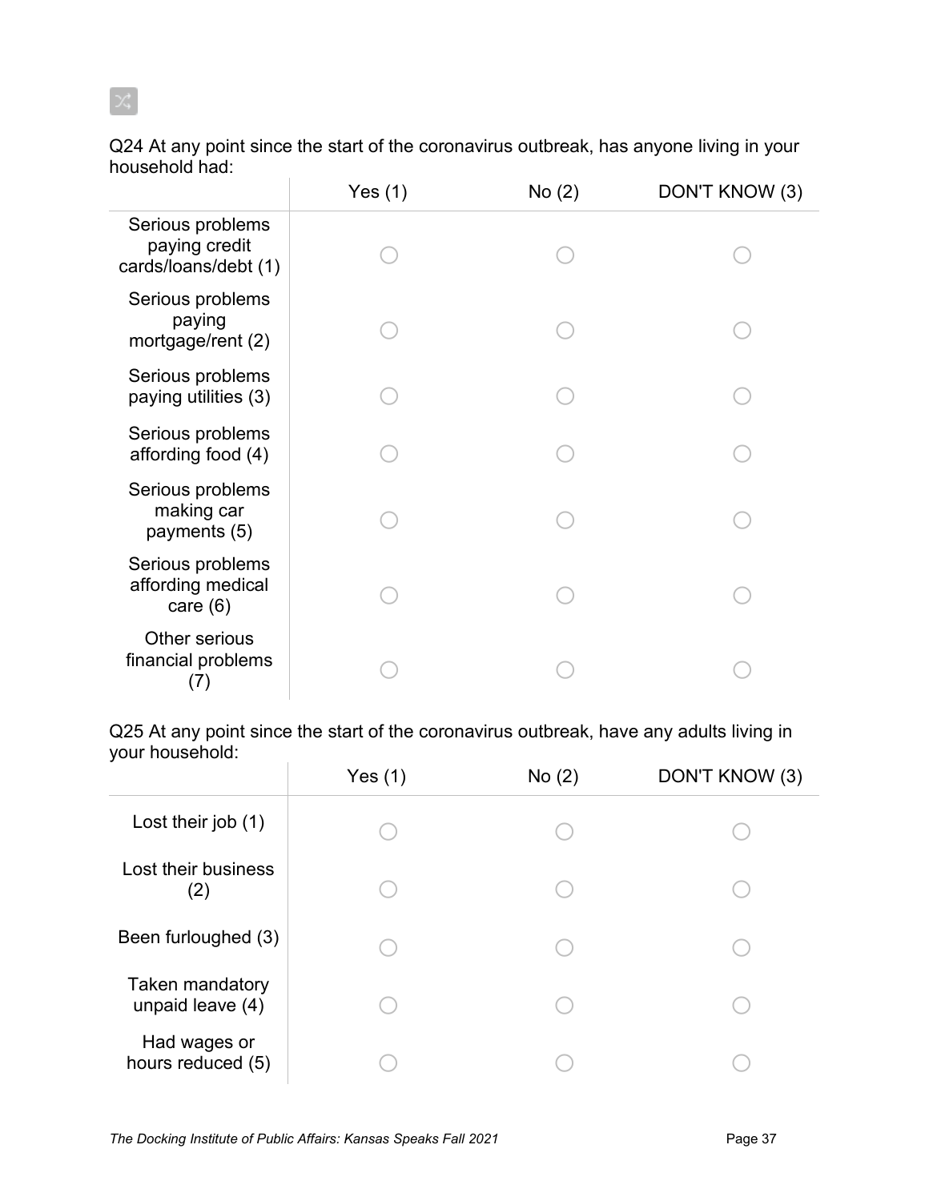Q24 At any point since the start of the coronavirus outbreak, has anyone living in your household had:

| | Yes (1) | No (2) | DON'T KNOW (3) |
|---|---|---|---|
| Serious problems paying credit cards/loans/debt (1) | ○ | ○ | ○ |
| Serious problems paying mortgage/rent (2) | ○ | ○ | ○ |
| Serious problems paying utilities (3) | ○ | ○ | ○ |
| Serious problems affording food (4) | ○ | ○ | ○ |
| Serious problems making car payments (5) | ○ | ○ | ○ |
| Serious problems affording medical care (6) | ○ | ○ | ○ |
| Other serious financial problems (7) | ○ | ○ | ○ |

Q25 At any point since the start of the coronavirus outbreak, have any adults living in your household:

| | Yes (1) | No (2) | DON'T KNOW (3) |
|---|---|---|---|
| Lost their job (1) | ○ | ○ | ○ |
| Lost their business (2) | ○ | ○ | ○ |
| Been furloughed (3) | ○ | ○ | ○ |
| Taken mandatory unpaid leave (4) | ○ | ○ | ○ |
| Had wages or hours reduced (5) | ○ | ○ | ○ |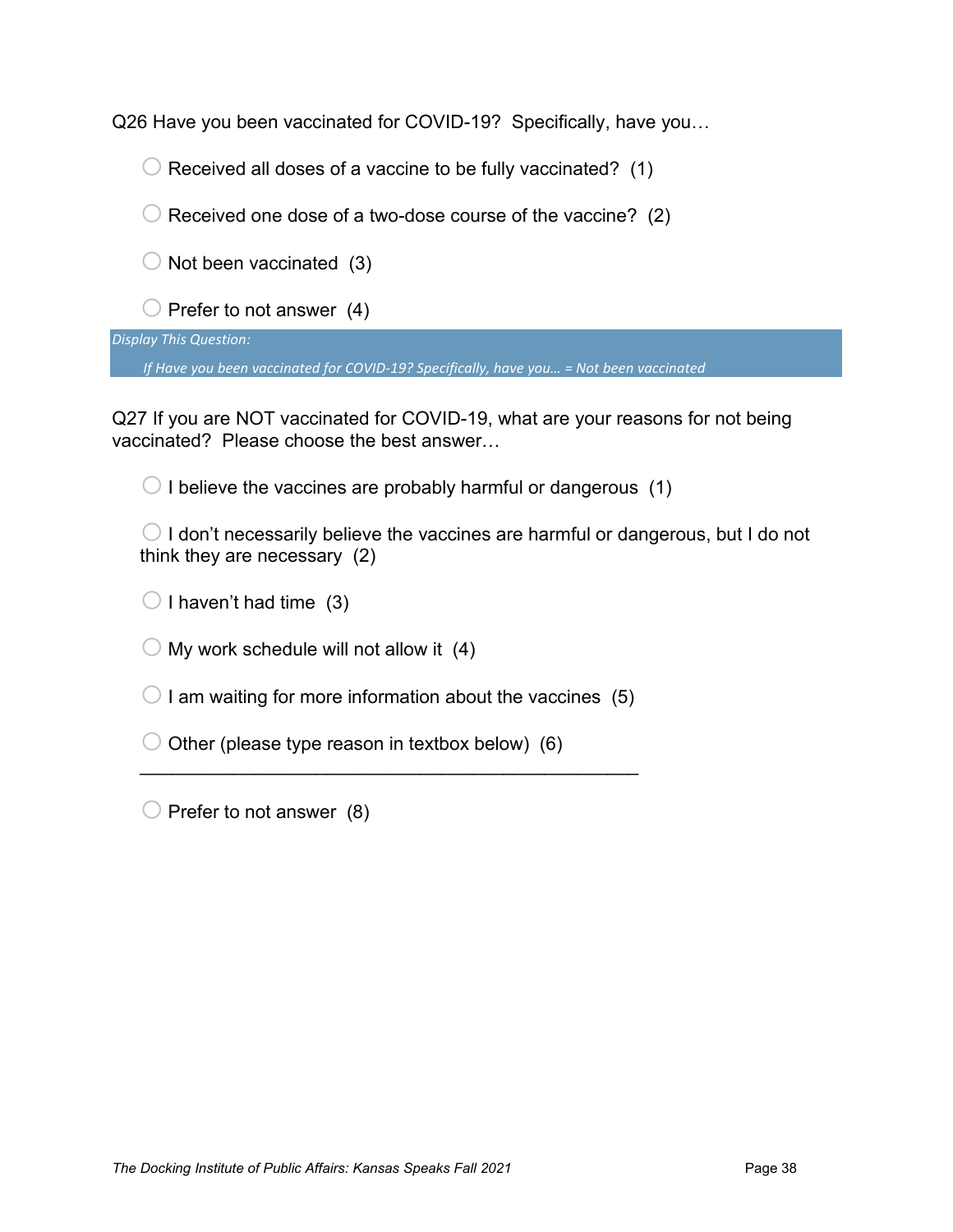Q26 Have you been vaccinated for COVID-19? Specifically, have you…

- ○ Received all doses of a vaccine to be fully vaccinated? (1)
- ○ Received one dose of a two-dose course of the vaccine? (2)
- ○ Not been vaccinated (3)
- ○ Prefer to not answer (4)

*Display This Question:*

*If Have you been vaccinated for COVID-19? Specifically, have you… = Not been vaccinated*

Q27 If you are NOT vaccinated for COVID-19, what are your reasons for not being vaccinated? Please choose the best answer…

- ○ I believe the vaccines are probably harmful or dangerous (1)
- ○ I don't necessarily believe the vaccines are harmful or dangerous, but I do not think they are necessary (2)
- ○ I haven't had time (3)
- ○ My work schedule will not allow it (4)
- ○ I am waiting for more information about the vaccines (5)
- ○ Other (please type reason in textbox below) (6) ________________________________________________
- ○ Prefer to not answer (8)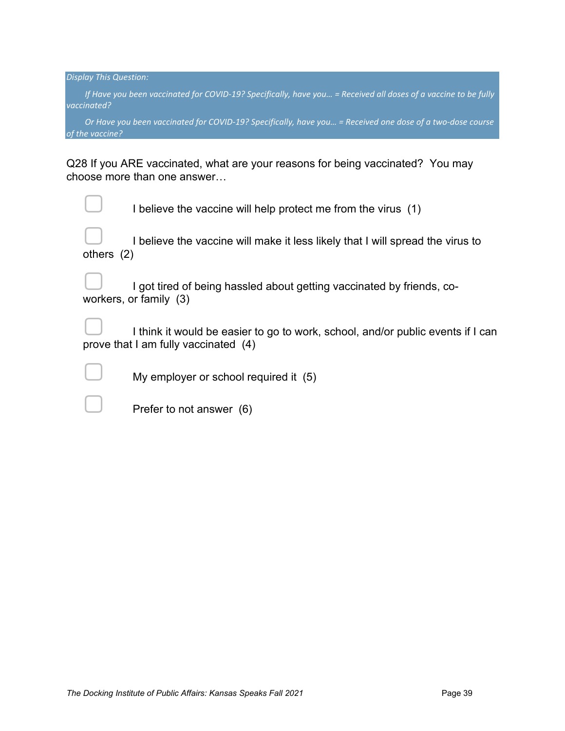*Display This Question:*

*If Have you been vaccinated for COVID-19? Specifically, have you... = Received all doses of a vaccine to be fully vaccinated?*

*Or Have you been vaccinated for COVID-19? Specifically, have you... = Received one dose of a two-dose course of the vaccine?*

Q28 If you ARE vaccinated, what are your reasons for being vaccinated? You may choose more than one answer…

- ▢ I believe the vaccine will help protect me from the virus (1)
- ▢ I believe the vaccine will make it less likely that I will spread the virus to others (2)
- ▢ I got tired of being hassled about getting vaccinated by friends, co-workers, or family (3)
- ▢ I think it would be easier to go to work, school, and/or public events if I can prove that I am fully vaccinated (4)
- ▢ My employer or school required it (5)
- ▢ Prefer to not answer (6)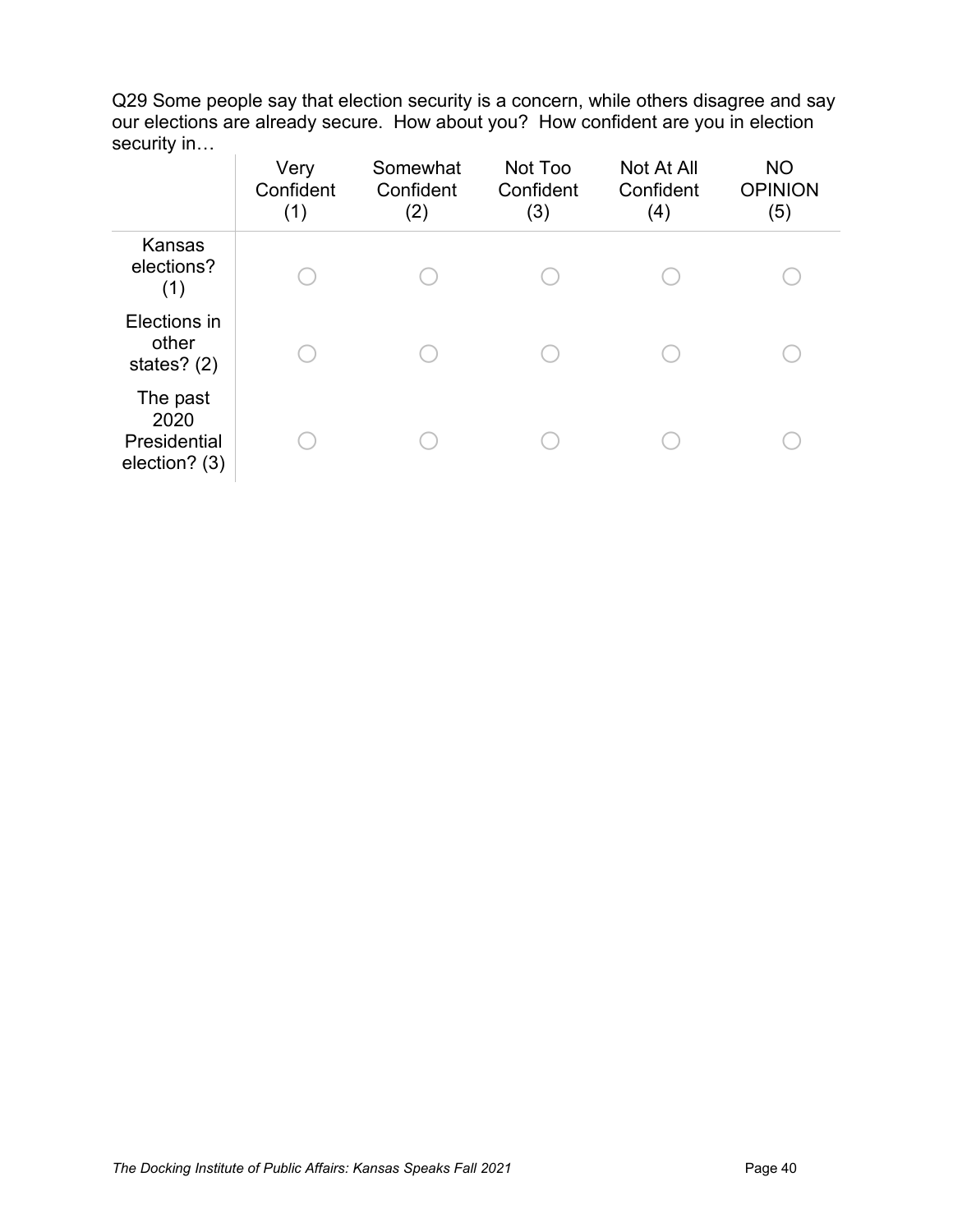Q29 Some people say that election security is a concern, while others disagree and say our elections are already secure. How about you? How confident are you in election security in…

| | Very Confident (1) | Somewhat Confident (2) | Not Too Confident (3) | Not At All Confident (4) | NO OPINION (5) |
|---|---|---|---|---|---|
| Kansas elections? (1) | ◯ | ◯ | ◯ | ◯ | ◯ |
| Elections in other states? (2) | ◯ | ◯ | ◯ | ◯ | ◯ |
| The past 2020 Presidential election? (3) | ◯ | ◯ | ◯ | ◯ | ◯ |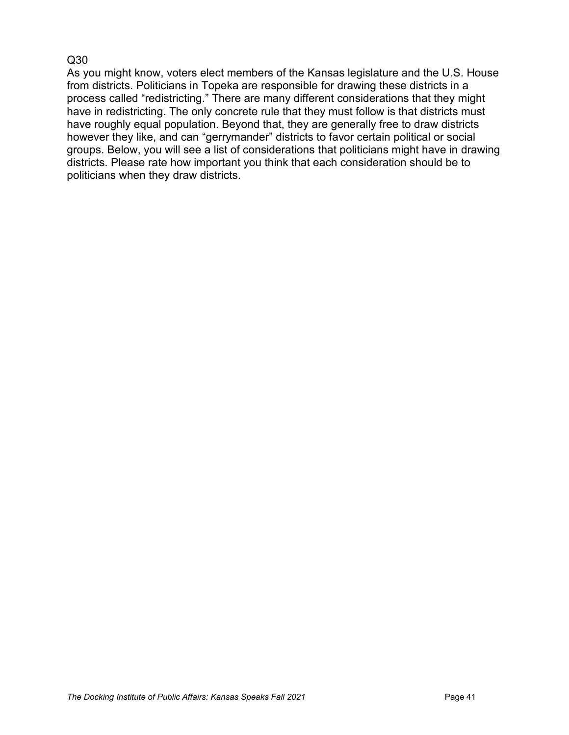Q30

As you might know, voters elect members of the Kansas legislature and the U.S. House from districts. Politicians in Topeka are responsible for drawing these districts in a process called “redistricting.” There are many different considerations that they might have in redistricting. The only concrete rule that they must follow is that districts must have roughly equal population. Beyond that, they are generally free to draw districts however they like, and can “gerrymander” districts to favor certain political or social groups. Below, you will see a list of considerations that politicians might have in drawing districts. Please rate how important you think that each consideration should be to politicians when they draw districts.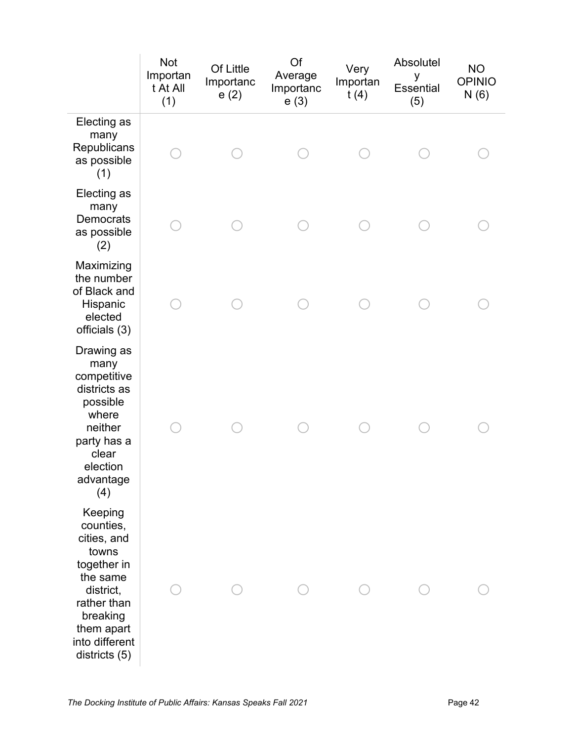| | Not Important At All (1) | Of Little Importance (2) | Of Average Importance (3) | Very Important (4) | Absolutely Essential (5) | NO OPINION (6) |
|---|---|---|---|---|---|---|
| Electing as many Republicans as possible (1) | ○ | ○ | ○ | ○ | ○ | ○ |
| Electing as many Democrats as possible (2) | ○ | ○ | ○ | ○ | ○ | ○ |
| Maximizing the number of Black and Hispanic elected officials (3) | ○ | ○ | ○ | ○ | ○ | ○ |
| Drawing as many competitive districts as possible where neither party has a clear election advantage (4) | ○ | ○ | ○ | ○ | ○ | ○ |
| Keeping counties, cities, and towns together in the same district, rather than breaking them apart into different districts (5) | ○ | ○ | ○ | ○ | ○ | ○ |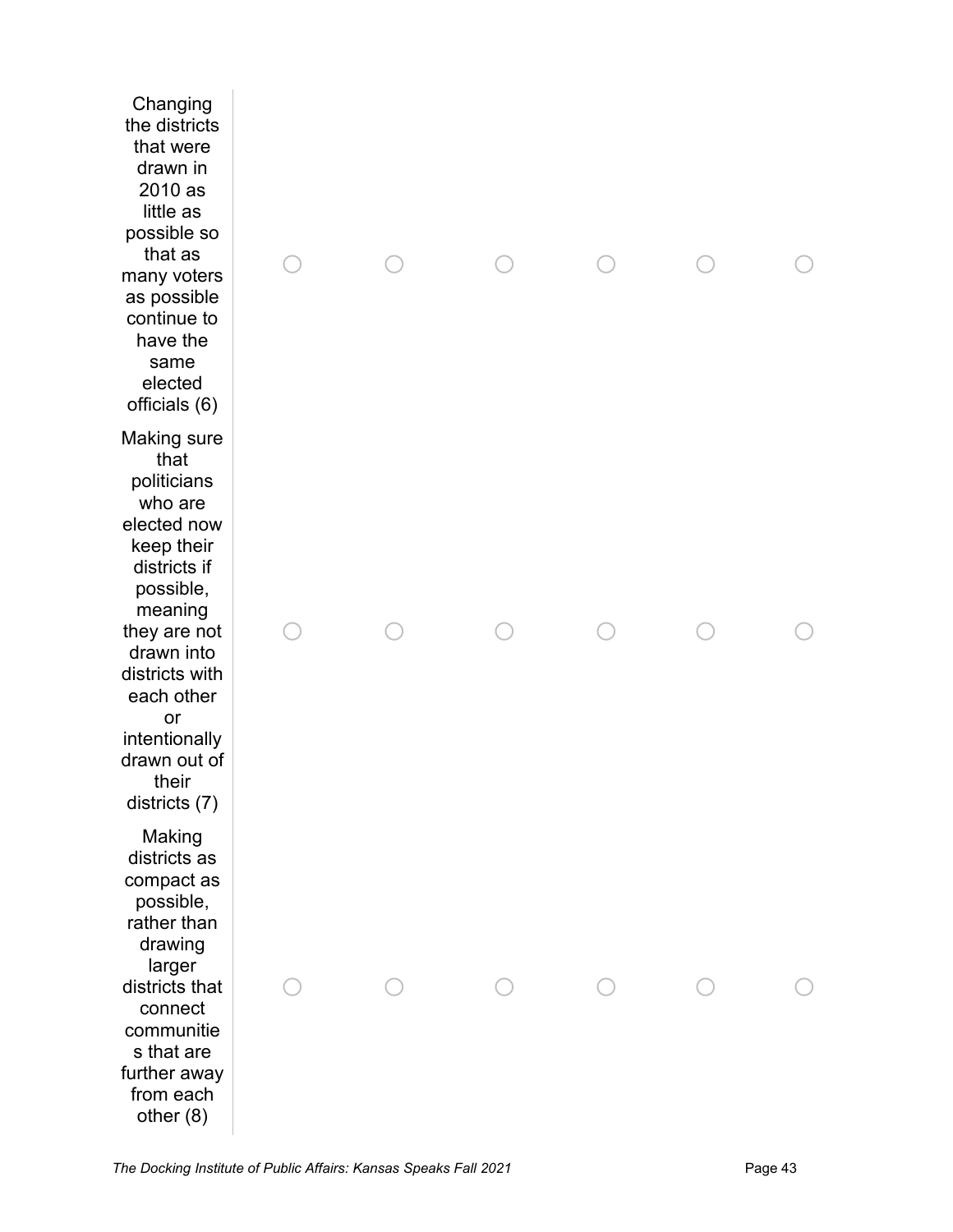| | | | | | | |
|---|---|---|---|---|---|---|
| Changing the districts that were drawn in 2010 as little as possible so that as many voters as possible continue to have the same elected officials (6) | ○ | ○ | ○ | ○ | ○ | ○ |
| Making sure that politicians who are elected now keep their districts if possible, meaning they are not drawn into districts with each other or intentionally drawn out of their districts (7) | ○ | ○ | ○ | ○ | ○ | ○ |
| Making districts as compact as possible, rather than drawing larger districts that connect communities that are further away from each other (8) | ○ | ○ | ○ | ○ | ○ | ○ |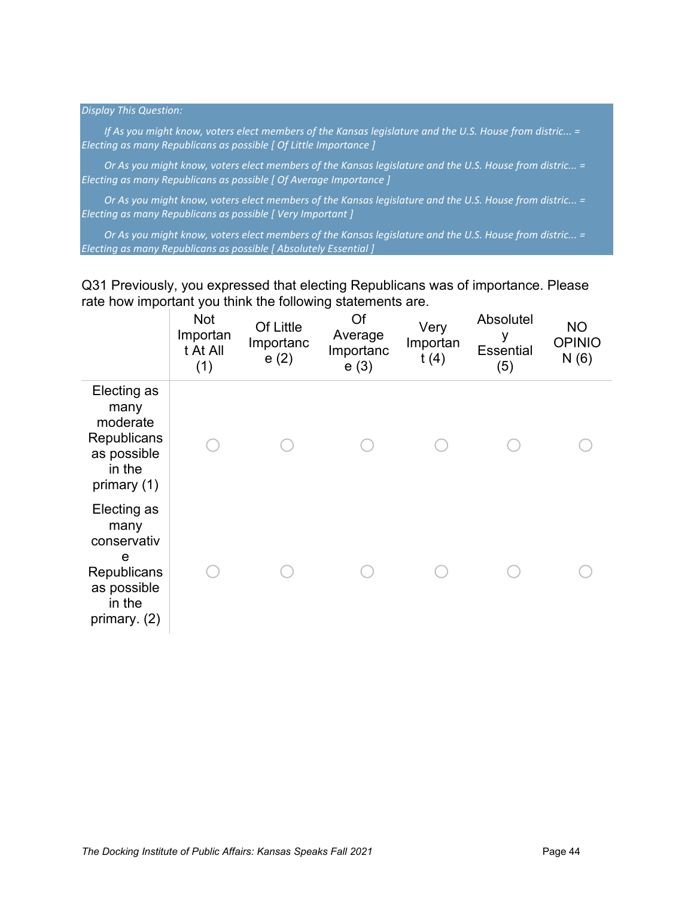*Display This Question:*

*If As you might know, voters elect members of the Kansas legislature and the U.S. House from distric... = Electing as many Republicans as possible [ Of Little Importance ]*

*Or As you might know, voters elect members of the Kansas legislature and the U.S. House from distric... = Electing as many Republicans as possible [ Of Average Importance ]*

*Or As you might know, voters elect members of the Kansas legislature and the U.S. House from distric... = Electing as many Republicans as possible [ Very Important ]*

*Or As you might know, voters elect members of the Kansas legislature and the U.S. House from distric... = Electing as many Republicans as possible [ Absolutely Essential ]*

Q31 Previously, you expressed that electing Republicans was of importance. Please rate how important you think the following statements are.

| | Not Important At All (1) | Of Little Importance (2) | Of Average Importance (3) | Very Important (4) | Absolutely Essential (5) | NO OPINION (6) |
|---|---|---|---|---|---|---|
| Electing as many moderate Republicans as possible in the primary (1) | ○ | ○ | ○ | ○ | ○ | ○ |
| Electing as many conservative Republicans as possible in the primary. (2) | ○ | ○ | ○ | ○ | ○ | ○ |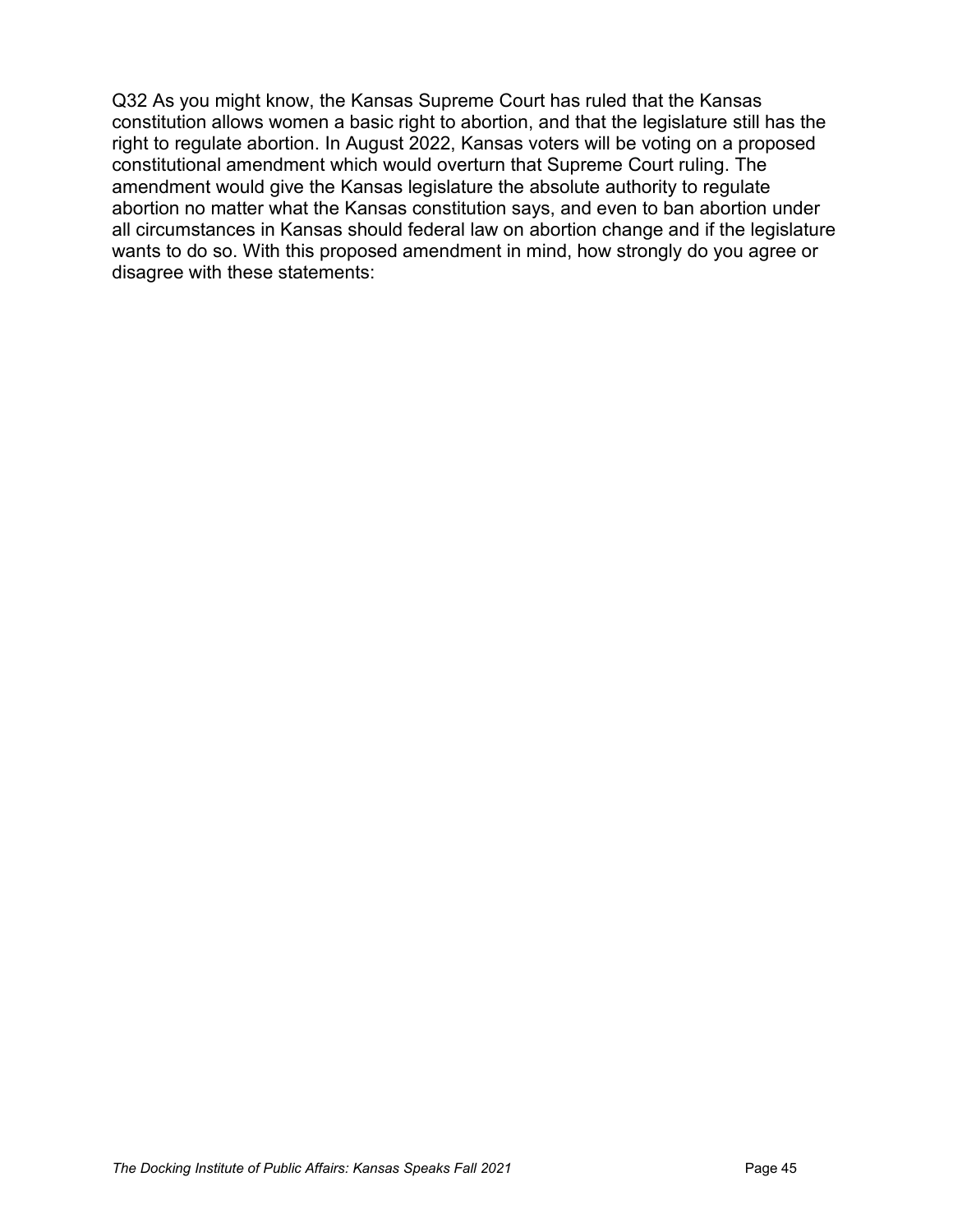Q32 As you might know, the Kansas Supreme Court has ruled that the Kansas constitution allows women a basic right to abortion, and that the legislature still has the right to regulate abortion. In August 2022, Kansas voters will be voting on a proposed constitutional amendment which would overturn that Supreme Court ruling. The amendment would give the Kansas legislature the absolute authority to regulate abortion no matter what the Kansas constitution says, and even to ban abortion under all circumstances in Kansas should federal law on abortion change and if the legislature wants to do so. With this proposed amendment in mind, how strongly do you agree or disagree with these statements: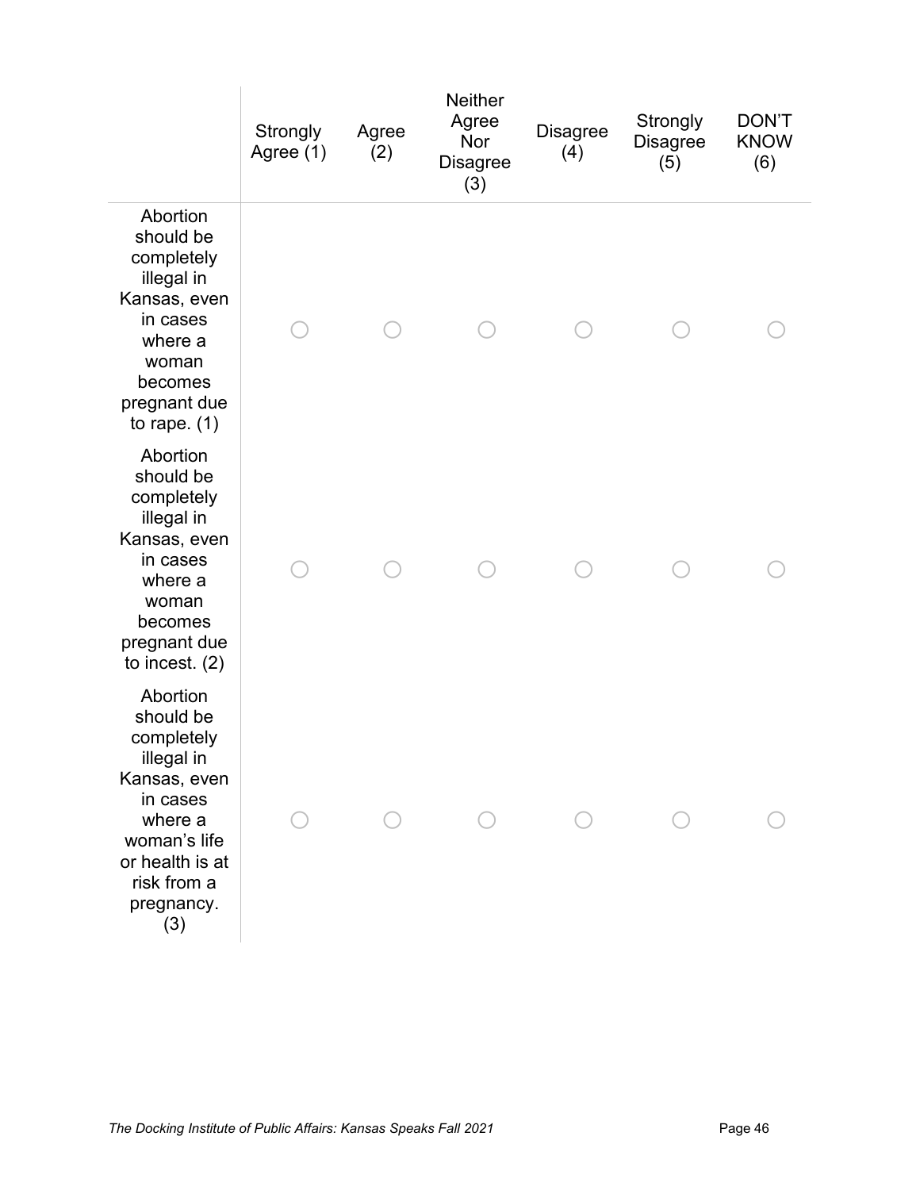| | Strongly Agree (1) | Agree (2) | Neither Agree Nor Disagree (3) | Disagree (4) | Strongly Disagree (5) | DON'T KNOW (6) |
|---|---|---|---|---|---|---|
| Abortion should be completely illegal in Kansas, even in cases where a woman becomes pregnant due to rape. (1) | ○ | ○ | ○ | ○ | ○ | ○ |
| Abortion should be completely illegal in Kansas, even in cases where a woman becomes pregnant due to incest. (2) | ○ | ○ | ○ | ○ | ○ | ○ |
| Abortion should be completely illegal in Kansas, even in cases where a woman's life or health is at risk from a pregnancy. (3) | ○ | ○ | ○ | ○ | ○ | ○ |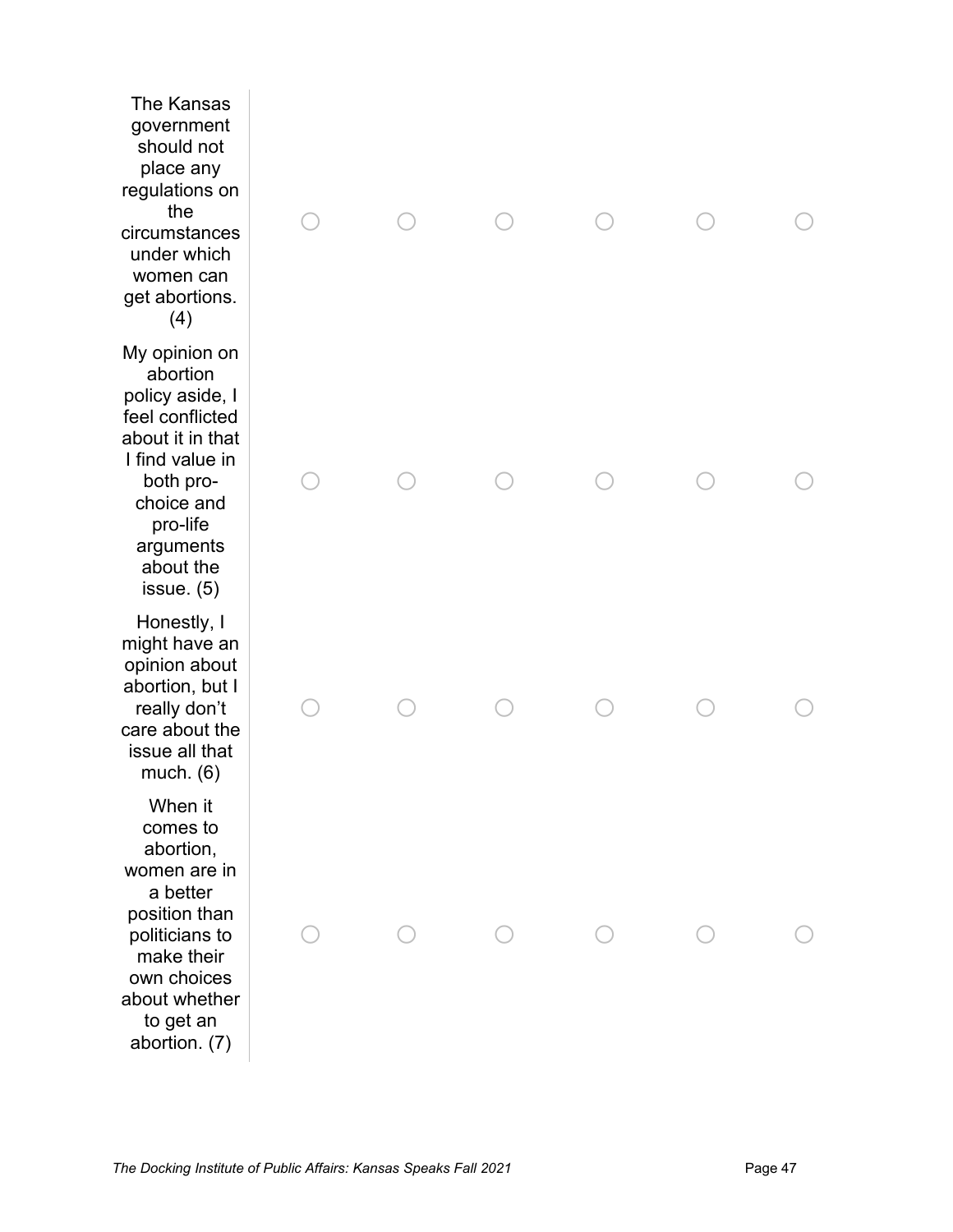| | | | | | | |
|---|---|---|---|---|---|---|
| The Kansas government should not place any regulations on the circumstances under which women can get abortions. (4) | ○ | ○ | ○ | ○ | ○ | ○ |
| My opinion on abortion policy aside, I feel conflicted about it in that I find value in both pro-choice and pro-life arguments about the issue. (5) | ○ | ○ | ○ | ○ | ○ | ○ |
| Honestly, I might have an opinion about abortion, but I really don't care about the issue all that much. (6) | ○ | ○ | ○ | ○ | ○ | ○ |
| When it comes to abortion, women are in a better position than politicians to make their own choices about whether to get an abortion. (7) | ○ | ○ | ○ | ○ | ○ | ○ |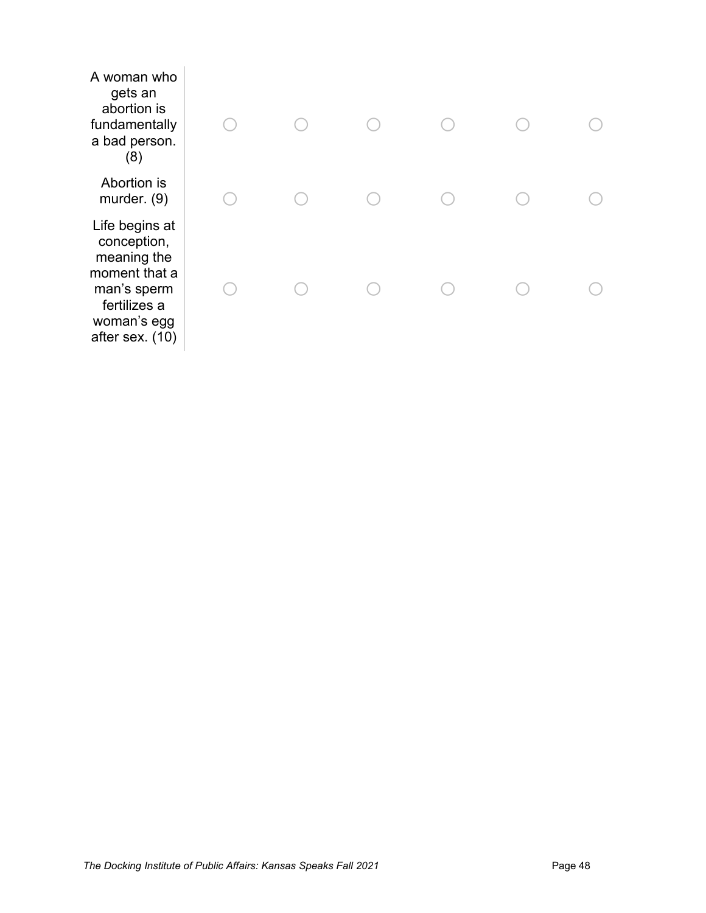| | | | | | | |
|---|---|---|---|---|---|---|
| A woman who gets an abortion is fundamentally a bad person. (8) | ◯ | ◯ | ◯ | ◯ | ◯ | ◯ |
| Abortion is murder. (9) | ◯ | ◯ | ◯ | ◯ | ◯ | ◯ |
| Life begins at conception, meaning the moment that a man's sperm fertilizes a woman's egg after sex. (10) | ◯ | ◯ | ◯ | ◯ | ◯ | ◯ |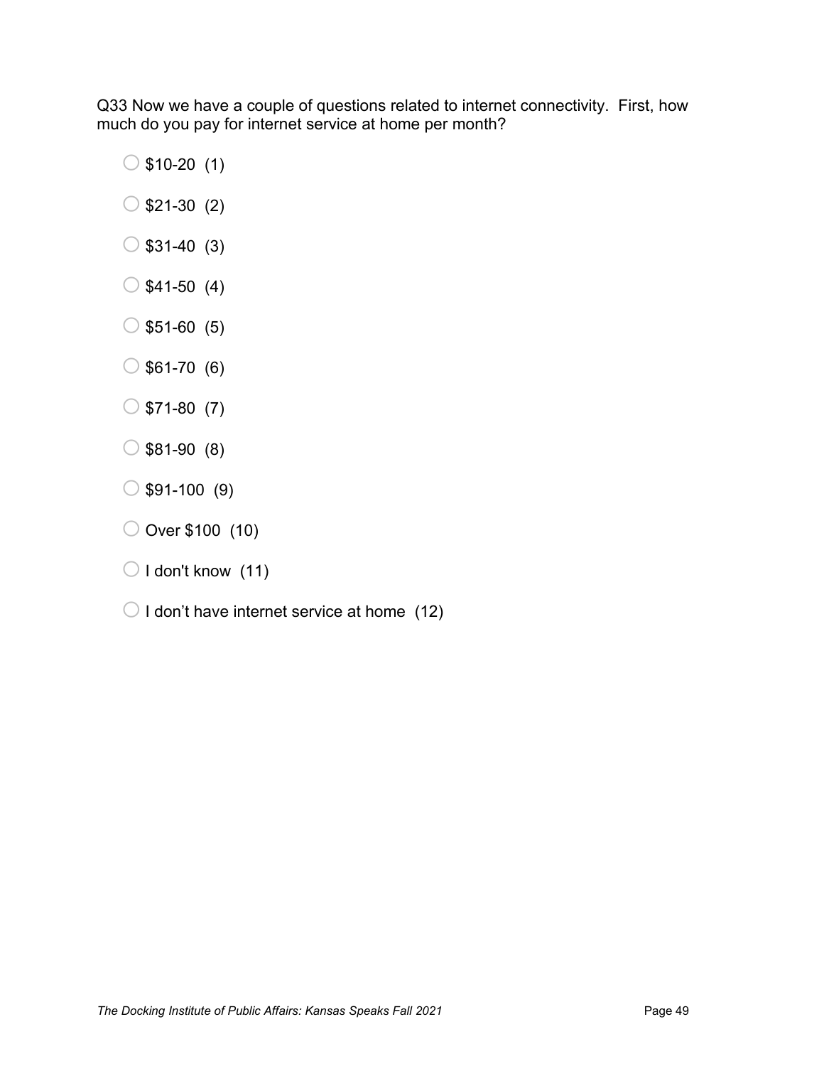Q33 Now we have a couple of questions related to internet connectivity. First, how much do you pay for internet service at home per month?

- $10-20 (1)
- $21-30 (2)
- $31-40 (3)
- $41-50 (4)
- $51-60 (5)
- $61-70 (6)
- $71-80 (7)
- $81-90 (8)
- $91-100 (9)
- Over $100 (10)
- I don't know (11)
- I don’t have internet service at home (12)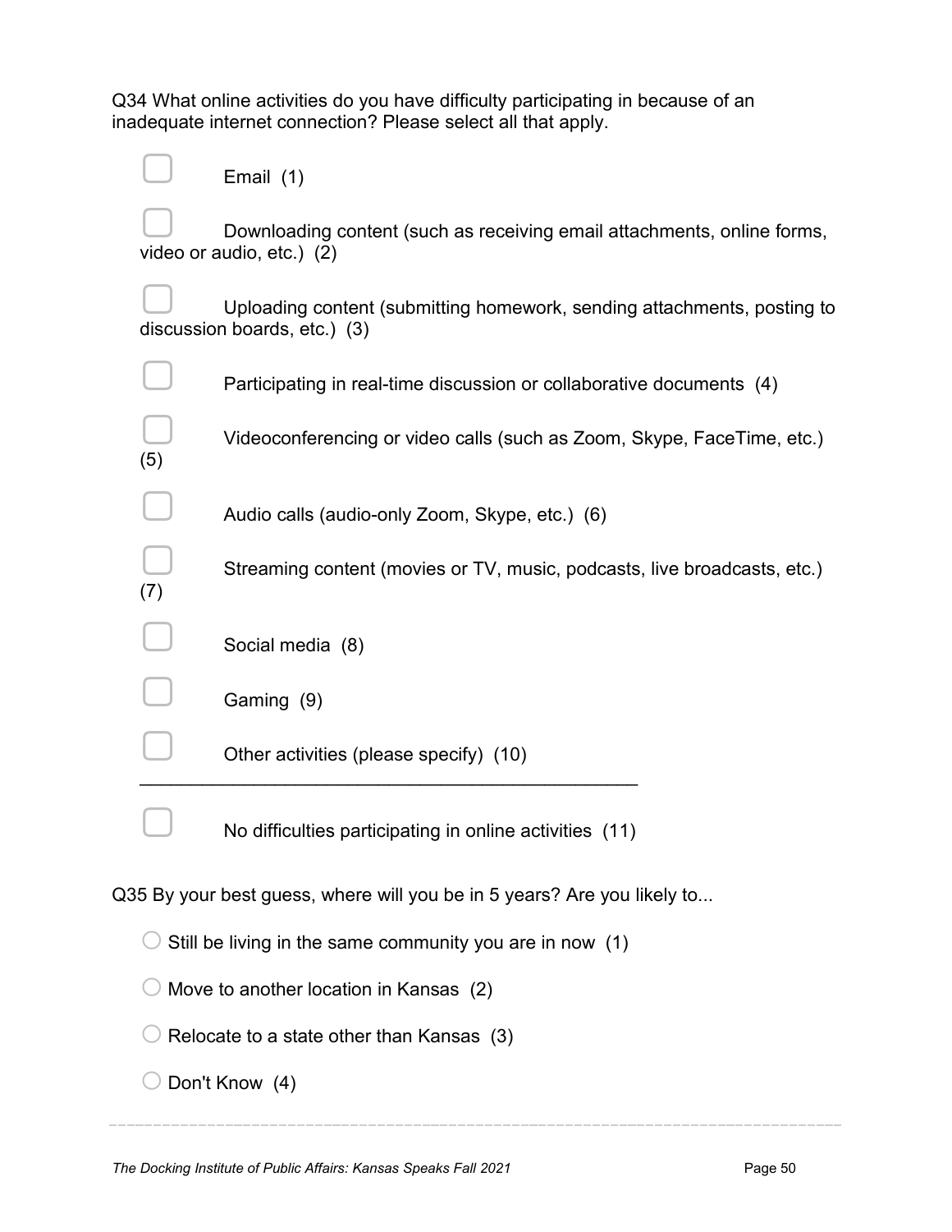Q34 What online activities do you have difficulty participating in because of an inadequate internet connection? Please select all that apply.

- ▢ Email (1)
- ▢ Downloading content (such as receiving email attachments, online forms, video or audio, etc.) (2)
- ▢ Uploading content (submitting homework, sending attachments, posting to discussion boards, etc.) (3)
- ▢ Participating in real-time discussion or collaborative documents (4)
- ▢ Videoconferencing or video calls (such as Zoom, Skype, FaceTime, etc.) (5)
- ▢ Audio calls (audio-only Zoom, Skype, etc.) (6)
- ▢ Streaming content (movies or TV, music, podcasts, live broadcasts, etc.) (7)
- ▢ Social media (8)
- ▢ Gaming (9)
- ▢ Other activities (please specify) (10) __________________________________________________
- ▢ No difficulties participating in online activities (11)

Q35 By your best guess, where will you be in 5 years? Are you likely to...

- ○ Still be living in the same community you are in now (1)
- ○ Move to another location in Kansas (2)
- ○ Relocate to a state other than Kansas (3)
- ○ Don't Know (4)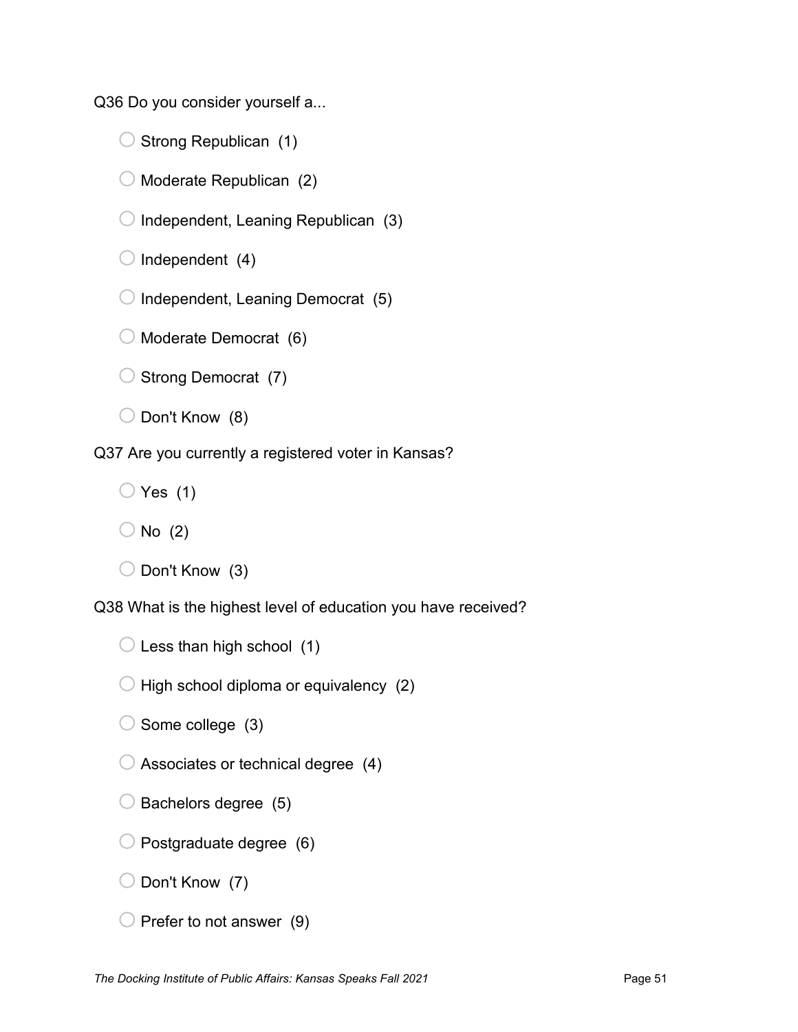Q36 Do you consider yourself a...

- Strong Republican (1)
- Moderate Republican (2)
- Independent, Leaning Republican (3)
- Independent (4)
- Independent, Leaning Democrat (5)
- Moderate Democrat (6)
- Strong Democrat (7)
- Don't Know (8)

Q37 Are you currently a registered voter in Kansas?

- Yes (1)
- No (2)
- Don't Know (3)

Q38 What is the highest level of education you have received?

- Less than high school (1)
- High school diploma or equivalency (2)
- Some college (3)
- Associates or technical degree (4)
- Bachelors degree (5)
- Postgraduate degree (6)
- Don't Know (7)
- Prefer to not answer (9)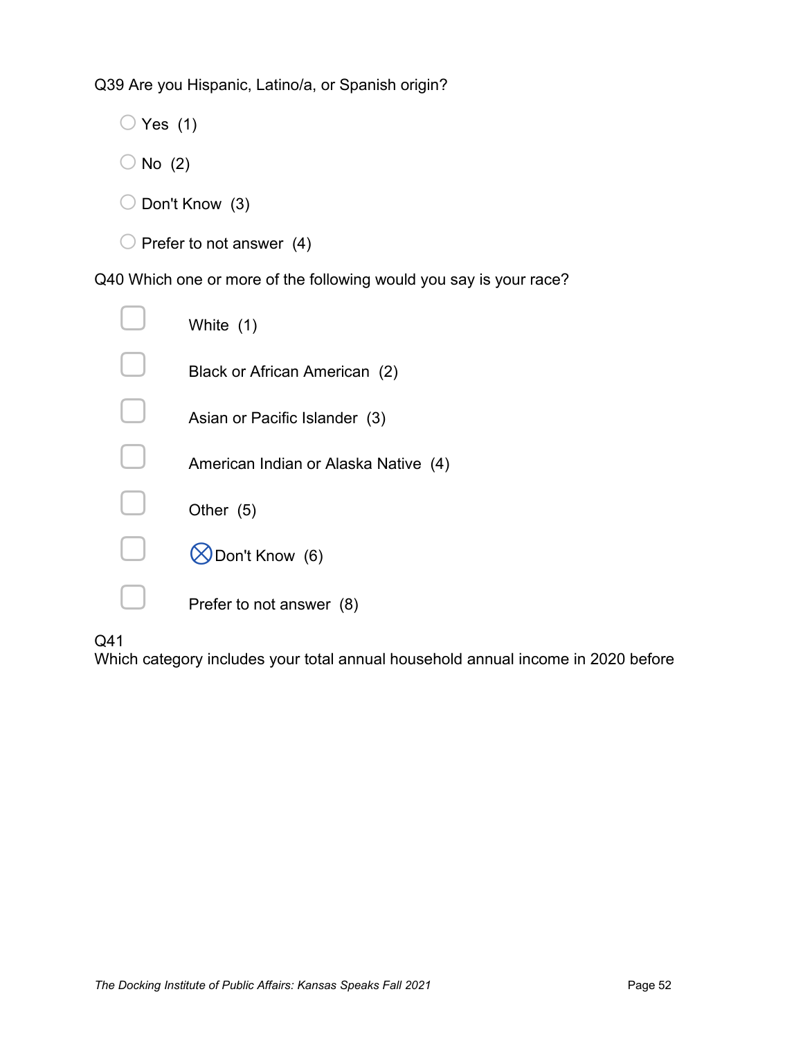Q39 Are you Hispanic, Latino/a, or Spanish origin?

- Yes (1)
- No (2)
- Don't Know (3)
- Prefer to not answer (4)

Q40 Which one or more of the following would you say is your race?

- White (1)
- Black or African American (2)
- Asian or Pacific Islander (3)
- American Indian or Alaska Native (4)
- Other (5)
- ⊗Don't Know (6)
- Prefer to not answer (8)

Q41
Which category includes your total annual household annual income in 2020 before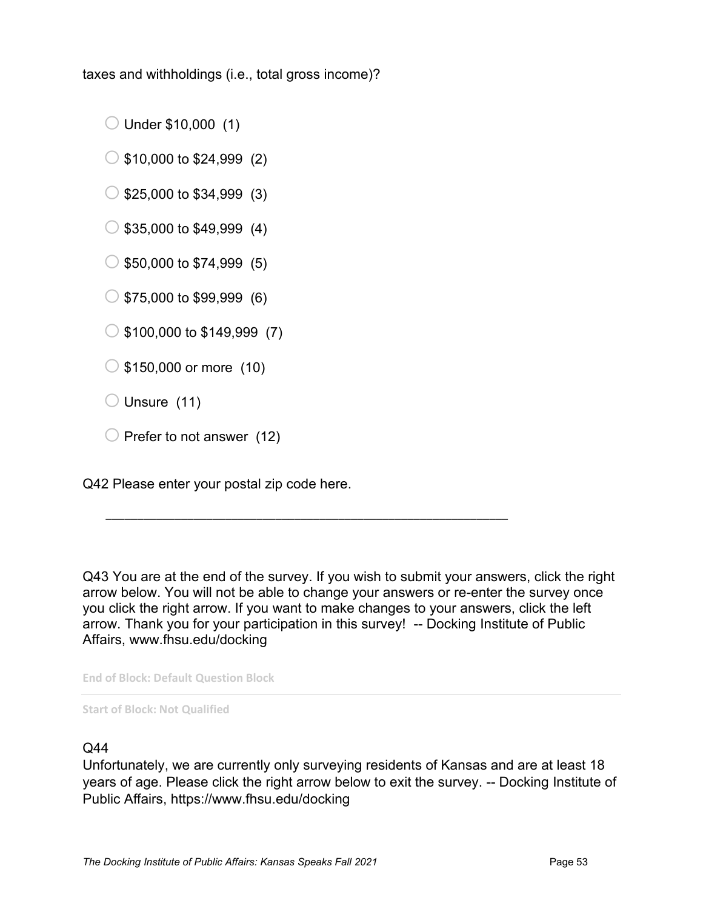taxes and withholdings (i.e., total gross income)?

- Under $10,000 (1)
- $10,000 to $24,999 (2)
- $25,000 to $34,999 (3)
- $35,000 to $49,999 (4)
- $50,000 to $74,999 (5)
- $75,000 to $99,999 (6)
- $100,000 to $149,999 (7)
- $150,000 or more (10)
- Unsure (11)
- Prefer to not answer (12)

Q42 Please enter your postal zip code here.

________________________________________________________________

Q43 You are at the end of the survey. If you wish to submit your answers, click the right arrow below. You will not be able to change your answers or re-enter the survey once you click the right arrow. If you want to make changes to your answers, click the left arrow. Thank you for your participation in this survey! -- Docking Institute of Public Affairs, www.fhsu.edu/docking

**End of Block: Default Question Block**

---

**Start of Block: Not Qualified**

Q44
Unfortunately, we are currently only surveying residents of Kansas and are at least 18 years of age. Please click the right arrow below to exit the survey. -- Docking Institute of Public Affairs, https://www.fhsu.edu/docking